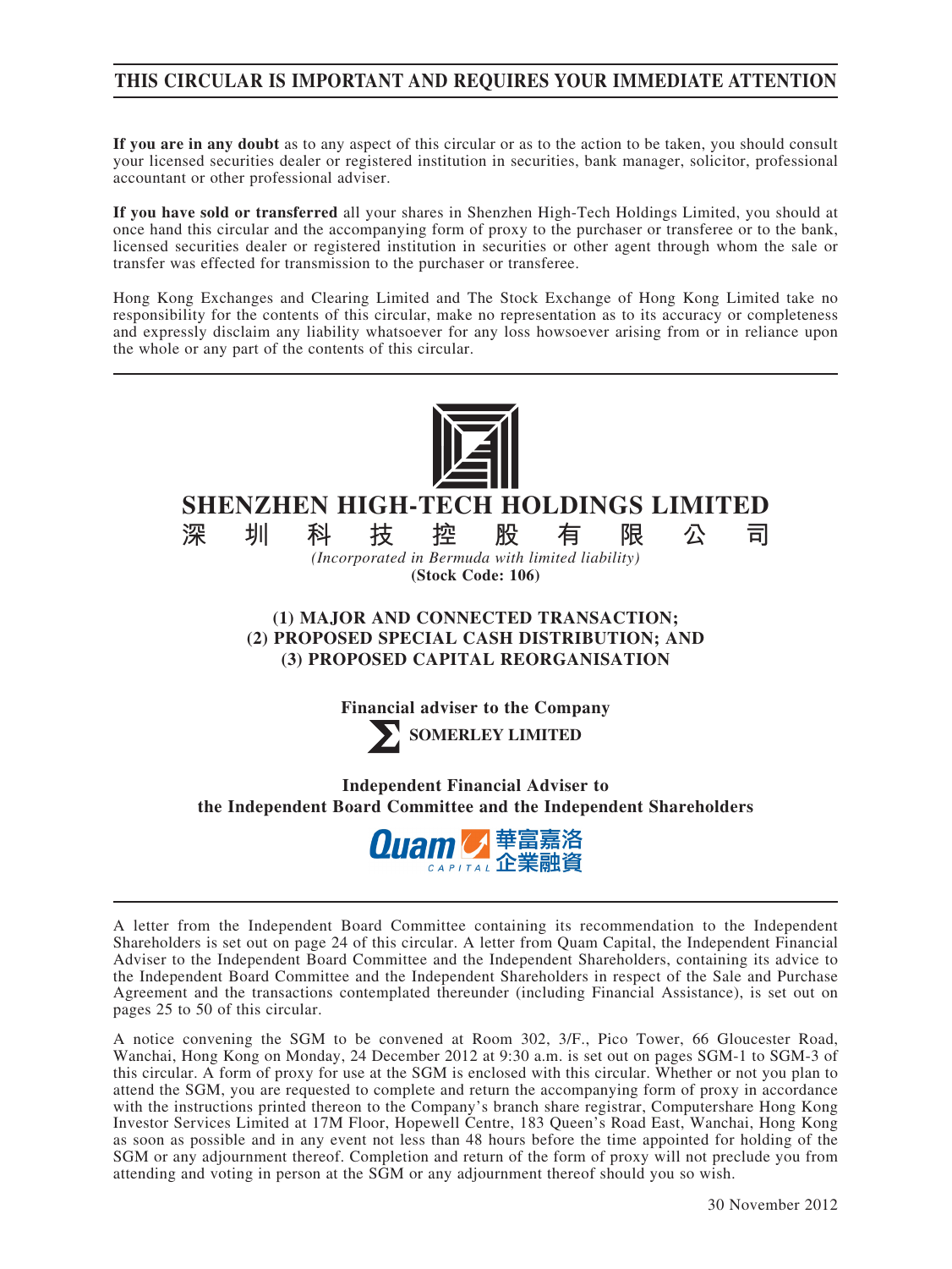**THIS CIRCULAR IS IMPORTANT AND REQUIRES YOUR IMMEDIATE ATTENTION**

**If you are in any doubt** as to any aspect of this circular or as to the action to be taken, you should consult your licensed securities dealer or registered institution in securities, bank manager, solicitor, professional accountant or other professional adviser.

**If you have sold or transferred** all your shares in Shenzhen High-Tech Holdings Limited, you should at once hand this circular and the accompanying form of proxy to the purchaser or transferee or to the bank, licensed securities dealer or registered institution in securities or other agent through whom the sale or transfer was effected for transmission to the purchaser or transferee.

Hong Kong Exchanges and Clearing Limited and The Stock Exchange of Hong Kong Limited take no responsibility for the contents of this circular, make no representation as to its accuracy or completeness and expressly disclaim any liability whatsoever for any loss howsoever arising from or in reliance upon the whole or any part of the contents of this circular.

# SHENZHEN HIGH-TECH HOLDINGS LIMITED
# 深 圳 科 技 控 股 有 限 公 司

*(Incorporated in Bermuda with limited liability)*

**(Stock Code: 106)**

## (1) MAJOR AND CONNECTED TRANSACTION; (2) PROPOSED SPECIAL CASH DISTRIBUTION; AND (3) PROPOSED CAPITAL REORGANISATION

**Financial adviser to the Company**

**SOMERLEY LIMITED**

**Independent Financial Adviser to the Independent Board Committee and the Independent Shareholders**

Quam CAPITAL 華富嘉洛企業融資

A letter from the Independent Board Committee containing its recommendation to the Independent Shareholders is set out on page 24 of this circular. A letter from Quam Capital, the Independent Financial Adviser to the Independent Board Committee and the Independent Shareholders, containing its advice to the Independent Board Committee and the Independent Shareholders in respect of the Sale and Purchase Agreement and the transactions contemplated thereunder (including Financial Assistance), is set out on pages 25 to 50 of this circular.

A notice convening the SGM to be convened at Room 302, 3/F., Pico Tower, 66 Gloucester Road, Wanchai, Hong Kong on Monday, 24 December 2012 at 9:30 a.m. is set out on pages SGM-1 to SGM-3 of this circular. A form of proxy for use at the SGM is enclosed with this circular. Whether or not you plan to attend the SGM, you are requested to complete and return the accompanying form of proxy in accordance with the instructions printed thereon to the Company's branch share registrar, Computershare Hong Kong Investor Services Limited at 17M Floor, Hopewell Centre, 183 Queen's Road East, Wanchai, Hong Kong as soon as possible and in any event not less than 48 hours before the time appointed for holding of the SGM or any adjournment thereof. Completion and return of the form of proxy will not preclude you from attending and voting in person at the SGM or any adjournment thereof should you so wish.

30 November 2012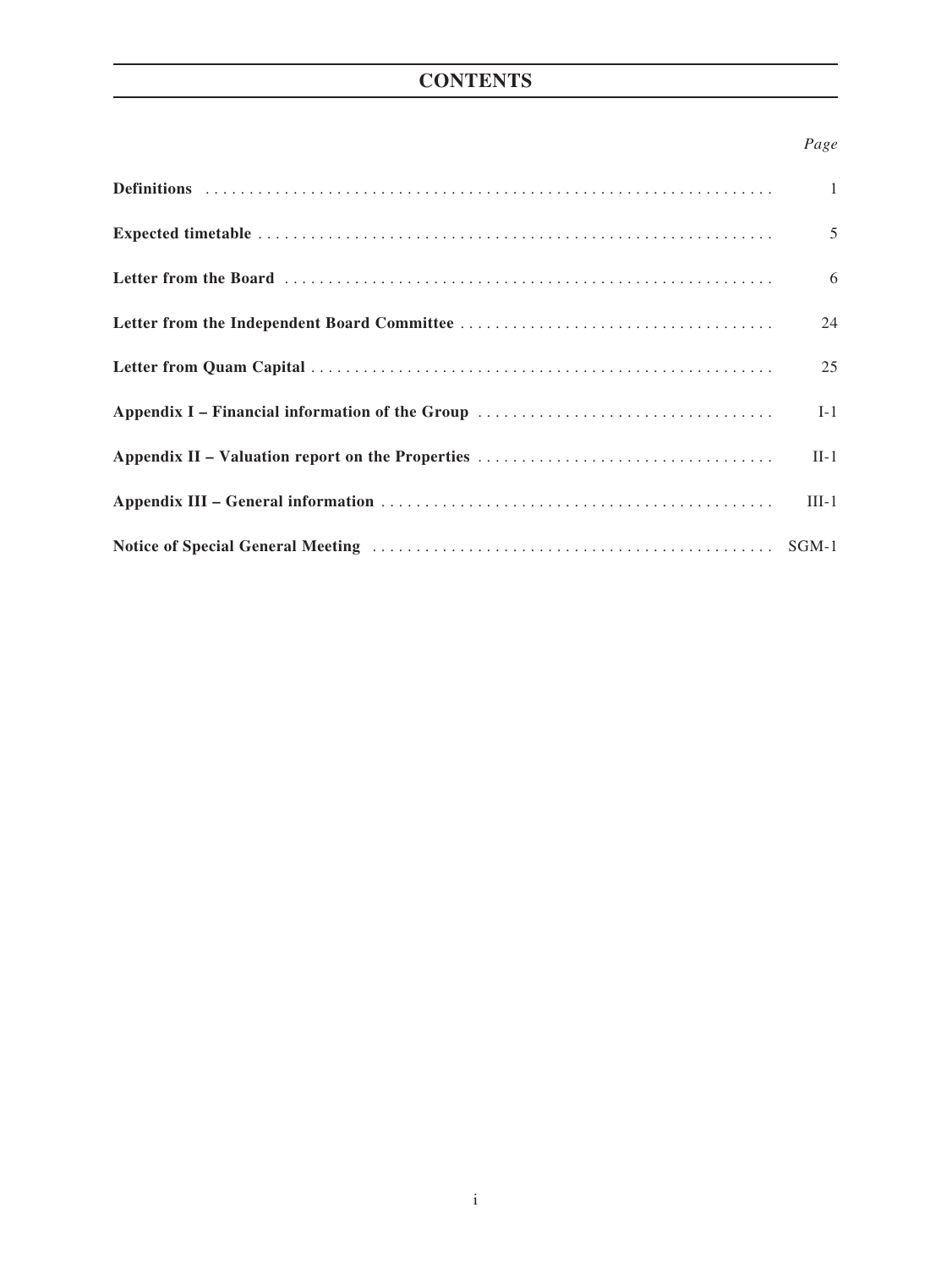# CONTENTS

| | *Page* |
|---|---|
| **Definitions** | 1 |
| **Expected timetable** | 5 |
| **Letter from the Board** | 6 |
| **Letter from the Independent Board Committee** | 24 |
| **Letter from Quam Capital** | 25 |
| **Appendix I – Financial information of the Group** | I-1 |
| **Appendix II – Valuation report on the Properties** | II-1 |
| **Appendix III – General information** | III-1 |
| **Notice of Special General Meeting** | SGM-1 |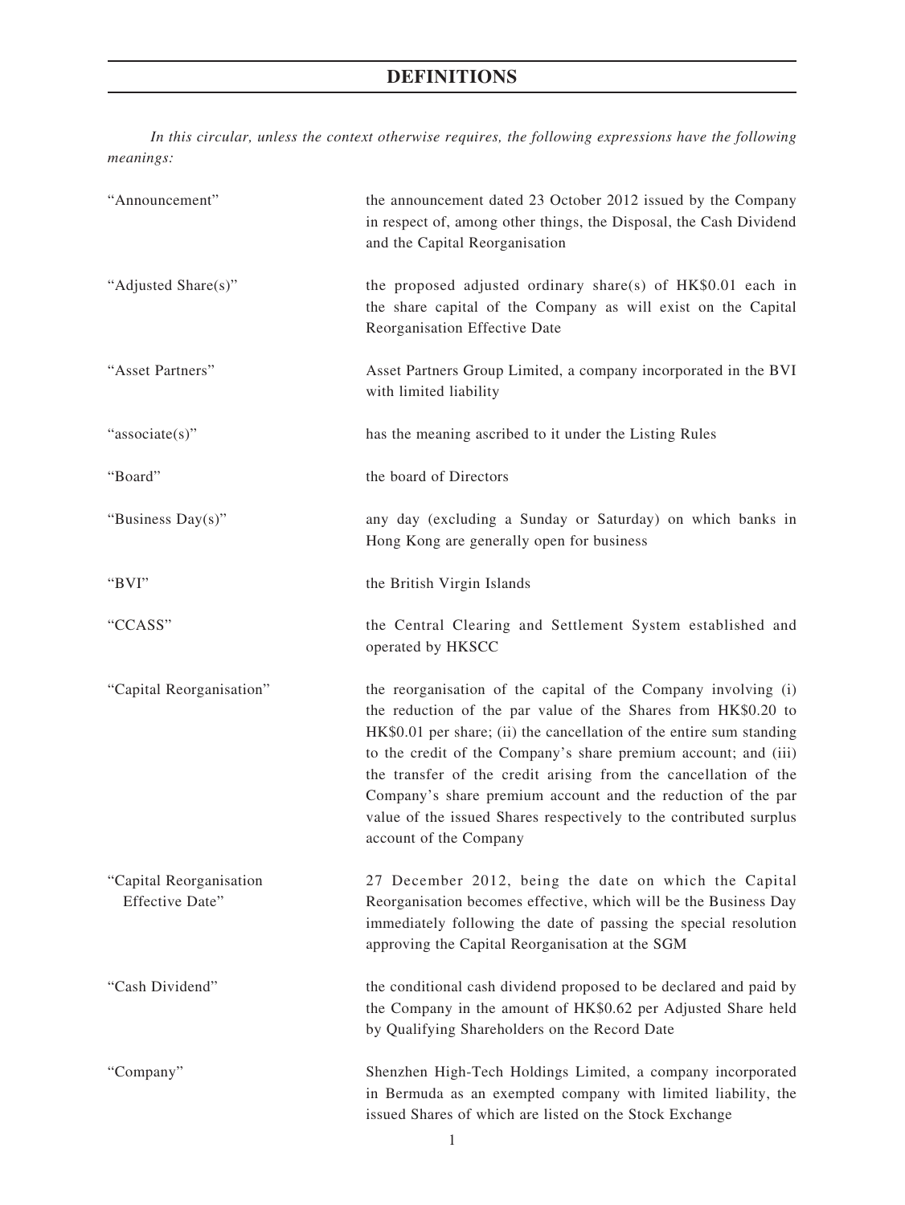# DEFINITIONS

*In this circular, unless the context otherwise requires, the following expressions have the following meanings:*

| | |
|---|---|
| "Announcement" | the announcement dated 23 October 2012 issued by the Company in respect of, among other things, the Disposal, the Cash Dividend and the Capital Reorganisation |
| "Adjusted Share(s)" | the proposed adjusted ordinary share(s) of HK$0.01 each in the share capital of the Company as will exist on the Capital Reorganisation Effective Date |
| "Asset Partners" | Asset Partners Group Limited, a company incorporated in the BVI with limited liability |
| "associate(s)" | has the meaning ascribed to it under the Listing Rules |
| "Board" | the board of Directors |
| "Business Day(s)" | any day (excluding a Sunday or Saturday) on which banks in Hong Kong are generally open for business |
| "BVI" | the British Virgin Islands |
| "CCASS" | the Central Clearing and Settlement System established and operated by HKSCC |
| "Capital Reorganisation" | the reorganisation of the capital of the Company involving (i) the reduction of the par value of the Shares from HK$0.20 to HK$0.01 per share; (ii) the cancellation of the entire sum standing to the credit of the Company's share premium account; and (iii) the transfer of the credit arising from the cancellation of the Company's share premium account and the reduction of the par value of the issued Shares respectively to the contributed surplus account of the Company |
| "Capital Reorganisation Effective Date" | 27 December 2012, being the date on which the Capital Reorganisation becomes effective, which will be the Business Day immediately following the date of passing the special resolution approving the Capital Reorganisation at the SGM |
| "Cash Dividend" | the conditional cash dividend proposed to be declared and paid by the Company in the amount of HK$0.62 per Adjusted Share held by Qualifying Shareholders on the Record Date |
| "Company" | Shenzhen High-Tech Holdings Limited, a company incorporated in Bermuda as an exempted company with limited liability, the issued Shares of which are listed on the Stock Exchange |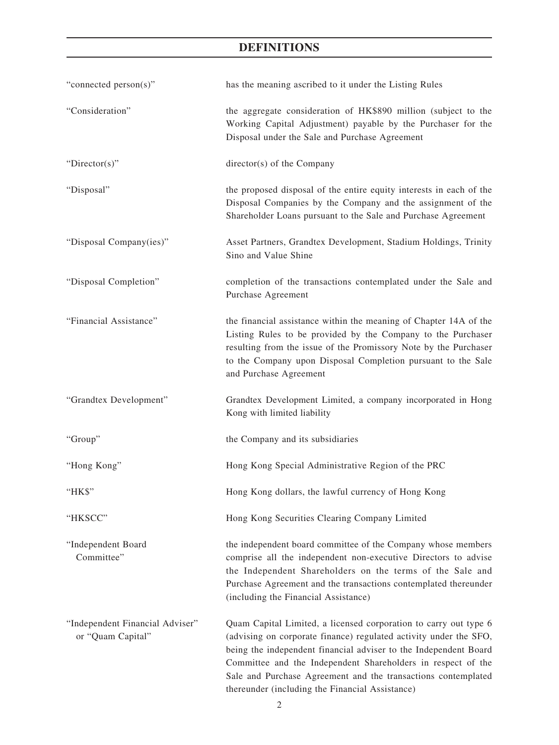# DEFINITIONS

| | |
|---|---|
| "connected person(s)" | has the meaning ascribed to it under the Listing Rules |
| "Consideration" | the aggregate consideration of HK$890 million (subject to the Working Capital Adjustment) payable by the Purchaser for the Disposal under the Sale and Purchase Agreement |
| "Director(s)" | director(s) of the Company |
| "Disposal" | the proposed disposal of the entire equity interests in each of the Disposal Companies by the Company and the assignment of the Shareholder Loans pursuant to the Sale and Purchase Agreement |
| "Disposal Company(ies)" | Asset Partners, Grandtex Development, Stadium Holdings, Trinity Sino and Value Shine |
| "Disposal Completion" | completion of the transactions contemplated under the Sale and Purchase Agreement |
| "Financial Assistance" | the financial assistance within the meaning of Chapter 14A of the Listing Rules to be provided by the Company to the Purchaser resulting from the issue of the Promissory Note by the Purchaser to the Company upon Disposal Completion pursuant to the Sale and Purchase Agreement |
| "Grandtex Development" | Grandtex Development Limited, a company incorporated in Hong Kong with limited liability |
| "Group" | the Company and its subsidiaries |
| "Hong Kong" | Hong Kong Special Administrative Region of the PRC |
| "HK$" | Hong Kong dollars, the lawful currency of Hong Kong |
| "HKSCC" | Hong Kong Securities Clearing Company Limited |
| "Independent Board Committee" | the independent board committee of the Company whose members comprise all the independent non-executive Directors to advise the Independent Shareholders on the terms of the Sale and Purchase Agreement and the transactions contemplated thereunder (including the Financial Assistance) |
| "Independent Financial Adviser" or "Quam Capital" | Quam Capital Limited, a licensed corporation to carry out type 6 (advising on corporate finance) regulated activity under the SFO, being the independent financial adviser to the Independent Board Committee and the Independent Shareholders in respect of the Sale and Purchase Agreement and the transactions contemplated thereunder (including the Financial Assistance) |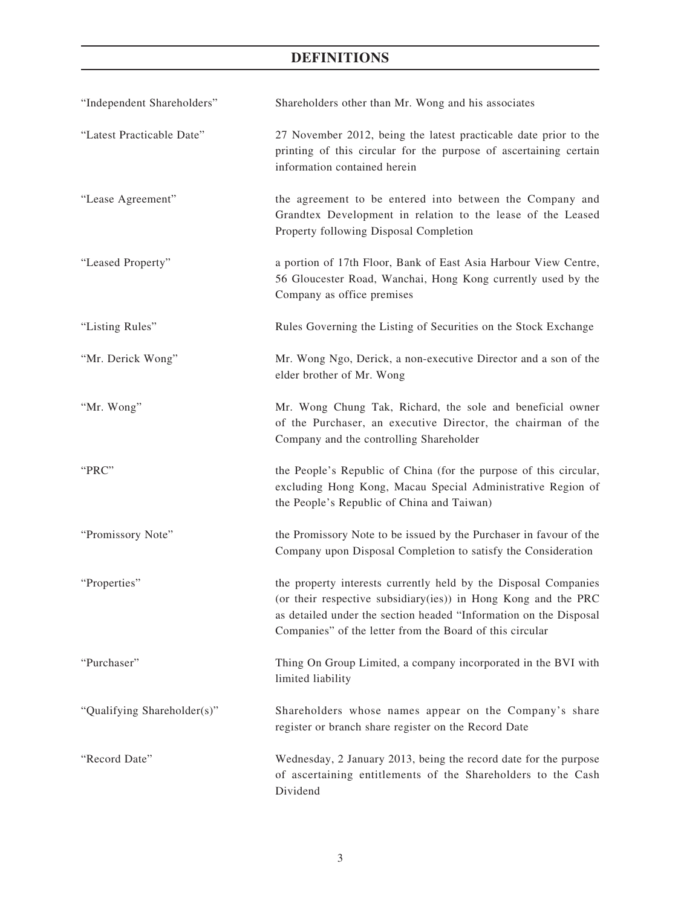# DEFINITIONS

| | |
|---|---|
| "Independent Shareholders" | Shareholders other than Mr. Wong and his associates |
| "Latest Practicable Date" | 27 November 2012, being the latest practicable date prior to the printing of this circular for the purpose of ascertaining certain information contained herein |
| "Lease Agreement" | the agreement to be entered into between the Company and Grandtex Development in relation to the lease of the Leased Property following Disposal Completion |
| "Leased Property" | a portion of 17th Floor, Bank of East Asia Harbour View Centre, 56 Gloucester Road, Wanchai, Hong Kong currently used by the Company as office premises |
| "Listing Rules" | Rules Governing the Listing of Securities on the Stock Exchange |
| "Mr. Derick Wong" | Mr. Wong Ngo, Derick, a non-executive Director and a son of the elder brother of Mr. Wong |
| "Mr. Wong" | Mr. Wong Chung Tak, Richard, the sole and beneficial owner of the Purchaser, an executive Director, the chairman of the Company and the controlling Shareholder |
| "PRC" | the People's Republic of China (for the purpose of this circular, excluding Hong Kong, Macau Special Administrative Region of the People's Republic of China and Taiwan) |
| "Promissory Note" | the Promissory Note to be issued by the Purchaser in favour of the Company upon Disposal Completion to satisfy the Consideration |
| "Properties" | the property interests currently held by the Disposal Companies (or their respective subsidiary(ies)) in Hong Kong and the PRC as detailed under the section headed "Information on the Disposal Companies" of the letter from the Board of this circular |
| "Purchaser" | Thing On Group Limited, a company incorporated in the BVI with limited liability |
| "Qualifying Shareholder(s)" | Shareholders whose names appear on the Company's share register or branch share register on the Record Date |
| "Record Date" | Wednesday, 2 January 2013, being the record date for the purpose of ascertaining entitlements of the Shareholders to the Cash Dividend |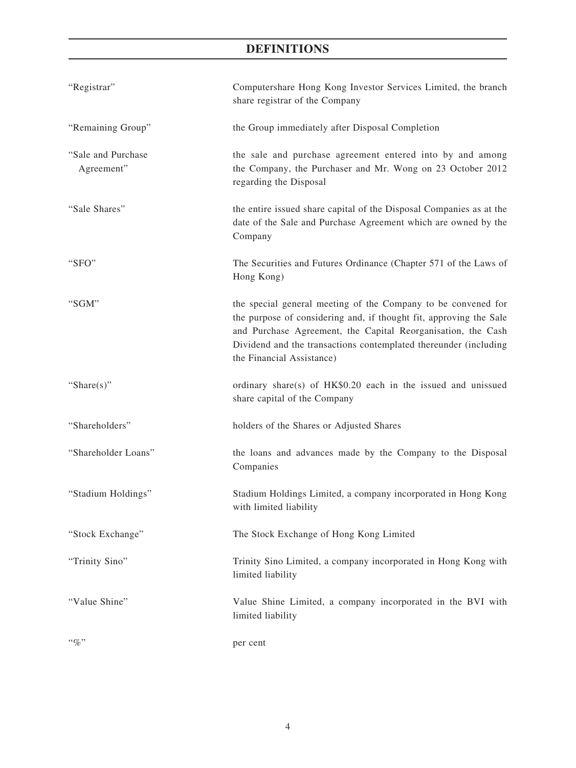# DEFINITIONS

| | |
|---|---|
| "Registrar" | Computershare Hong Kong Investor Services Limited, the branch share registrar of the Company |
| "Remaining Group" | the Group immediately after Disposal Completion |
| "Sale and Purchase Agreement" | the sale and purchase agreement entered into by and among the Company, the Purchaser and Mr. Wong on 23 October 2012 regarding the Disposal |
| "Sale Shares" | the entire issued share capital of the Disposal Companies as at the date of the Sale and Purchase Agreement which are owned by the Company |
| "SFO" | The Securities and Futures Ordinance (Chapter 571 of the Laws of Hong Kong) |
| "SGM" | the special general meeting of the Company to be convened for the purpose of considering and, if thought fit, approving the Sale and Purchase Agreement, the Capital Reorganisation, the Cash Dividend and the transactions contemplated thereunder (including the Financial Assistance) |
| "Share(s)" | ordinary share(s) of HK$0.20 each in the issued and unissued share capital of the Company |
| "Shareholders" | holders of the Shares or Adjusted Shares |
| "Shareholder Loans" | the loans and advances made by the Company to the Disposal Companies |
| "Stadium Holdings" | Stadium Holdings Limited, a company incorporated in Hong Kong with limited liability |
| "Stock Exchange" | The Stock Exchange of Hong Kong Limited |
| "Trinity Sino" | Trinity Sino Limited, a company incorporated in Hong Kong with limited liability |
| "Value Shine" | Value Shine Limited, a company incorporated in the BVI with limited liability |
| "%" | per cent |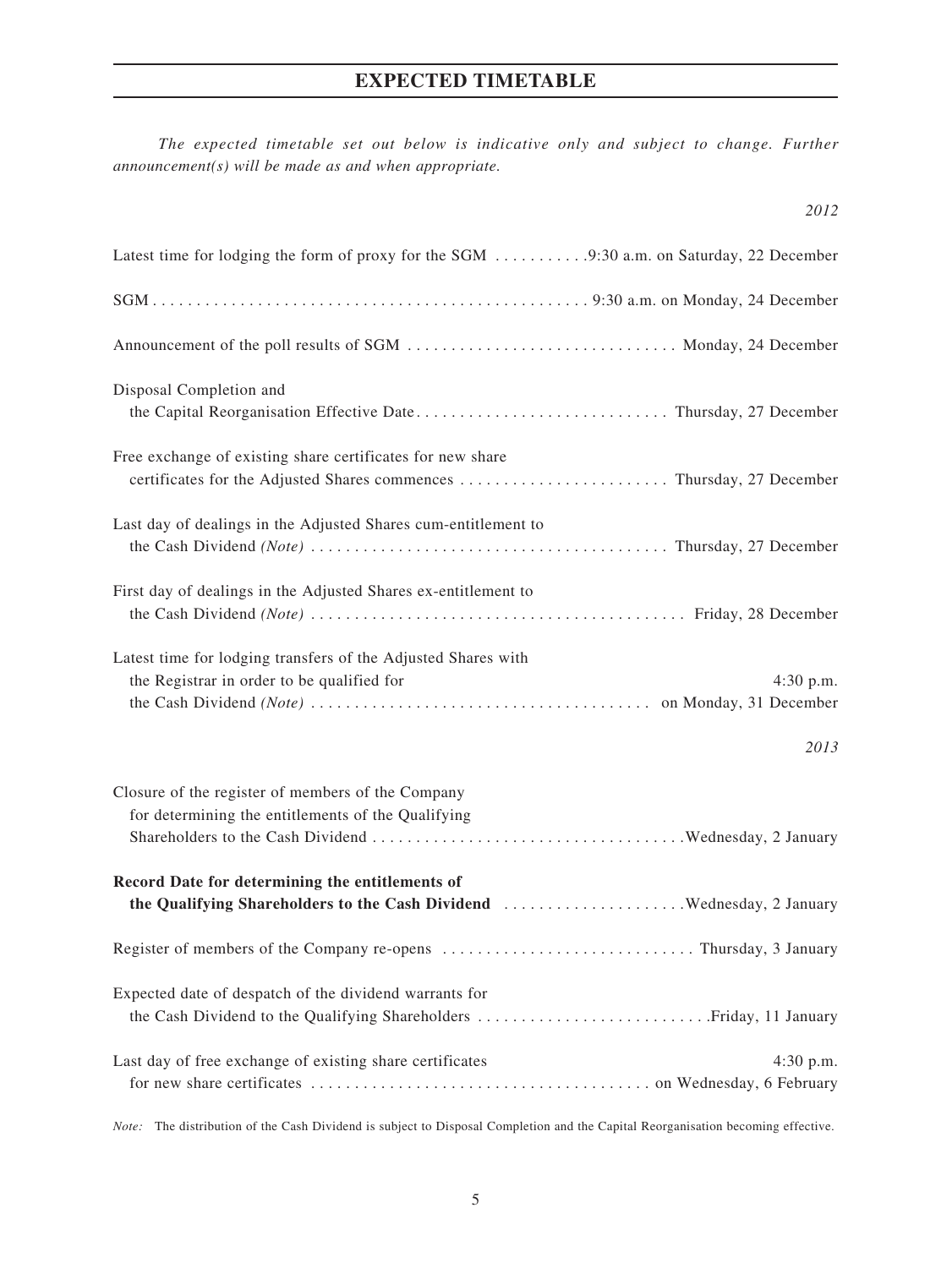# EXPECTED TIMETABLE

*The expected timetable set out below is indicative only and subject to change. Further announcement(s) will be made as and when appropriate.*

| | *2012* |
|---|---|
| Latest time for lodging the form of proxy for the SGM | 9:30 a.m. on Saturday, 22 December |
| SGM | 9:30 a.m. on Monday, 24 December |
| Announcement of the poll results of SGM | Monday, 24 December |
| Disposal Completion and the Capital Reorganisation Effective Date | Thursday, 27 December |
| Free exchange of existing share certificates for new share certificates for the Adjusted Shares commences | Thursday, 27 December |
| Last day of dealings in the Adjusted Shares cum-entitlement to the Cash Dividend *(Note)* | Thursday, 27 December |
| First day of dealings in the Adjusted Shares ex-entitlement to the Cash Dividend *(Note)* | Friday, 28 December |
| Latest time for lodging transfers of the Adjusted Shares with the Registrar in order to be qualified for the Cash Dividend *(Note)* | 4:30 p.m. on Monday, 31 December |
| | *2013* |
| Closure of the register of members of the Company for determining the entitlements of the Qualifying Shareholders to the Cash Dividend | Wednesday, 2 January |
| **Record Date for determining the entitlements of the Qualifying Shareholders to the Cash Dividend** | Wednesday, 2 January |
| Register of members of the Company re-opens | Thursday, 3 January |
| Expected date of despatch of the dividend warrants for the Cash Dividend to the Qualifying Shareholders | Friday, 11 January |
| Last day of free exchange of existing share certificates for new share certificates | 4:30 p.m. on Wednesday, 6 February |

*Note:* The distribution of the Cash Dividend is subject to Disposal Completion and the Capital Reorganisation becoming effective.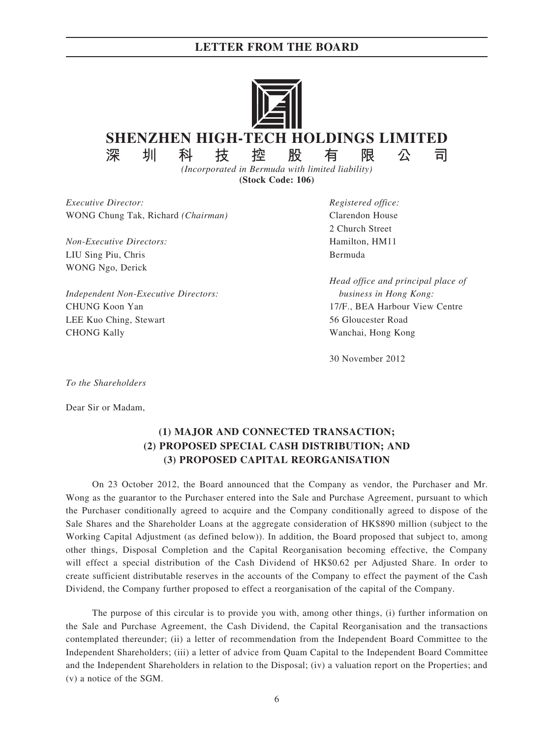# SHENZHEN HIGH-TECH HOLDINGS LIMITED

## 深圳科技控股有限公司

*(Incorporated in Bermuda with limited liability)*

**(Stock Code: 106)**

*Executive Director:*
WONG Chung Tak, Richard *(Chairman)*

*Non-Executive Directors:*
LIU Sing Piu, Chris
WONG Ngo, Derick

*Independent Non-Executive Directors:*
CHUNG Koon Yan
LEE Kuo Ching, Stewart
CHONG Kally

*Registered office:*
Clarendon House
2 Church Street
Hamilton, HM11
Bermuda

*Head office and principal place of business in Hong Kong:*
17/F., BEA Harbour View Centre
56 Gloucester Road
Wanchai, Hong Kong

30 November 2012

*To the Shareholders*

Dear Sir or Madam,

**(1) MAJOR AND CONNECTED TRANSACTION;**
**(2) PROPOSED SPECIAL CASH DISTRIBUTION; AND**
**(3) PROPOSED CAPITAL REORGANISATION**

On 23 October 2012, the Board announced that the Company as vendor, the Purchaser and Mr. Wong as the guarantor to the Purchaser entered into the Sale and Purchase Agreement, pursuant to which the Purchaser conditionally agreed to acquire and the Company conditionally agreed to dispose of the Sale Shares and the Shareholder Loans at the aggregate consideration of HK$890 million (subject to the Working Capital Adjustment (as defined below)). In addition, the Board proposed that subject to, among other things, Disposal Completion and the Capital Reorganisation becoming effective, the Company will effect a special distribution of the Cash Dividend of HK$0.62 per Adjusted Share. In order to create sufficient distributable reserves in the accounts of the Company to effect the payment of the Cash Dividend, the Company further proposed to effect a reorganisation of the capital of the Company.

The purpose of this circular is to provide you with, among other things, (i) further information on the Sale and Purchase Agreement, the Cash Dividend, the Capital Reorganisation and the transactions contemplated thereunder; (ii) a letter of recommendation from the Independent Board Committee to the Independent Shareholders; (iii) a letter of advice from Quam Capital to the Independent Board Committee and the Independent Shareholders in relation to the Disposal; (iv) a valuation report on the Properties; and (v) a notice of the SGM.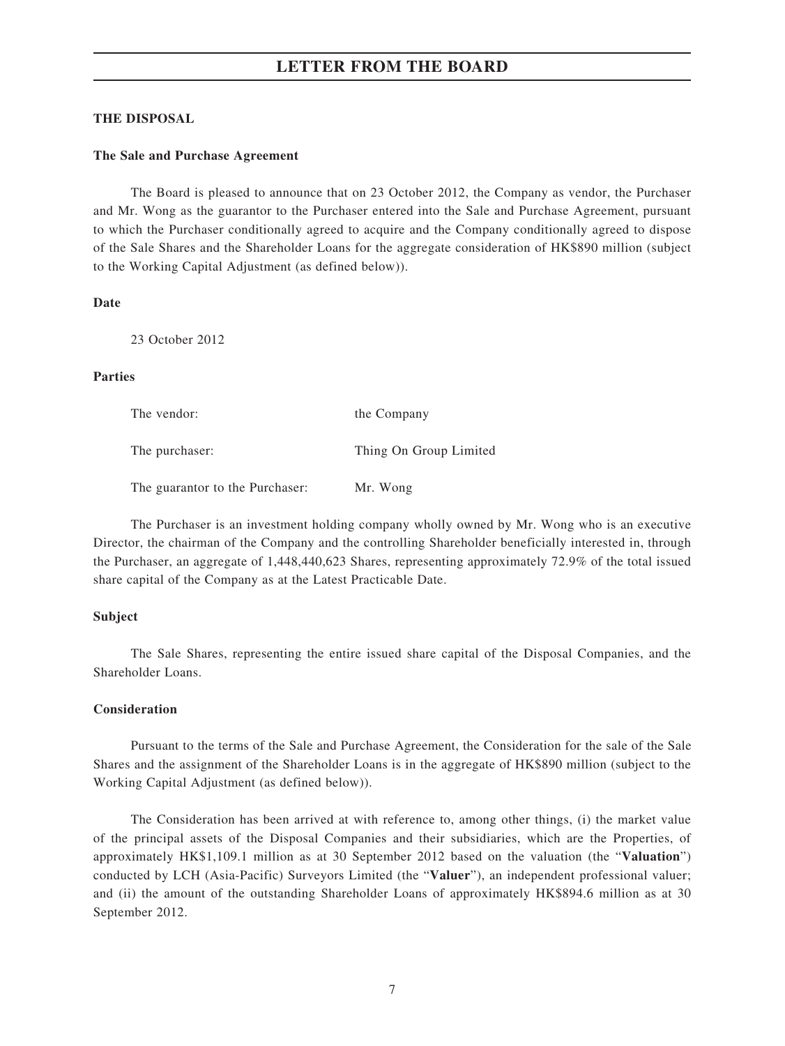## THE DISPOSAL

### The Sale and Purchase Agreement

The Board is pleased to announce that on 23 October 2012, the Company as vendor, the Purchaser and Mr. Wong as the guarantor to the Purchaser entered into the Sale and Purchase Agreement, pursuant to which the Purchaser conditionally agreed to acquire and the Company conditionally agreed to dispose of the Sale Shares and the Shareholder Loans for the aggregate consideration of HK$890 million (subject to the Working Capital Adjustment (as defined below)).

### Date

23 October 2012

### Parties

| | |
|---|---|
| The vendor: | the Company |
| The purchaser: | Thing On Group Limited |
| The guarantor to the Purchaser: | Mr. Wong |

The Purchaser is an investment holding company wholly owned by Mr. Wong who is an executive Director, the chairman of the Company and the controlling Shareholder beneficially interested in, through the Purchaser, an aggregate of 1,448,440,623 Shares, representing approximately 72.9% of the total issued share capital of the Company as at the Latest Practicable Date.

### Subject

The Sale Shares, representing the entire issued share capital of the Disposal Companies, and the Shareholder Loans.

### Consideration

Pursuant to the terms of the Sale and Purchase Agreement, the Consideration for the sale of the Sale Shares and the assignment of the Shareholder Loans is in the aggregate of HK$890 million (subject to the Working Capital Adjustment (as defined below)).

The Consideration has been arrived at with reference to, among other things, (i) the market value of the principal assets of the Disposal Companies and their subsidiaries, which are the Properties, of approximately HK$1,109.1 million as at 30 September 2012 based on the valuation (the "**Valuation**") conducted by LCH (Asia-Pacific) Surveyors Limited (the "**Valuer**"), an independent professional valuer; and (ii) the amount of the outstanding Shareholder Loans of approximately HK$894.6 million as at 30 September 2012.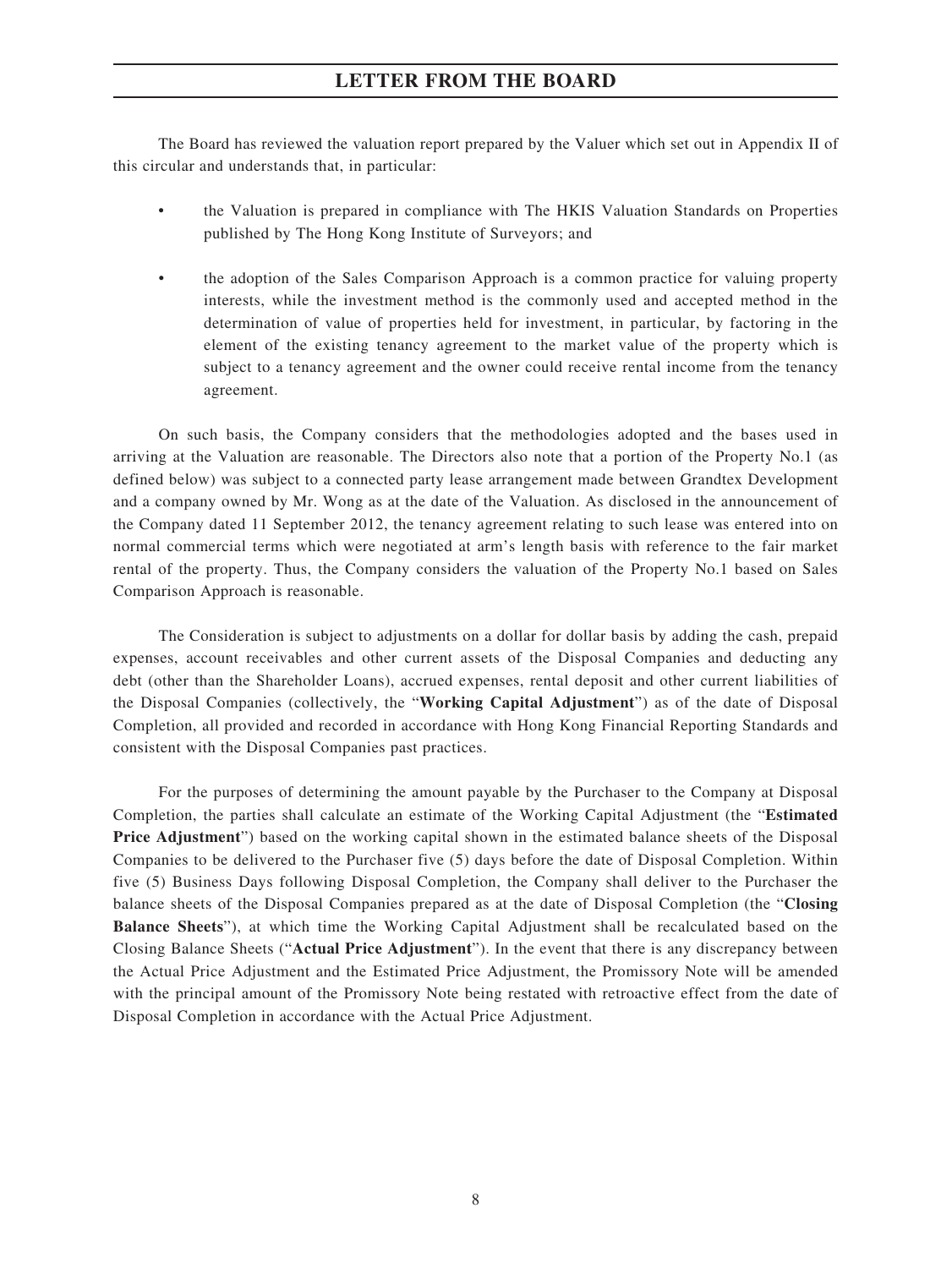The Board has reviewed the valuation report prepared by the Valuer which set out in Appendix II of this circular and understands that, in particular:

- the Valuation is prepared in compliance with The HKIS Valuation Standards on Properties published by The Hong Kong Institute of Surveyors; and
- the adoption of the Sales Comparison Approach is a common practice for valuing property interests, while the investment method is the commonly used and accepted method in the determination of value of properties held for investment, in particular, by factoring in the element of the existing tenancy agreement to the market value of the property which is subject to a tenancy agreement and the owner could receive rental income from the tenancy agreement.

On such basis, the Company considers that the methodologies adopted and the bases used in arriving at the Valuation are reasonable. The Directors also note that a portion of the Property No.1 (as defined below) was subject to a connected party lease arrangement made between Grandtex Development and a company owned by Mr. Wong as at the date of the Valuation. As disclosed in the announcement of the Company dated 11 September 2012, the tenancy agreement relating to such lease was entered into on normal commercial terms which were negotiated at arm's length basis with reference to the fair market rental of the property. Thus, the Company considers the valuation of the Property No.1 based on Sales Comparison Approach is reasonable.

The Consideration is subject to adjustments on a dollar for dollar basis by adding the cash, prepaid expenses, account receivables and other current assets of the Disposal Companies and deducting any debt (other than the Shareholder Loans), accrued expenses, rental deposit and other current liabilities of the Disposal Companies (collectively, the "**Working Capital Adjustment**") as of the date of Disposal Completion, all provided and recorded in accordance with Hong Kong Financial Reporting Standards and consistent with the Disposal Companies past practices.

For the purposes of determining the amount payable by the Purchaser to the Company at Disposal Completion, the parties shall calculate an estimate of the Working Capital Adjustment (the "**Estimated Price Adjustment**") based on the working capital shown in the estimated balance sheets of the Disposal Companies to be delivered to the Purchaser five (5) days before the date of Disposal Completion. Within five (5) Business Days following Disposal Completion, the Company shall deliver to the Purchaser the balance sheets of the Disposal Companies prepared as at the date of Disposal Completion (the "**Closing Balance Sheets**"), at which time the Working Capital Adjustment shall be recalculated based on the Closing Balance Sheets ("**Actual Price Adjustment**"). In the event that there is any discrepancy between the Actual Price Adjustment and the Estimated Price Adjustment, the Promissory Note will be amended with the principal amount of the Promissory Note being restated with retroactive effect from the date of Disposal Completion in accordance with the Actual Price Adjustment.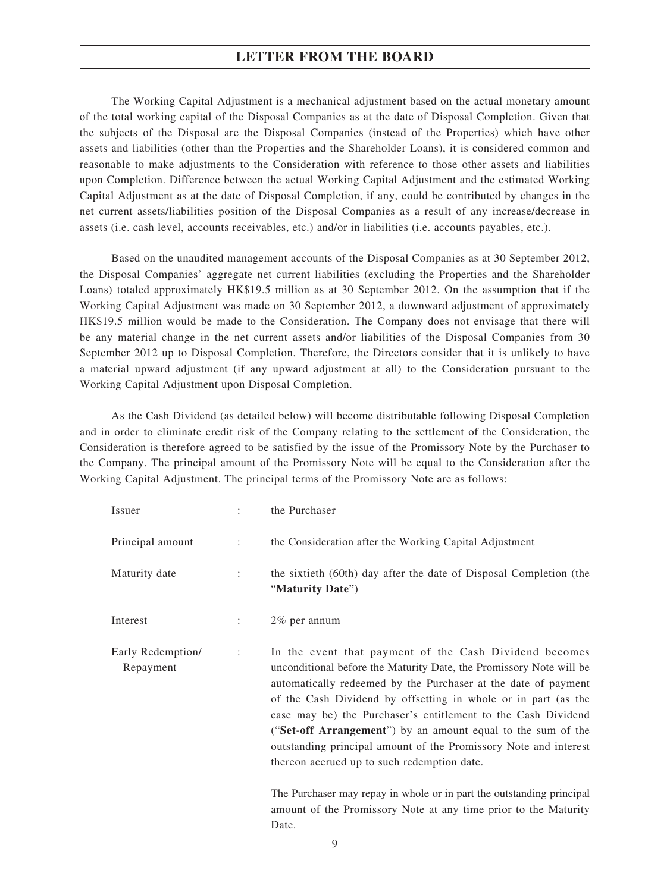The Working Capital Adjustment is a mechanical adjustment based on the actual monetary amount of the total working capital of the Disposal Companies as at the date of Disposal Completion. Given that the subjects of the Disposal are the Disposal Companies (instead of the Properties) which have other assets and liabilities (other than the Properties and the Shareholder Loans), it is considered common and reasonable to make adjustments to the Consideration with reference to those other assets and liabilities upon Completion. Difference between the actual Working Capital Adjustment and the estimated Working Capital Adjustment as at the date of Disposal Completion, if any, could be contributed by changes in the net current assets/liabilities position of the Disposal Companies as a result of any increase/decrease in assets (i.e. cash level, accounts receivables, etc.) and/or in liabilities (i.e. accounts payables, etc.).

Based on the unaudited management accounts of the Disposal Companies as at 30 September 2012, the Disposal Companies' aggregate net current liabilities (excluding the Properties and the Shareholder Loans) totaled approximately HK$19.5 million as at 30 September 2012. On the assumption that if the Working Capital Adjustment was made on 30 September 2012, a downward adjustment of approximately HK$19.5 million would be made to the Consideration. The Company does not envisage that there will be any material change in the net current assets and/or liabilities of the Disposal Companies from 30 September 2012 up to Disposal Completion. Therefore, the Directors consider that it is unlikely to have a material upward adjustment (if any upward adjustment at all) to the Consideration pursuant to the Working Capital Adjustment upon Disposal Completion.

As the Cash Dividend (as detailed below) will become distributable following Disposal Completion and in order to eliminate credit risk of the Company relating to the settlement of the Consideration, the Consideration is therefore agreed to be satisfied by the issue of the Promissory Note by the Purchaser to the Company. The principal amount of the Promissory Note will be equal to the Consideration after the Working Capital Adjustment. The principal terms of the Promissory Note are as follows:

| | | |
|---|---|---|
| Issuer | : | the Purchaser |
| Principal amount | : | the Consideration after the Working Capital Adjustment |
| Maturity date | : | the sixtieth (60th) day after the date of Disposal Completion (the "**Maturity Date**") |
| Interest | : | 2% per annum |
| Early Redemption/ Repayment | : | In the event that payment of the Cash Dividend becomes unconditional before the Maturity Date, the Promissory Note will be automatically redeemed by the Purchaser at the date of payment of the Cash Dividend by offsetting in whole or in part (as the case may be) the Purchaser's entitlement to the Cash Dividend ("**Set-off Arrangement**") by an amount equal to the sum of the outstanding principal amount of the Promissory Note and interest thereon accrued up to such redemption date.<br><br>The Purchaser may repay in whole or in part the outstanding principal amount of the Promissory Note at any time prior to the Maturity Date. |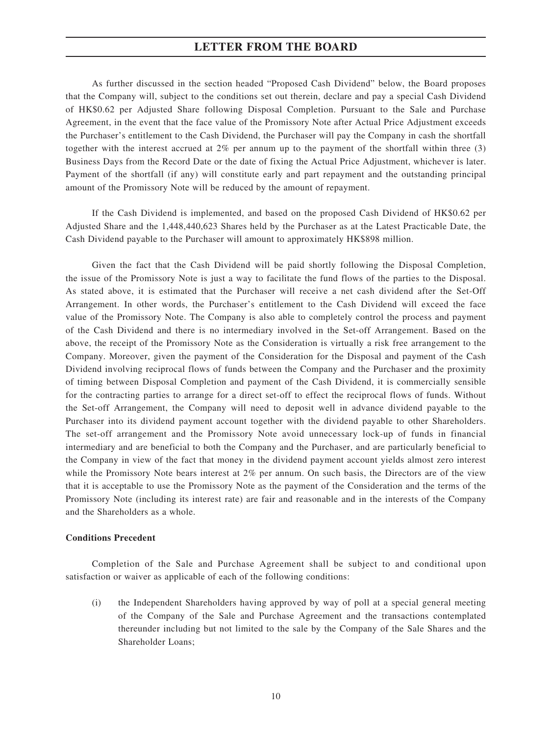As further discussed in the section headed "Proposed Cash Dividend" below, the Board proposes that the Company will, subject to the conditions set out therein, declare and pay a special Cash Dividend of HK$0.62 per Adjusted Share following Disposal Completion. Pursuant to the Sale and Purchase Agreement, in the event that the face value of the Promissory Note after Actual Price Adjustment exceeds the Purchaser's entitlement to the Cash Dividend, the Purchaser will pay the Company in cash the shortfall together with the interest accrued at 2% per annum up to the payment of the shortfall within three (3) Business Days from the Record Date or the date of fixing the Actual Price Adjustment, whichever is later. Payment of the shortfall (if any) will constitute early and part repayment and the outstanding principal amount of the Promissory Note will be reduced by the amount of repayment.

If the Cash Dividend is implemented, and based on the proposed Cash Dividend of HK$0.62 per Adjusted Share and the 1,448,440,623 Shares held by the Purchaser as at the Latest Practicable Date, the Cash Dividend payable to the Purchaser will amount to approximately HK$898 million.

Given the fact that the Cash Dividend will be paid shortly following the Disposal Completion, the issue of the Promissory Note is just a way to facilitate the fund flows of the parties to the Disposal. As stated above, it is estimated that the Purchaser will receive a net cash dividend after the Set-Off Arrangement. In other words, the Purchaser's entitlement to the Cash Dividend will exceed the face value of the Promissory Note. The Company is also able to completely control the process and payment of the Cash Dividend and there is no intermediary involved in the Set-off Arrangement. Based on the above, the receipt of the Promissory Note as the Consideration is virtually a risk free arrangement to the Company. Moreover, given the payment of the Consideration for the Disposal and payment of the Cash Dividend involving reciprocal flows of funds between the Company and the Purchaser and the proximity of timing between Disposal Completion and payment of the Cash Dividend, it is commercially sensible for the contracting parties to arrange for a direct set-off to effect the reciprocal flows of funds. Without the Set-off Arrangement, the Company will need to deposit well in advance dividend payable to the Purchaser into its dividend payment account together with the dividend payable to other Shareholders. The set-off arrangement and the Promissory Note avoid unnecessary lock-up of funds in financial intermediary and are beneficial to both the Company and the Purchaser, and are particularly beneficial to the Company in view of the fact that money in the dividend payment account yields almost zero interest while the Promissory Note bears interest at 2% per annum. On such basis, the Directors are of the view that it is acceptable to use the Promissory Note as the payment of the Consideration and the terms of the Promissory Note (including its interest rate) are fair and reasonable and in the interests of the Company and the Shareholders as a whole.

**Conditions Precedent**

Completion of the Sale and Purchase Agreement shall be subject to and conditional upon satisfaction or waiver as applicable of each of the following conditions:

(i) the Independent Shareholders having approved by way of poll at a special general meeting of the Company of the Sale and Purchase Agreement and the transactions contemplated thereunder including but not limited to the sale by the Company of the Sale Shares and the Shareholder Loans;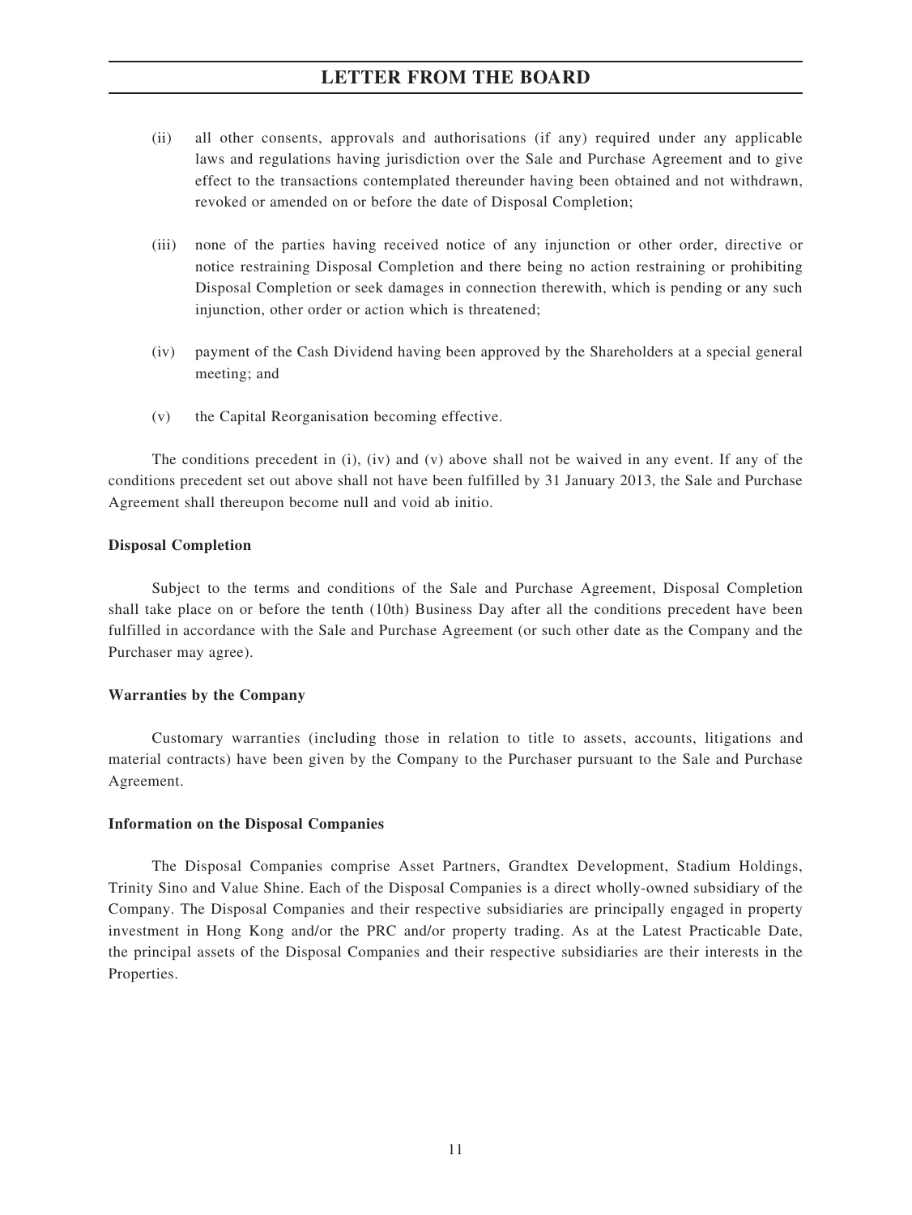(ii) all other consents, approvals and authorisations (if any) required under any applicable laws and regulations having jurisdiction over the Sale and Purchase Agreement and to give effect to the transactions contemplated thereunder having been obtained and not withdrawn, revoked or amended on or before the date of Disposal Completion;

(iii) none of the parties having received notice of any injunction or other order, directive or notice restraining Disposal Completion and there being no action restraining or prohibiting Disposal Completion or seek damages in connection therewith, which is pending or any such injunction, other order or action which is threatened;

(iv) payment of the Cash Dividend having been approved by the Shareholders at a special general meeting; and

(v) the Capital Reorganisation becoming effective.

The conditions precedent in (i), (iv) and (v) above shall not be waived in any event. If any of the conditions precedent set out above shall not have been fulfilled by 31 January 2013, the Sale and Purchase Agreement shall thereupon become null and void ab initio.

**Disposal Completion**

Subject to the terms and conditions of the Sale and Purchase Agreement, Disposal Completion shall take place on or before the tenth (10th) Business Day after all the conditions precedent have been fulfilled in accordance with the Sale and Purchase Agreement (or such other date as the Company and the Purchaser may agree).

**Warranties by the Company**

Customary warranties (including those in relation to title to assets, accounts, litigations and material contracts) have been given by the Company to the Purchaser pursuant to the Sale and Purchase Agreement.

**Information on the Disposal Companies**

The Disposal Companies comprise Asset Partners, Grandtex Development, Stadium Holdings, Trinity Sino and Value Shine. Each of the Disposal Companies is a direct wholly-owned subsidiary of the Company. The Disposal Companies and their respective subsidiaries are principally engaged in property investment in Hong Kong and/or the PRC and/or property trading. As at the Latest Practicable Date, the principal assets of the Disposal Companies and their respective subsidiaries are their interests in the Properties.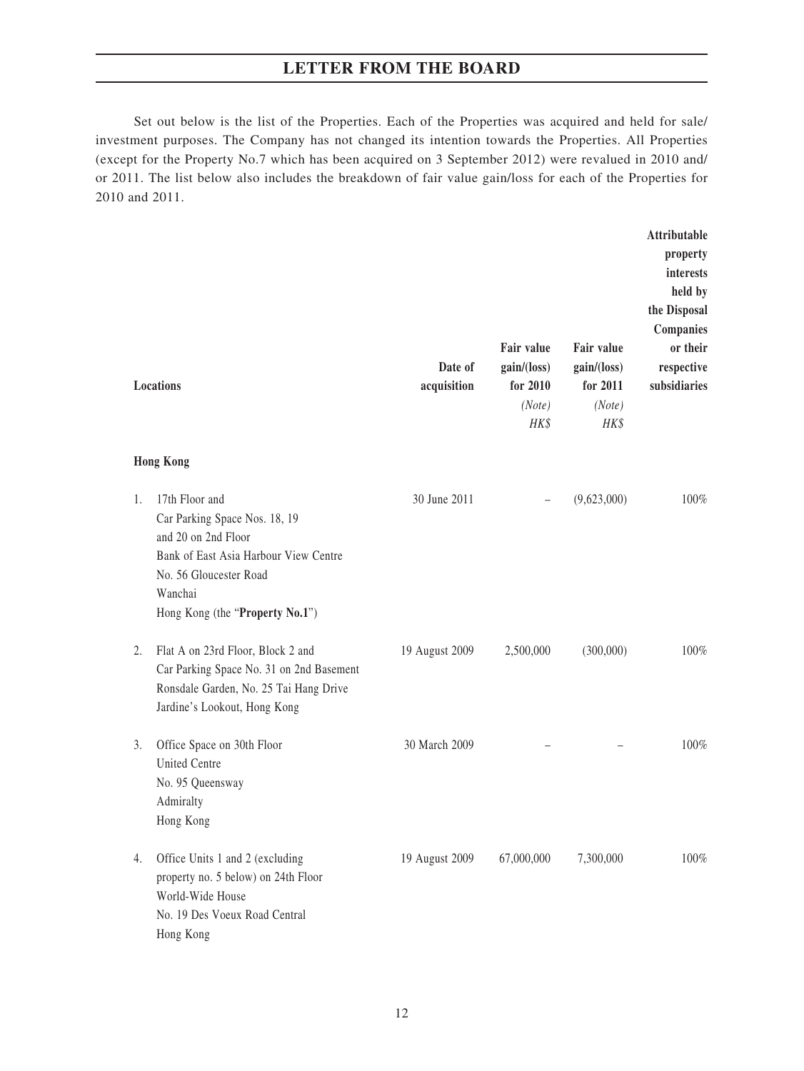Set out below is the list of the Properties. Each of the Properties was acquired and held for sale/investment purposes. The Company has not changed its intention towards the Properties. All Properties (except for the Property No.7 which has been acquired on 3 September 2012) were revalued in 2010 and/or 2011. The list below also includes the breakdown of fair value gain/loss for each of the Properties for 2010 and 2011.

| | Locations | Date of acquisition | Fair value gain/(loss) for 2010 *(Note)* *HK$* | Fair value gain/(loss) for 2011 *(Note)* *HK$* | Attributable property interests held by the Disposal Companies or their respective subsidiaries |
|---|---|---|---|---|---|
| | **Hong Kong** | | | | |
| 1. | 17th Floor and Car Parking Space Nos. 18, 19 and 20 on 2nd Floor Bank of East Asia Harbour View Centre No. 56 Gloucester Road Wanchai Hong Kong (the "**Property No.1**") | 30 June 2011 | – | (9,623,000) | 100% |
| 2. | Flat A on 23rd Floor, Block 2 and Car Parking Space No. 31 on 2nd Basement Ronsdale Garden, No. 25 Tai Hang Drive Jardine's Lookout, Hong Kong | 19 August 2009 | 2,500,000 | (300,000) | 100% |
| 3. | Office Space on 30th Floor United Centre No. 95 Queensway Admiralty Hong Kong | 30 March 2009 | – | – | 100% |
| 4. | Office Units 1 and 2 (excluding property no. 5 below) on 24th Floor World-Wide House No. 19 Des Voeux Road Central Hong Kong | 19 August 2009 | 67,000,000 | 7,300,000 | 100% |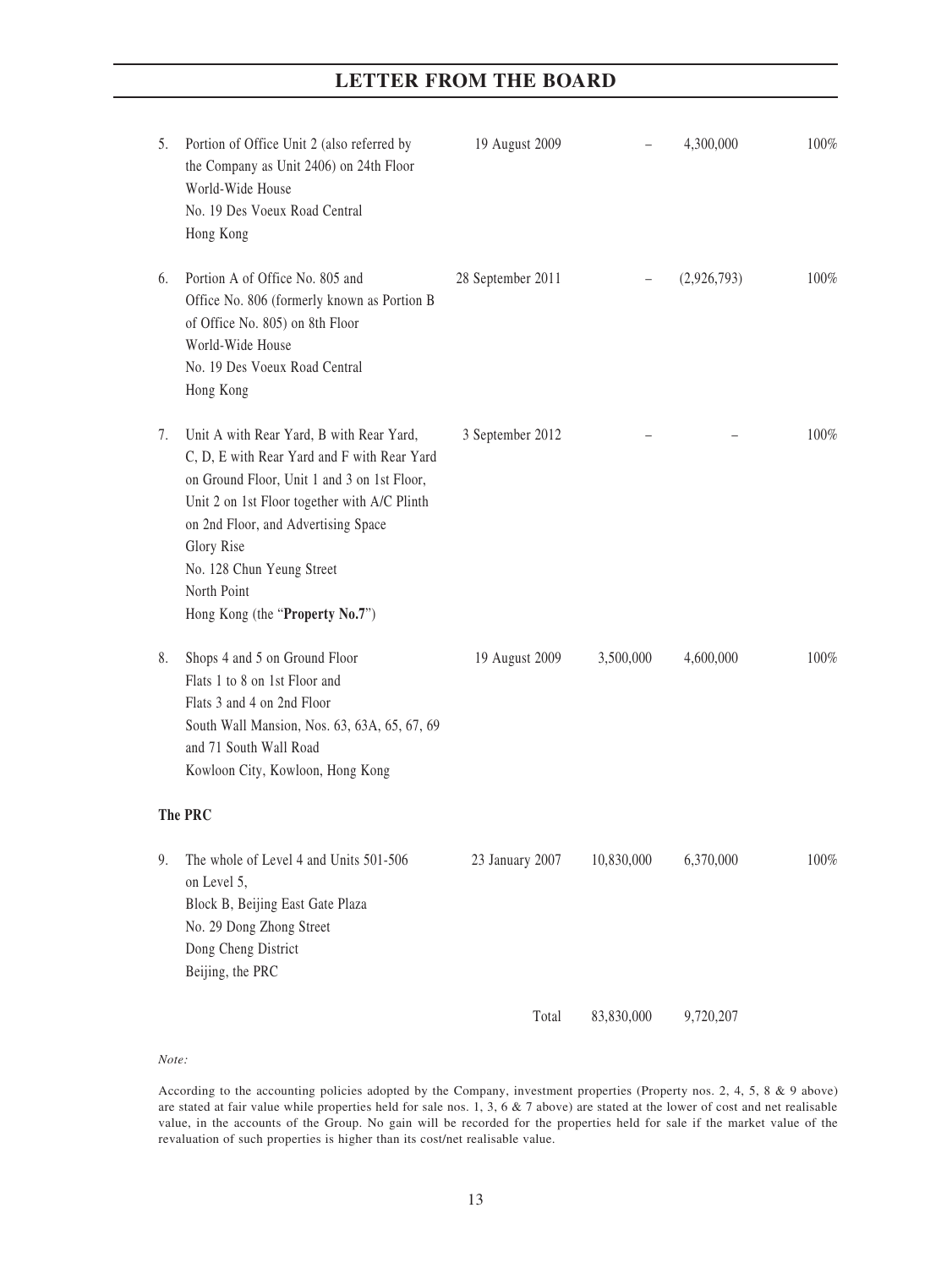| | | | | | |
|---|---|---|---|---|---|
| 5. | Portion of Office Unit 2 (also referred by the Company as Unit 2406) on 24th Floor World-Wide House No. 19 Des Voeux Road Central Hong Kong | 19 August 2009 | – | 4,300,000 | 100% |
| 6. | Portion A of Office No. 805 and Office No. 806 (formerly known as Portion B of Office No. 805) on 8th Floor World-Wide House No. 19 Des Voeux Road Central Hong Kong | 28 September 2011 | – | (2,926,793) | 100% |
| 7. | Unit A with Rear Yard, B with Rear Yard, C, D, E with Rear Yard and F with Rear Yard on Ground Floor, Unit 1 and 3 on 1st Floor, Unit 2 on 1st Floor together with A/C Plinth on 2nd Floor, and Advertising Space Glory Rise No. 128 Chun Yeung Street North Point Hong Kong (the "**Property No.7**") | 3 September 2012 | – | – | 100% |
| 8. | Shops 4 and 5 on Ground Floor Flats 1 to 8 on 1st Floor and Flats 3 and 4 on 2nd Floor South Wall Mansion, Nos. 63, 63A, 65, 67, 69 and 71 South Wall Road Kowloon City, Kowloon, Hong Kong | 19 August 2009 | 3,500,000 | 4,600,000 | 100% |
| | **The PRC** | | | | |
| 9. | The whole of Level 4 and Units 501-506 on Level 5, Block B, Beijing East Gate Plaza No. 29 Dong Zhong Street Dong Cheng District Beijing, the PRC | 23 January 2007 | 10,830,000 | 6,370,000 | 100% |
| | | Total | 83,830,000 | 9,720,207 | |

*Note:*

According to the accounting policies adopted by the Company, investment properties (Property nos. 2, 4, 5, 8 & 9 above) are stated at fair value while properties held for sale nos. 1, 3, 6 & 7 above) are stated at the lower of cost and net realisable value, in the accounts of the Group. No gain will be recorded for the properties held for sale if the market value of the revaluation of such properties is higher than its cost/net realisable value.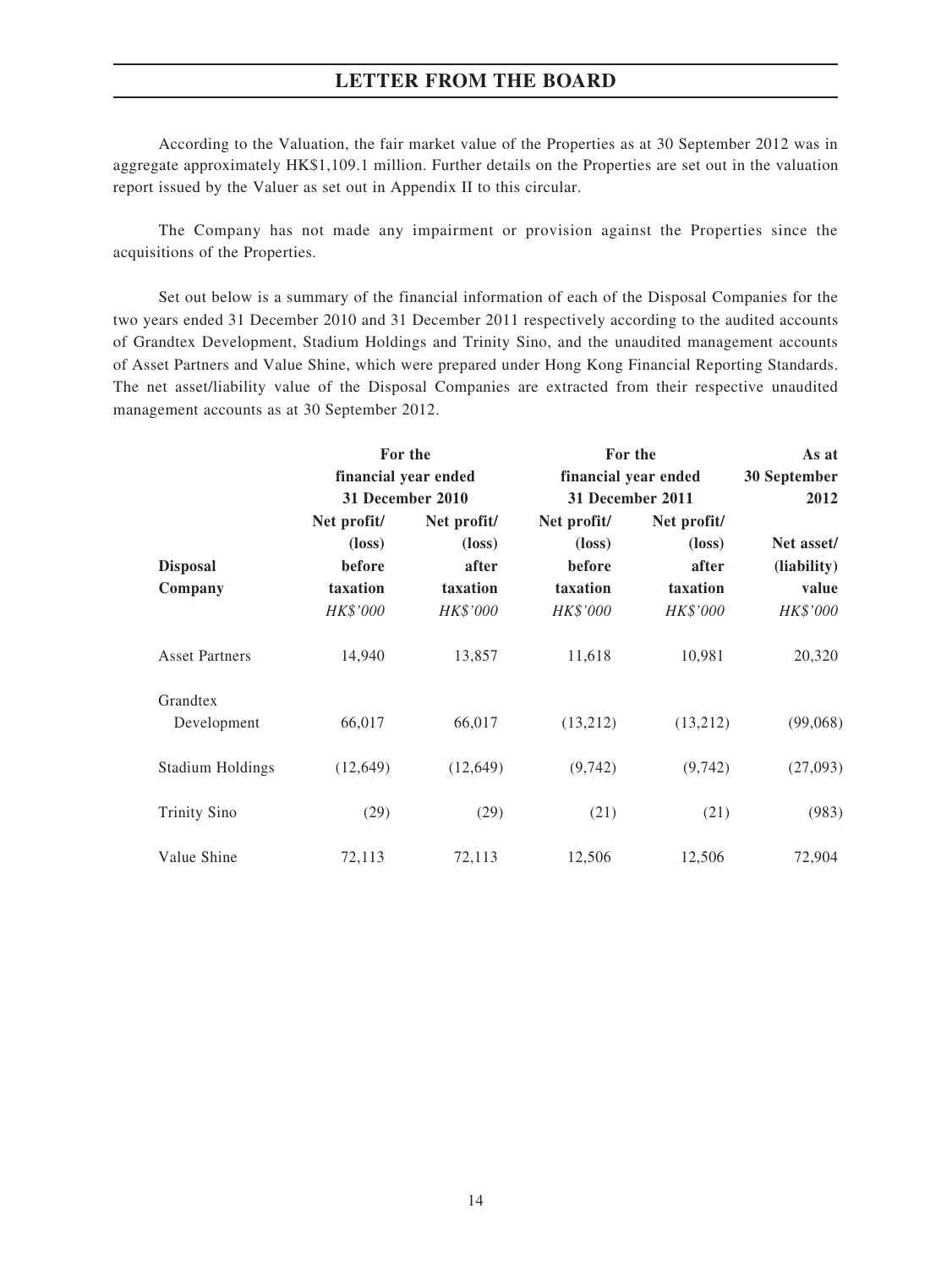According to the Valuation, the fair market value of the Properties as at 30 September 2012 was in aggregate approximately HK$1,109.1 million. Further details on the Properties are set out in the valuation report issued by the Valuer as set out in Appendix II to this circular.

The Company has not made any impairment or provision against the Properties since the acquisitions of the Properties.

Set out below is a summary of the financial information of each of the Disposal Companies for the two years ended 31 December 2010 and 31 December 2011 respectively according to the audited accounts of Grandtex Development, Stadium Holdings and Trinity Sino, and the unaudited management accounts of Asset Partners and Value Shine, which were prepared under Hong Kong Financial Reporting Standards. The net asset/liability value of the Disposal Companies are extracted from their respective unaudited management accounts as at 30 September 2012.

| | For the financial year ended 31 December 2010 | | For the financial year ended 31 December 2011 | | As at 30 September 2012 |
|---|---|---|---|---|---|
| **Disposal Company** | **Net profit/ (loss) before taxation** | **Net profit/ (loss) after taxation** | **Net profit/ (loss) before taxation** | **Net profit/ (loss) after taxation** | **Net asset/ (liability) value** |
| | *HK$'000* | *HK$'000* | *HK$'000* | *HK$'000* | *HK$'000* |
| Asset Partners | 14,940 | 13,857 | 11,618 | 10,981 | 20,320 |
| Grandtex Development | 66,017 | 66,017 | (13,212) | (13,212) | (99,068) |
| Stadium Holdings | (12,649) | (12,649) | (9,742) | (9,742) | (27,093) |
| Trinity Sino | (29) | (29) | (21) | (21) | (983) |
| Value Shine | 72,113 | 72,113 | 12,506 | 12,506 | 72,904 |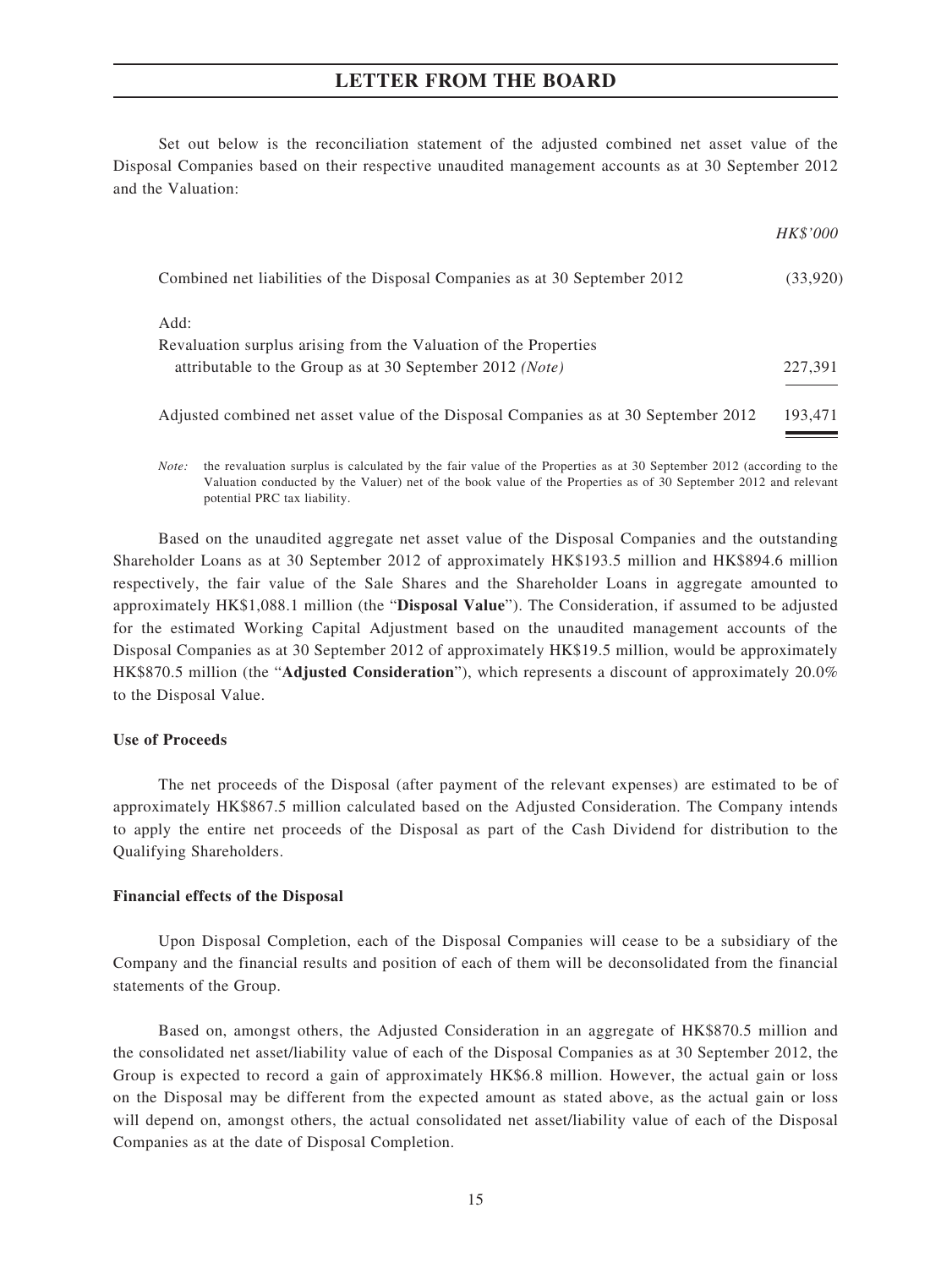Set out below is the reconciliation statement of the adjusted combined net asset value of the Disposal Companies based on their respective unaudited management accounts as at 30 September 2012 and the Valuation:

| | *HK$'000* |
|---|---|
| Combined net liabilities of the Disposal Companies as at 30 September 2012 | (33,920) |
| Add: | |
| Revaluation surplus arising from the Valuation of the Properties attributable to the Group as at 30 September 2012 *(Note)* | 227,391 |
| Adjusted combined net asset value of the Disposal Companies as at 30 September 2012 | 193,471 |

*Note:* the revaluation surplus is calculated by the fair value of the Properties as at 30 September 2012 (according to the Valuation conducted by the Valuer) net of the book value of the Properties as of 30 September 2012 and relevant potential PRC tax liability.

Based on the unaudited aggregate net asset value of the Disposal Companies and the outstanding Shareholder Loans as at 30 September 2012 of approximately HK$193.5 million and HK$894.6 million respectively, the fair value of the Sale Shares and the Shareholder Loans in aggregate amounted to approximately HK$1,088.1 million (the "**Disposal Value**"). The Consideration, if assumed to be adjusted for the estimated Working Capital Adjustment based on the unaudited management accounts of the Disposal Companies as at 30 September 2012 of approximately HK$19.5 million, would be approximately HK$870.5 million (the "**Adjusted Consideration**"), which represents a discount of approximately 20.0% to the Disposal Value.

**Use of Proceeds**

The net proceeds of the Disposal (after payment of the relevant expenses) are estimated to be of approximately HK$867.5 million calculated based on the Adjusted Consideration. The Company intends to apply the entire net proceeds of the Disposal as part of the Cash Dividend for distribution to the Qualifying Shareholders.

**Financial effects of the Disposal**

Upon Disposal Completion, each of the Disposal Companies will cease to be a subsidiary of the Company and the financial results and position of each of them will be deconsolidated from the financial statements of the Group.

Based on, amongst others, the Adjusted Consideration in an aggregate of HK$870.5 million and the consolidated net asset/liability value of each of the Disposal Companies as at 30 September 2012, the Group is expected to record a gain of approximately HK$6.8 million. However, the actual gain or loss on the Disposal may be different from the expected amount as stated above, as the actual gain or loss will depend on, amongst others, the actual consolidated net asset/liability value of each of the Disposal Companies as at the date of Disposal Completion.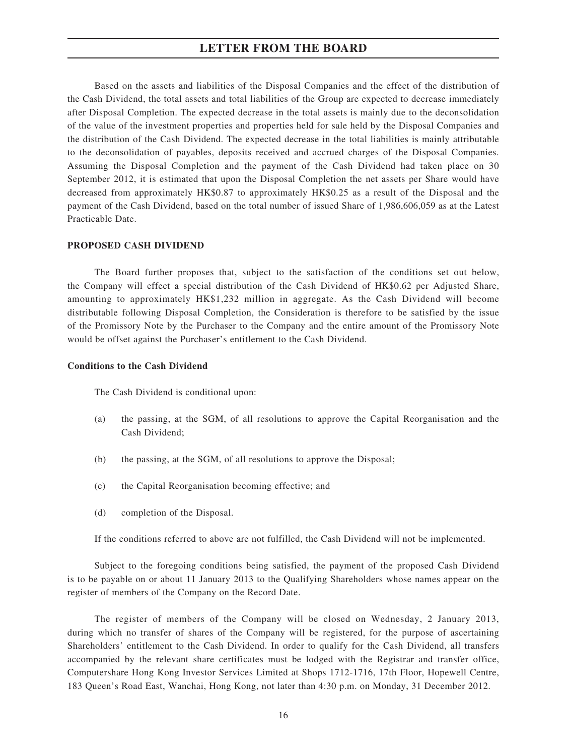Based on the assets and liabilities of the Disposal Companies and the effect of the distribution of the Cash Dividend, the total assets and total liabilities of the Group are expected to decrease immediately after Disposal Completion. The expected decrease in the total assets is mainly due to the deconsolidation of the value of the investment properties and properties held for sale held by the Disposal Companies and the distribution of the Cash Dividend. The expected decrease in the total liabilities is mainly attributable to the deconsolidation of payables, deposits received and accrued charges of the Disposal Companies. Assuming the Disposal Completion and the payment of the Cash Dividend had taken place on 30 September 2012, it is estimated that upon the Disposal Completion the net assets per Share would have decreased from approximately HK$0.87 to approximately HK$0.25 as a result of the Disposal and the payment of the Cash Dividend, based on the total number of issued Share of 1,986,606,059 as at the Latest Practicable Date.

## PROPOSED CASH DIVIDEND

The Board further proposes that, subject to the satisfaction of the conditions set out below, the Company will effect a special distribution of the Cash Dividend of HK$0.62 per Adjusted Share, amounting to approximately HK$1,232 million in aggregate. As the Cash Dividend will become distributable following Disposal Completion, the Consideration is therefore to be satisfied by the issue of the Promissory Note by the Purchaser to the Company and the entire amount of the Promissory Note would be offset against the Purchaser's entitlement to the Cash Dividend.

### Conditions to the Cash Dividend

The Cash Dividend is conditional upon:

(a) the passing, at the SGM, of all resolutions to approve the Capital Reorganisation and the Cash Dividend;

(b) the passing, at the SGM, of all resolutions to approve the Disposal;

(c) the Capital Reorganisation becoming effective; and

(d) completion of the Disposal.

If the conditions referred to above are not fulfilled, the Cash Dividend will not be implemented.

Subject to the foregoing conditions being satisfied, the payment of the proposed Cash Dividend is to be payable on or about 11 January 2013 to the Qualifying Shareholders whose names appear on the register of members of the Company on the Record Date.

The register of members of the Company will be closed on Wednesday, 2 January 2013, during which no transfer of shares of the Company will be registered, for the purpose of ascertaining Shareholders' entitlement to the Cash Dividend. In order to qualify for the Cash Dividend, all transfers accompanied by the relevant share certificates must be lodged with the Registrar and transfer office, Computershare Hong Kong Investor Services Limited at Shops 1712-1716, 17th Floor, Hopewell Centre, 183 Queen's Road East, Wanchai, Hong Kong, not later than 4:30 p.m. on Monday, 31 December 2012.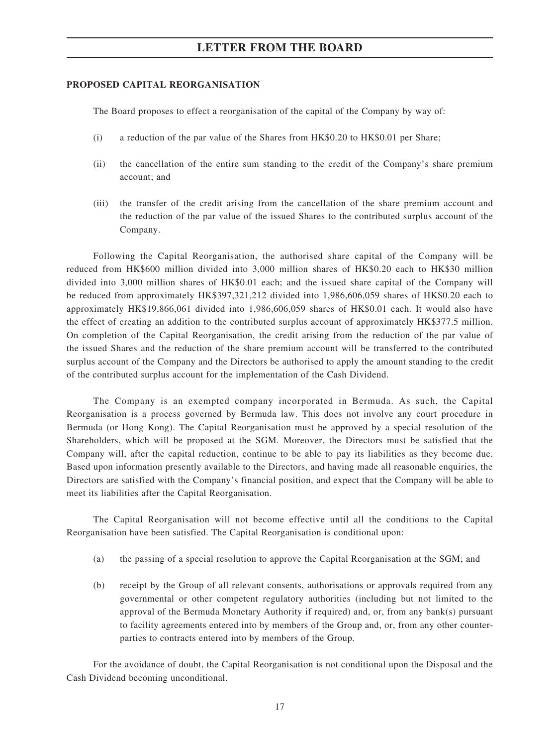**PROPOSED CAPITAL REORGANISATION**

The Board proposes to effect a reorganisation of the capital of the Company by way of:

(i) a reduction of the par value of the Shares from HK$0.20 to HK$0.01 per Share;

(ii) the cancellation of the entire sum standing to the credit of the Company's share premium account; and

(iii) the transfer of the credit arising from the cancellation of the share premium account and the reduction of the par value of the issued Shares to the contributed surplus account of the Company.

Following the Capital Reorganisation, the authorised share capital of the Company will be reduced from HK$600 million divided into 3,000 million shares of HK$0.20 each to HK$30 million divided into 3,000 million shares of HK$0.01 each; and the issued share capital of the Company will be reduced from approximately HK$397,321,212 divided into 1,986,606,059 shares of HK$0.20 each to approximately HK$19,866,061 divided into 1,986,606,059 shares of HK$0.01 each. It would also have the effect of creating an addition to the contributed surplus account of approximately HK$377.5 million. On completion of the Capital Reorganisation, the credit arising from the reduction of the par value of the issued Shares and the reduction of the share premium account will be transferred to the contributed surplus account of the Company and the Directors be authorised to apply the amount standing to the credit of the contributed surplus account for the implementation of the Cash Dividend.

The Company is an exempted company incorporated in Bermuda. As such, the Capital Reorganisation is a process governed by Bermuda law. This does not involve any court procedure in Bermuda (or Hong Kong). The Capital Reorganisation must be approved by a special resolution of the Shareholders, which will be proposed at the SGM. Moreover, the Directors must be satisfied that the Company will, after the capital reduction, continue to be able to pay its liabilities as they become due. Based upon information presently available to the Directors, and having made all reasonable enquiries, the Directors are satisfied with the Company's financial position, and expect that the Company will be able to meet its liabilities after the Capital Reorganisation.

The Capital Reorganisation will not become effective until all the conditions to the Capital Reorganisation have been satisfied. The Capital Reorganisation is conditional upon:

(a) the passing of a special resolution to approve the Capital Reorganisation at the SGM; and

(b) receipt by the Group of all relevant consents, authorisations or approvals required from any governmental or other competent regulatory authorities (including but not limited to the approval of the Bermuda Monetary Authority if required) and, or, from any bank(s) pursuant to facility agreements entered into by members of the Group and, or, from any other counter-parties to contracts entered into by members of the Group.

For the avoidance of doubt, the Capital Reorganisation is not conditional upon the Disposal and the Cash Dividend becoming unconditional.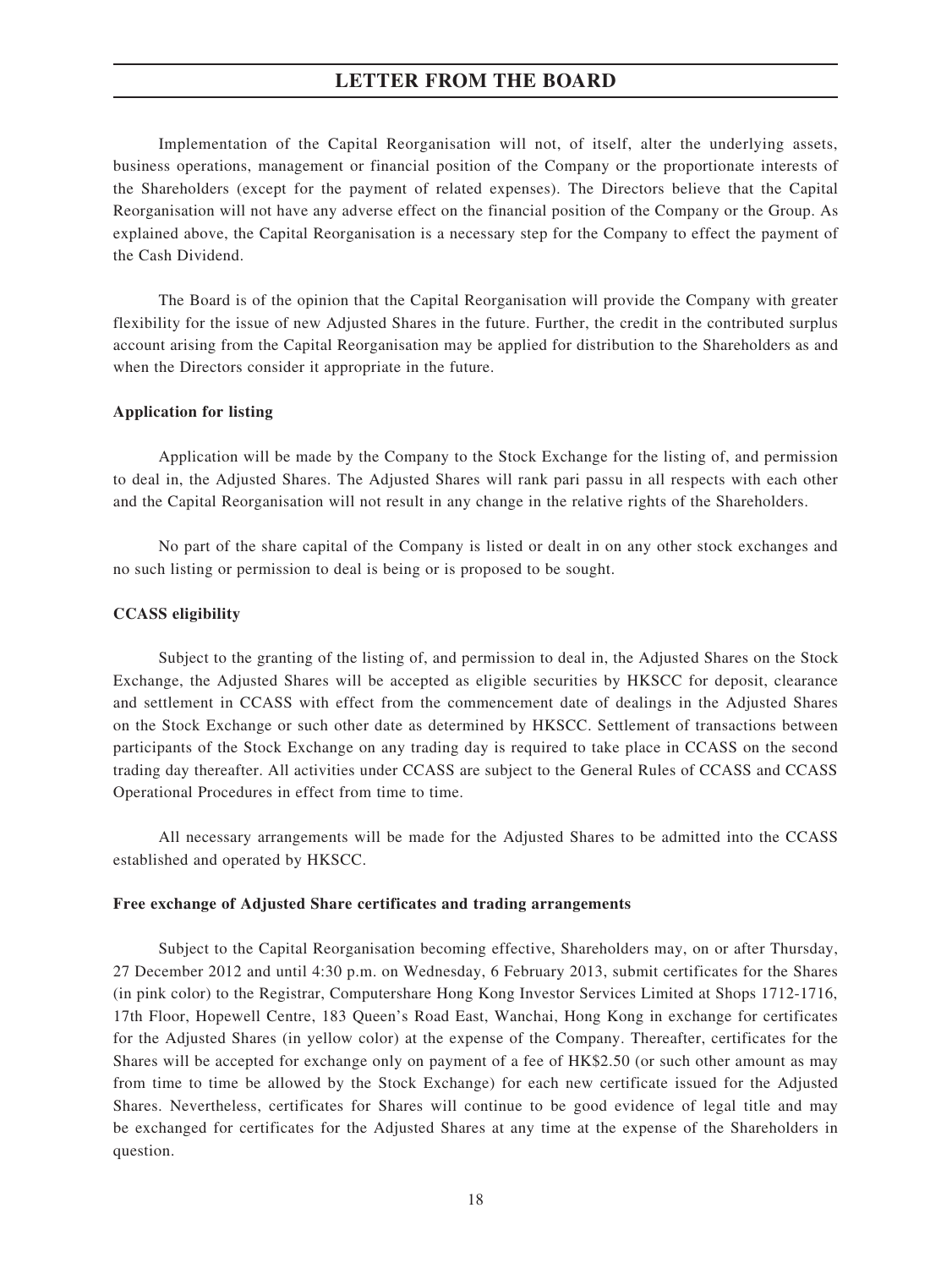Implementation of the Capital Reorganisation will not, of itself, alter the underlying assets, business operations, management or financial position of the Company or the proportionate interests of the Shareholders (except for the payment of related expenses). The Directors believe that the Capital Reorganisation will not have any adverse effect on the financial position of the Company or the Group. As explained above, the Capital Reorganisation is a necessary step for the Company to effect the payment of the Cash Dividend.

The Board is of the opinion that the Capital Reorganisation will provide the Company with greater flexibility for the issue of new Adjusted Shares in the future. Further, the credit in the contributed surplus account arising from the Capital Reorganisation may be applied for distribution to the Shareholders as and when the Directors consider it appropriate in the future.

**Application for listing**

Application will be made by the Company to the Stock Exchange for the listing of, and permission to deal in, the Adjusted Shares. The Adjusted Shares will rank pari passu in all respects with each other and the Capital Reorganisation will not result in any change in the relative rights of the Shareholders.

No part of the share capital of the Company is listed or dealt in on any other stock exchanges and no such listing or permission to deal is being or is proposed to be sought.

**CCASS eligibility**

Subject to the granting of the listing of, and permission to deal in, the Adjusted Shares on the Stock Exchange, the Adjusted Shares will be accepted as eligible securities by HKSCC for deposit, clearance and settlement in CCASS with effect from the commencement date of dealings in the Adjusted Shares on the Stock Exchange or such other date as determined by HKSCC. Settlement of transactions between participants of the Stock Exchange on any trading day is required to take place in CCASS on the second trading day thereafter. All activities under CCASS are subject to the General Rules of CCASS and CCASS Operational Procedures in effect from time to time.

All necessary arrangements will be made for the Adjusted Shares to be admitted into the CCASS established and operated by HKSCC.

**Free exchange of Adjusted Share certificates and trading arrangements**

Subject to the Capital Reorganisation becoming effective, Shareholders may, on or after Thursday, 27 December 2012 and until 4:30 p.m. on Wednesday, 6 February 2013, submit certificates for the Shares (in pink color) to the Registrar, Computershare Hong Kong Investor Services Limited at Shops 1712-1716, 17th Floor, Hopewell Centre, 183 Queen's Road East, Wanchai, Hong Kong in exchange for certificates for the Adjusted Shares (in yellow color) at the expense of the Company. Thereafter, certificates for the Shares will be accepted for exchange only on payment of a fee of HK$2.50 (or such other amount as may from time to time be allowed by the Stock Exchange) for each new certificate issued for the Adjusted Shares. Nevertheless, certificates for Shares will continue to be good evidence of legal title and may be exchanged for certificates for the Adjusted Shares at any time at the expense of the Shareholders in question.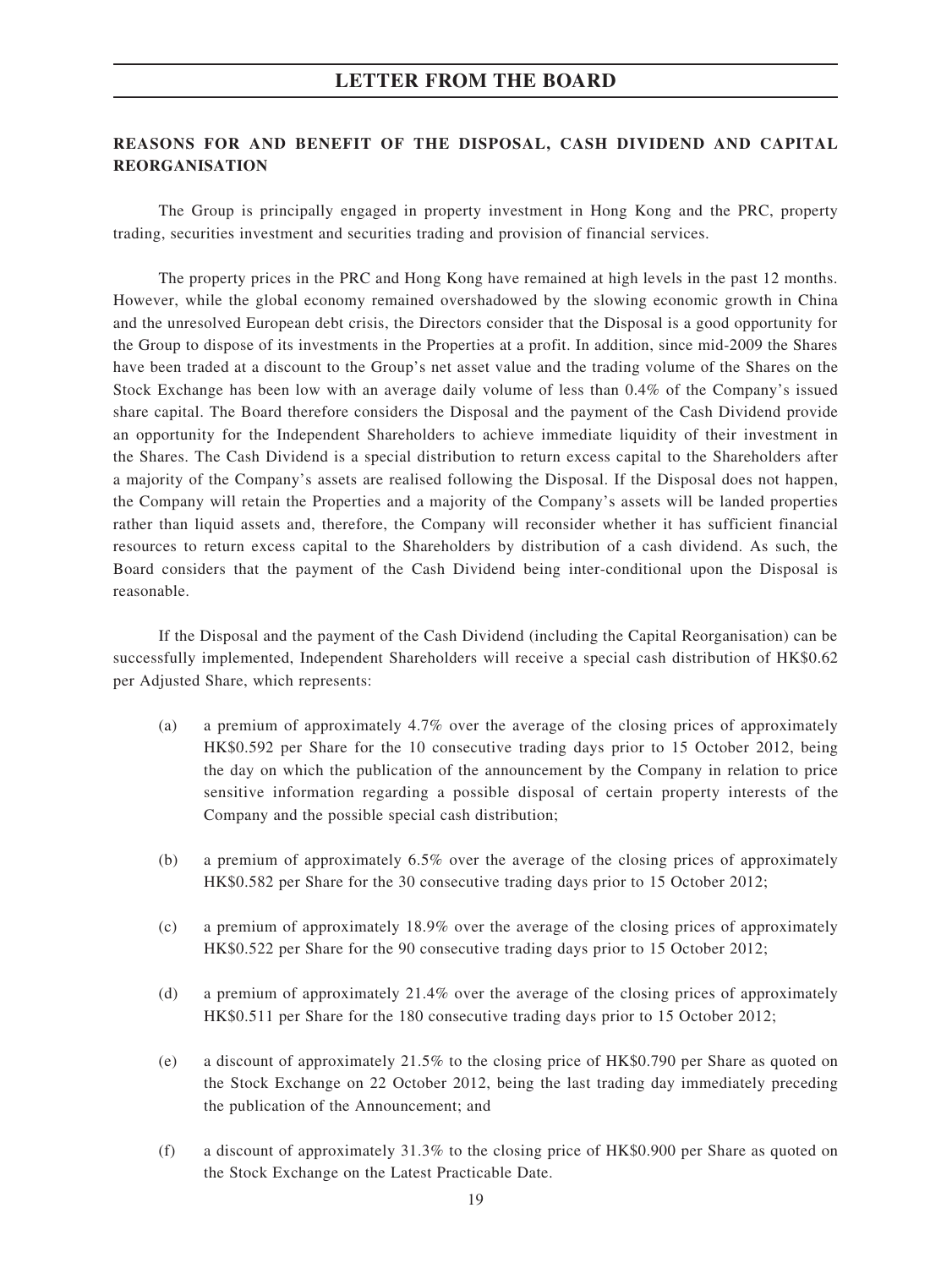## REASONS FOR AND BENEFIT OF THE DISPOSAL, CASH DIVIDEND AND CAPITAL REORGANISATION

The Group is principally engaged in property investment in Hong Kong and the PRC, property trading, securities investment and securities trading and provision of financial services.

The property prices in the PRC and Hong Kong have remained at high levels in the past 12 months. However, while the global economy remained overshadowed by the slowing economic growth in China and the unresolved European debt crisis, the Directors consider that the Disposal is a good opportunity for the Group to dispose of its investments in the Properties at a profit. In addition, since mid-2009 the Shares have been traded at a discount to the Group's net asset value and the trading volume of the Shares on the Stock Exchange has been low with an average daily volume of less than 0.4% of the Company's issued share capital. The Board therefore considers the Disposal and the payment of the Cash Dividend provide an opportunity for the Independent Shareholders to achieve immediate liquidity of their investment in the Shares. The Cash Dividend is a special distribution to return excess capital to the Shareholders after a majority of the Company's assets are realised following the Disposal. If the Disposal does not happen, the Company will retain the Properties and a majority of the Company's assets will be landed properties rather than liquid assets and, therefore, the Company will reconsider whether it has sufficient financial resources to return excess capital to the Shareholders by distribution of a cash dividend. As such, the Board considers that the payment of the Cash Dividend being inter-conditional upon the Disposal is reasonable.

If the Disposal and the payment of the Cash Dividend (including the Capital Reorganisation) can be successfully implemented, Independent Shareholders will receive a special cash distribution of HK$0.62 per Adjusted Share, which represents:

(a) a premium of approximately 4.7% over the average of the closing prices of approximately HK$0.592 per Share for the 10 consecutive trading days prior to 15 October 2012, being the day on which the publication of the announcement by the Company in relation to price sensitive information regarding a possible disposal of certain property interests of the Company and the possible special cash distribution;

(b) a premium of approximately 6.5% over the average of the closing prices of approximately HK$0.582 per Share for the 30 consecutive trading days prior to 15 October 2012;

(c) a premium of approximately 18.9% over the average of the closing prices of approximately HK$0.522 per Share for the 90 consecutive trading days prior to 15 October 2012;

(d) a premium of approximately 21.4% over the average of the closing prices of approximately HK$0.511 per Share for the 180 consecutive trading days prior to 15 October 2012;

(e) a discount of approximately 21.5% to the closing price of HK$0.790 per Share as quoted on the Stock Exchange on 22 October 2012, being the last trading day immediately preceding the publication of the Announcement; and

(f) a discount of approximately 31.3% to the closing price of HK$0.900 per Share as quoted on the Stock Exchange on the Latest Practicable Date.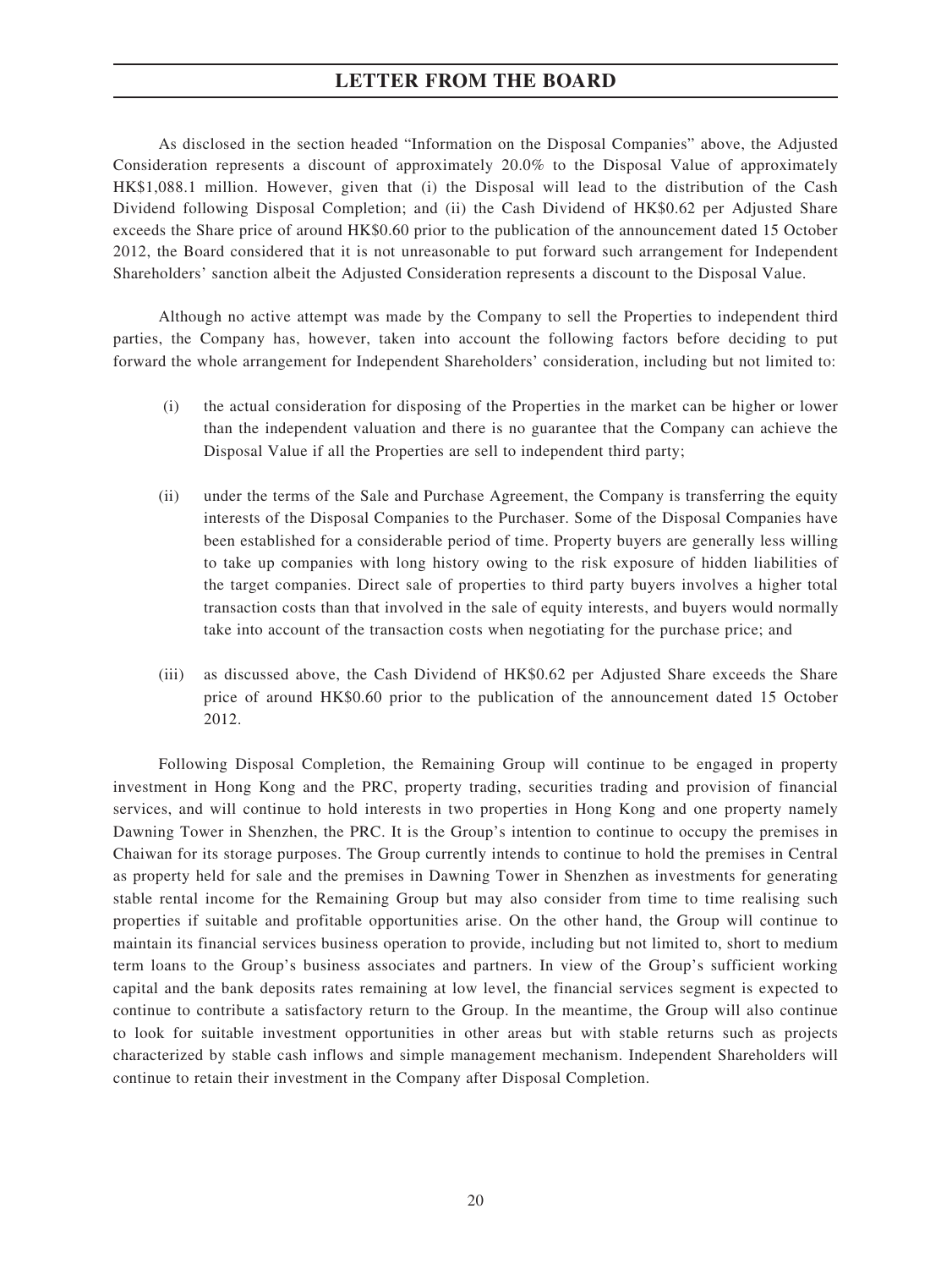As disclosed in the section headed "Information on the Disposal Companies" above, the Adjusted Consideration represents a discount of approximately 20.0% to the Disposal Value of approximately HK$1,088.1 million. However, given that (i) the Disposal will lead to the distribution of the Cash Dividend following Disposal Completion; and (ii) the Cash Dividend of HK$0.62 per Adjusted Share exceeds the Share price of around HK$0.60 prior to the publication of the announcement dated 15 October 2012, the Board considered that it is not unreasonable to put forward such arrangement for Independent Shareholders' sanction albeit the Adjusted Consideration represents a discount to the Disposal Value.

Although no active attempt was made by the Company to sell the Properties to independent third parties, the Company has, however, taken into account the following factors before deciding to put forward the whole arrangement for Independent Shareholders' consideration, including but not limited to:

(i) the actual consideration for disposing of the Properties in the market can be higher or lower than the independent valuation and there is no guarantee that the Company can achieve the Disposal Value if all the Properties are sell to independent third party;

(ii) under the terms of the Sale and Purchase Agreement, the Company is transferring the equity interests of the Disposal Companies to the Purchaser. Some of the Disposal Companies have been established for a considerable period of time. Property buyers are generally less willing to take up companies with long history owing to the risk exposure of hidden liabilities of the target companies. Direct sale of properties to third party buyers involves a higher total transaction costs than that involved in the sale of equity interests, and buyers would normally take into account of the transaction costs when negotiating for the purchase price; and

(iii) as discussed above, the Cash Dividend of HK$0.62 per Adjusted Share exceeds the Share price of around HK$0.60 prior to the publication of the announcement dated 15 October 2012.

Following Disposal Completion, the Remaining Group will continue to be engaged in property investment in Hong Kong and the PRC, property trading, securities trading and provision of financial services, and will continue to hold interests in two properties in Hong Kong and one property namely Dawning Tower in Shenzhen, the PRC. It is the Group's intention to continue to occupy the premises in Chaiwan for its storage purposes. The Group currently intends to continue to hold the premises in Central as property held for sale and the premises in Dawning Tower in Shenzhen as investments for generating stable rental income for the Remaining Group but may also consider from time to time realising such properties if suitable and profitable opportunities arise. On the other hand, the Group will continue to maintain its financial services business operation to provide, including but not limited to, short to medium term loans to the Group's business associates and partners. In view of the Group's sufficient working capital and the bank deposits rates remaining at low level, the financial services segment is expected to continue to contribute a satisfactory return to the Group. In the meantime, the Group will also continue to look for suitable investment opportunities in other areas but with stable returns such as projects characterized by stable cash inflows and simple management mechanism. Independent Shareholders will continue to retain their investment in the Company after Disposal Completion.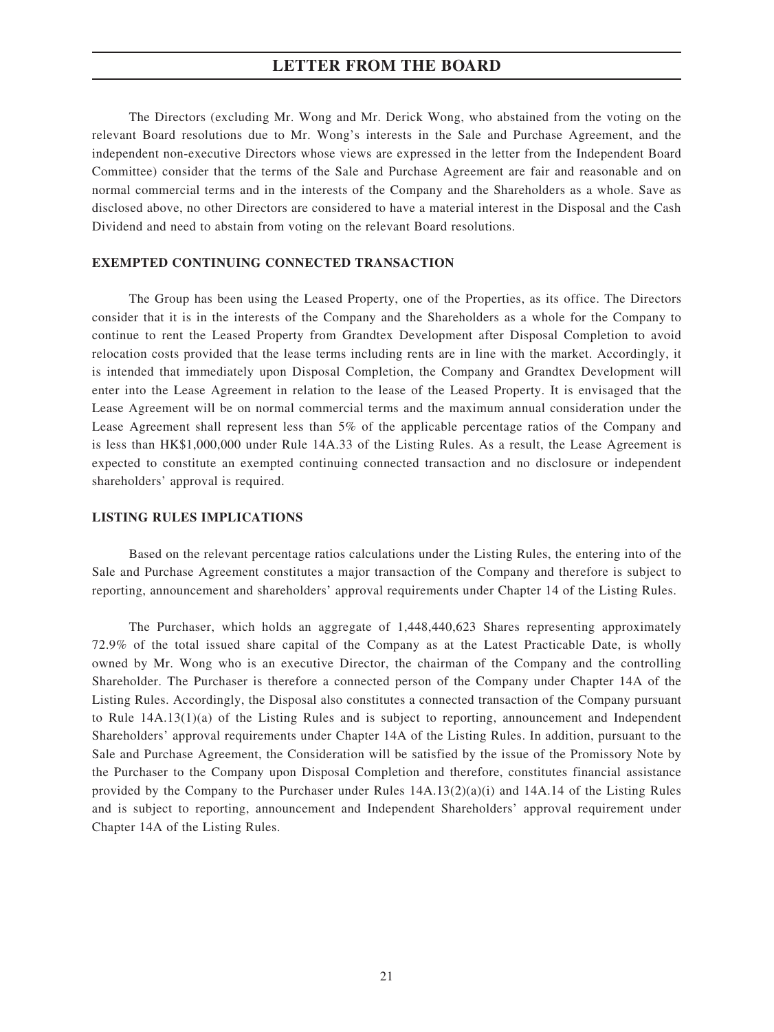The Directors (excluding Mr. Wong and Mr. Derick Wong, who abstained from the voting on the relevant Board resolutions due to Mr. Wong's interests in the Sale and Purchase Agreement, and the independent non-executive Directors whose views are expressed in the letter from the Independent Board Committee) consider that the terms of the Sale and Purchase Agreement are fair and reasonable and on normal commercial terms and in the interests of the Company and the Shareholders as a whole. Save as disclosed above, no other Directors are considered to have a material interest in the Disposal and the Cash Dividend and need to abstain from voting on the relevant Board resolutions.

## EXEMPTED CONTINUING CONNECTED TRANSACTION

The Group has been using the Leased Property, one of the Properties, as its office. The Directors consider that it is in the interests of the Company and the Shareholders as a whole for the Company to continue to rent the Leased Property from Grandtex Development after Disposal Completion to avoid relocation costs provided that the lease terms including rents are in line with the market. Accordingly, it is intended that immediately upon Disposal Completion, the Company and Grandtex Development will enter into the Lease Agreement in relation to the lease of the Leased Property. It is envisaged that the Lease Agreement will be on normal commercial terms and the maximum annual consideration under the Lease Agreement shall represent less than 5% of the applicable percentage ratios of the Company and is less than HK$1,000,000 under Rule 14A.33 of the Listing Rules. As a result, the Lease Agreement is expected to constitute an exempted continuing connected transaction and no disclosure or independent shareholders' approval is required.

## LISTING RULES IMPLICATIONS

Based on the relevant percentage ratios calculations under the Listing Rules, the entering into of the Sale and Purchase Agreement constitutes a major transaction of the Company and therefore is subject to reporting, announcement and shareholders' approval requirements under Chapter 14 of the Listing Rules.

The Purchaser, which holds an aggregate of 1,448,440,623 Shares representing approximately 72.9% of the total issued share capital of the Company as at the Latest Practicable Date, is wholly owned by Mr. Wong who is an executive Director, the chairman of the Company and the controlling Shareholder. The Purchaser is therefore a connected person of the Company under Chapter 14A of the Listing Rules. Accordingly, the Disposal also constitutes a connected transaction of the Company pursuant to Rule 14A.13(1)(a) of the Listing Rules and is subject to reporting, announcement and Independent Shareholders' approval requirements under Chapter 14A of the Listing Rules. In addition, pursuant to the Sale and Purchase Agreement, the Consideration will be satisfied by the issue of the Promissory Note by the Purchaser to the Company upon Disposal Completion and therefore, constitutes financial assistance provided by the Company to the Purchaser under Rules 14A.13(2)(a)(i) and 14A.14 of the Listing Rules and is subject to reporting, announcement and Independent Shareholders' approval requirement under Chapter 14A of the Listing Rules.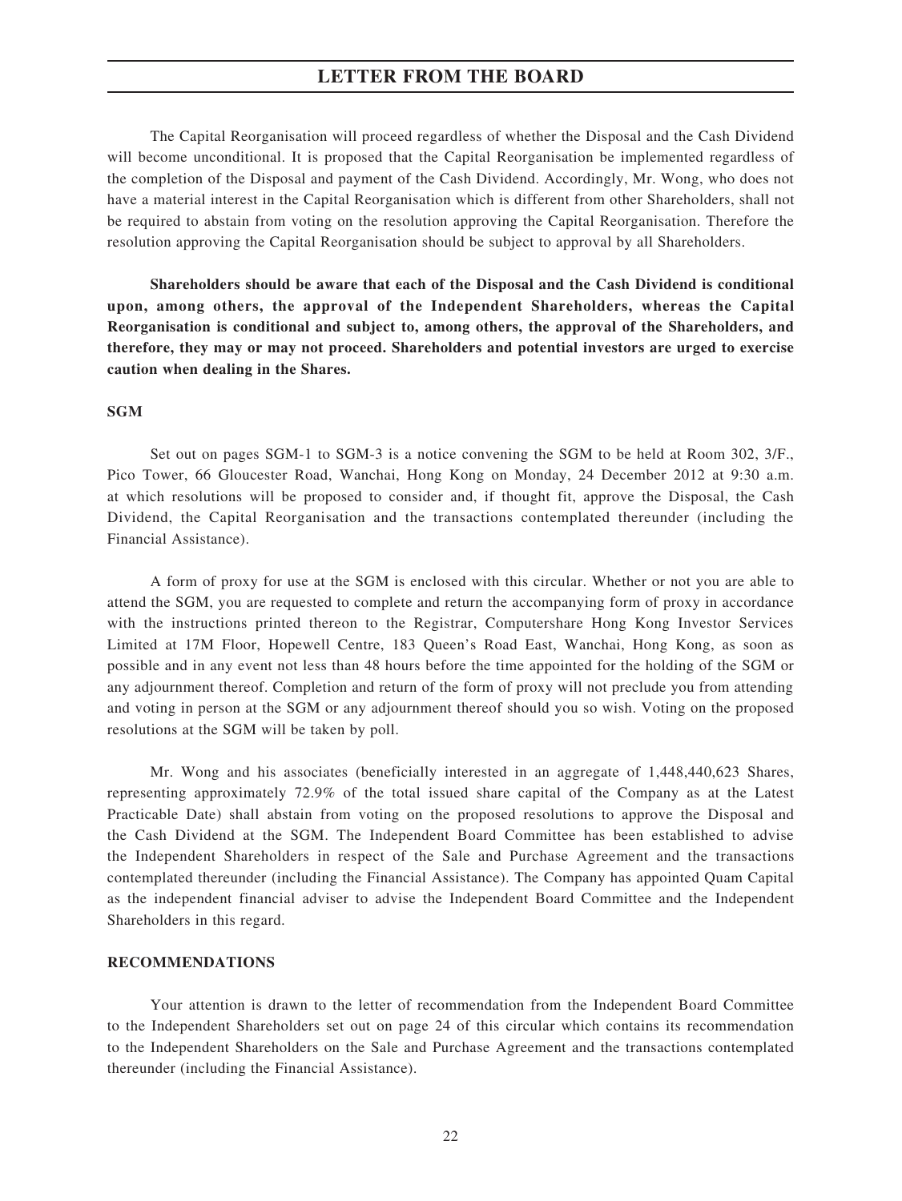The Capital Reorganisation will proceed regardless of whether the Disposal and the Cash Dividend will become unconditional. It is proposed that the Capital Reorganisation be implemented regardless of the completion of the Disposal and payment of the Cash Dividend. Accordingly, Mr. Wong, who does not have a material interest in the Capital Reorganisation which is different from other Shareholders, shall not be required to abstain from voting on the resolution approving the Capital Reorganisation. Therefore the resolution approving the Capital Reorganisation should be subject to approval by all Shareholders.

**Shareholders should be aware that each of the Disposal and the Cash Dividend is conditional upon, among others, the approval of the Independent Shareholders, whereas the Capital Reorganisation is conditional and subject to, among others, the approval of the Shareholders, and therefore, they may or may not proceed. Shareholders and potential investors are urged to exercise caution when dealing in the Shares.**

**SGM**

Set out on pages SGM-1 to SGM-3 is a notice convening the SGM to be held at Room 302, 3/F., Pico Tower, 66 Gloucester Road, Wanchai, Hong Kong on Monday, 24 December 2012 at 9:30 a.m. at which resolutions will be proposed to consider and, if thought fit, approve the Disposal, the Cash Dividend, the Capital Reorganisation and the transactions contemplated thereunder (including the Financial Assistance).

A form of proxy for use at the SGM is enclosed with this circular. Whether or not you are able to attend the SGM, you are requested to complete and return the accompanying form of proxy in accordance with the instructions printed thereon to the Registrar, Computershare Hong Kong Investor Services Limited at 17M Floor, Hopewell Centre, 183 Queen's Road East, Wanchai, Hong Kong, as soon as possible and in any event not less than 48 hours before the time appointed for the holding of the SGM or any adjournment thereof. Completion and return of the form of proxy will not preclude you from attending and voting in person at the SGM or any adjournment thereof should you so wish. Voting on the proposed resolutions at the SGM will be taken by poll.

Mr. Wong and his associates (beneficially interested in an aggregate of 1,448,440,623 Shares, representing approximately 72.9% of the total issued share capital of the Company as at the Latest Practicable Date) shall abstain from voting on the proposed resolutions to approve the Disposal and the Cash Dividend at the SGM. The Independent Board Committee has been established to advise the Independent Shareholders in respect of the Sale and Purchase Agreement and the transactions contemplated thereunder (including the Financial Assistance). The Company has appointed Quam Capital as the independent financial adviser to advise the Independent Board Committee and the Independent Shareholders in this regard.

**RECOMMENDATIONS**

Your attention is drawn to the letter of recommendation from the Independent Board Committee to the Independent Shareholders set out on page 24 of this circular which contains its recommendation to the Independent Shareholders on the Sale and Purchase Agreement and the transactions contemplated thereunder (including the Financial Assistance).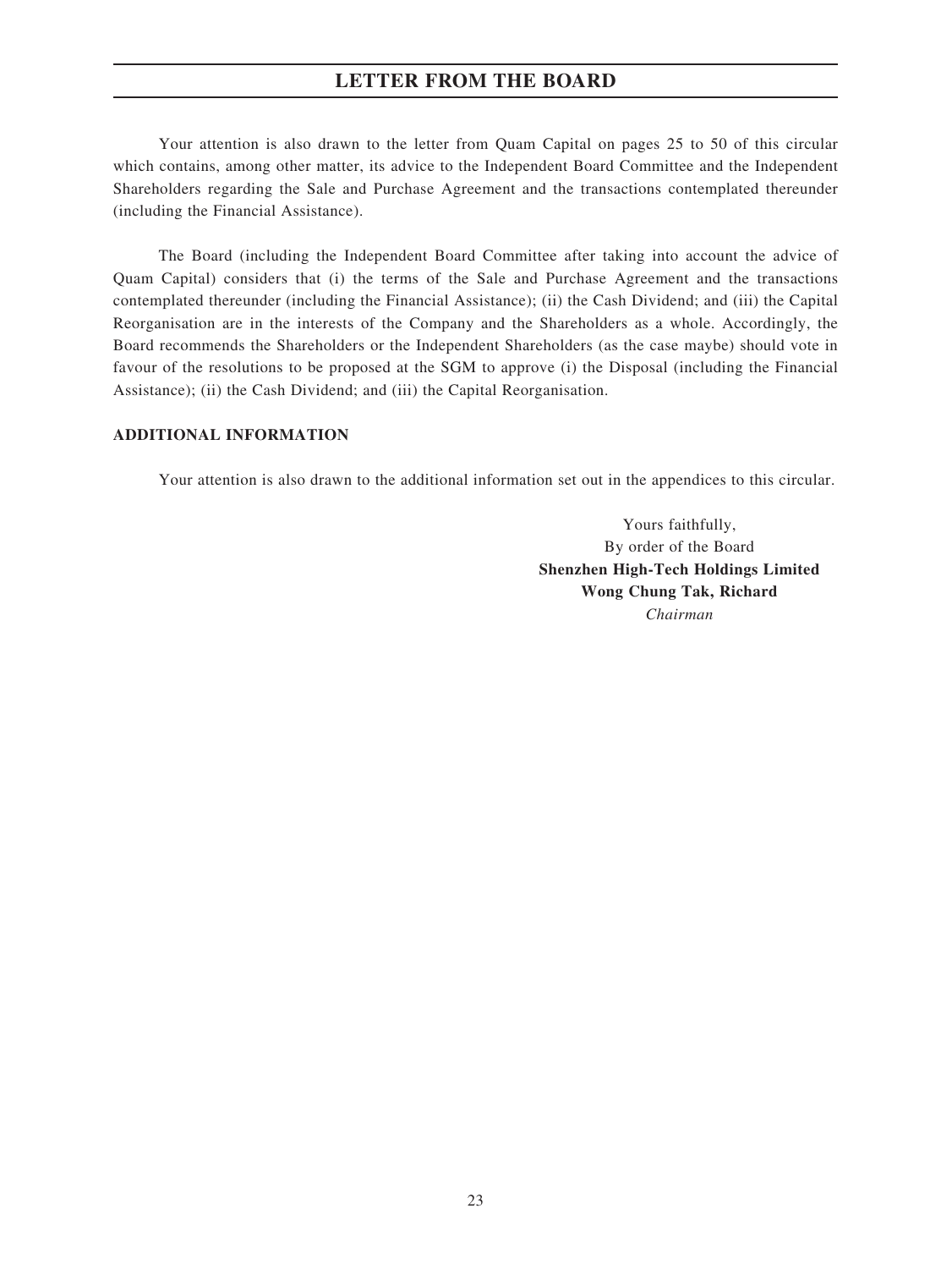Your attention is also drawn to the letter from Quam Capital on pages 25 to 50 of this circular which contains, among other matter, its advice to the Independent Board Committee and the Independent Shareholders regarding the Sale and Purchase Agreement and the transactions contemplated thereunder (including the Financial Assistance).

The Board (including the Independent Board Committee after taking into account the advice of Quam Capital) considers that (i) the terms of the Sale and Purchase Agreement and the transactions contemplated thereunder (including the Financial Assistance); (ii) the Cash Dividend; and (iii) the Capital Reorganisation are in the interests of the Company and the Shareholders as a whole. Accordingly, the Board recommends the Shareholders or the Independent Shareholders (as the case maybe) should vote in favour of the resolutions to be proposed at the SGM to approve (i) the Disposal (including the Financial Assistance); (ii) the Cash Dividend; and (iii) the Capital Reorganisation.

**ADDITIONAL INFORMATION**

Your attention is also drawn to the additional information set out in the appendices to this circular.

Yours faithfully,
By order of the Board
**Shenzhen High-Tech Holdings Limited**
**Wong Chung Tak, Richard**
*Chairman*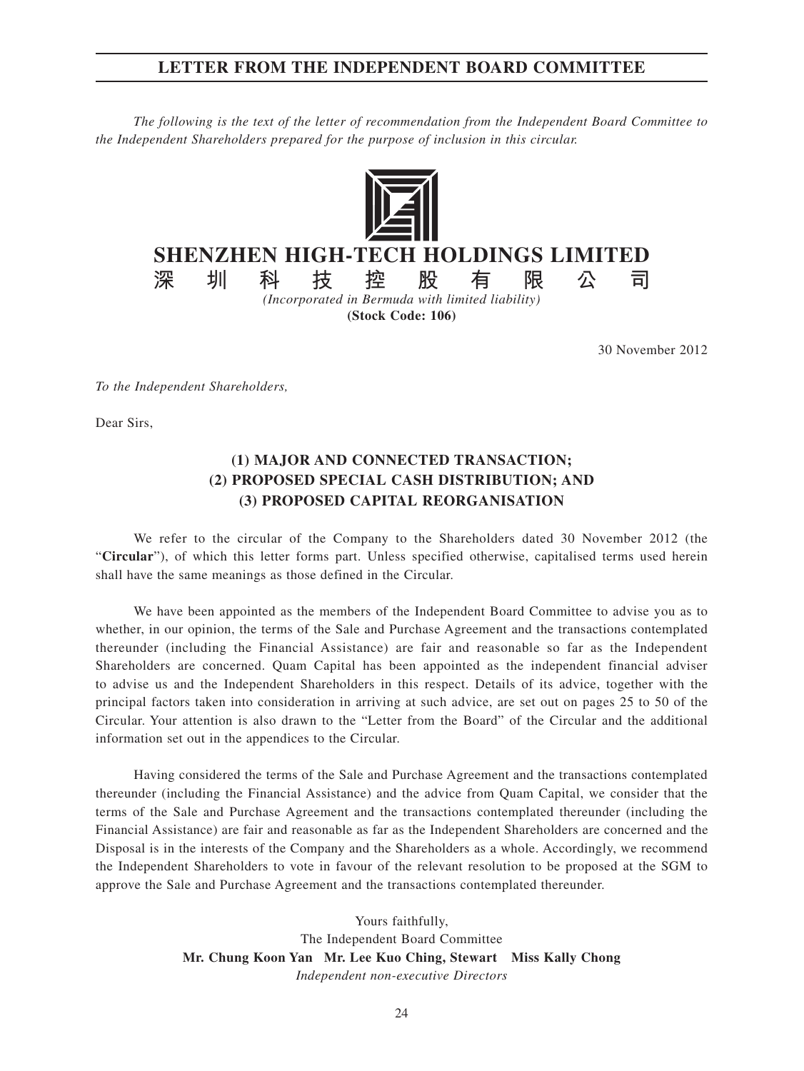# LETTER FROM THE INDEPENDENT BOARD COMMITTEE

*The following is the text of the letter of recommendation from the Independent Board Committee to the Independent Shareholders prepared for the purpose of inclusion in this circular.*

**SHENZHEN HIGH-TECH HOLDINGS LIMITED**

**深圳科技控股有限公司**

*(Incorporated in Bermuda with limited liability)*

**(Stock Code: 106)**

30 November 2012

*To the Independent Shareholders,*

Dear Sirs,

**(1) MAJOR AND CONNECTED TRANSACTION;**
**(2) PROPOSED SPECIAL CASH DISTRIBUTION; AND**
**(3) PROPOSED CAPITAL REORGANISATION**

We refer to the circular of the Company to the Shareholders dated 30 November 2012 (the "**Circular**"), of which this letter forms part. Unless specified otherwise, capitalised terms used herein shall have the same meanings as those defined in the Circular.

We have been appointed as the members of the Independent Board Committee to advise you as to whether, in our opinion, the terms of the Sale and Purchase Agreement and the transactions contemplated thereunder (including the Financial Assistance) are fair and reasonable so far as the Independent Shareholders are concerned. Quam Capital has been appointed as the independent financial adviser to advise us and the Independent Shareholders in this respect. Details of its advice, together with the principal factors taken into consideration in arriving at such advice, are set out on pages 25 to 50 of the Circular. Your attention is also drawn to the "Letter from the Board" of the Circular and the additional information set out in the appendices to the Circular.

Having considered the terms of the Sale and Purchase Agreement and the transactions contemplated thereunder (including the Financial Assistance) and the advice from Quam Capital, we consider that the terms of the Sale and Purchase Agreement and the transactions contemplated thereunder (including the Financial Assistance) are fair and reasonable as far as the Independent Shareholders are concerned and the Disposal is in the interests of the Company and the Shareholders as a whole. Accordingly, we recommend the Independent Shareholders to vote in favour of the relevant resolution to be proposed at the SGM to approve the Sale and Purchase Agreement and the transactions contemplated thereunder.

Yours faithfully,
The Independent Board Committee
**Mr. Chung Koon Yan　Mr. Lee Kuo Ching, Stewart　Miss Kally Chong**
*Independent non-executive Directors*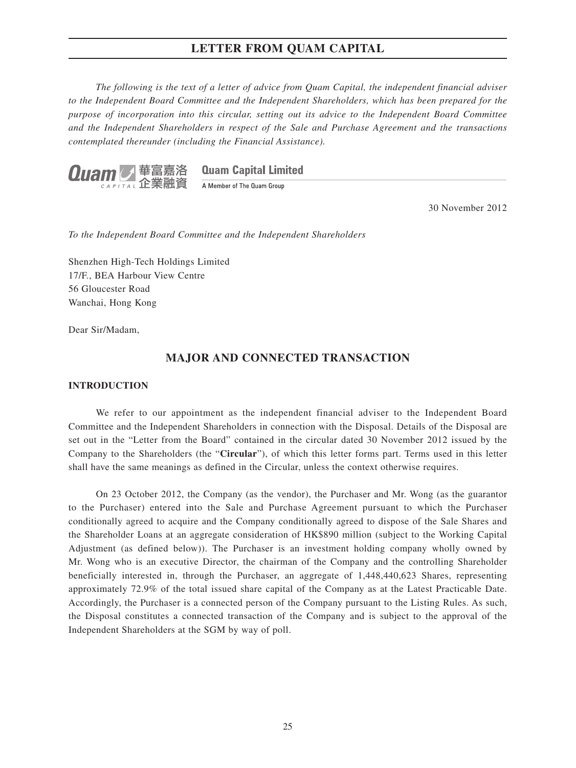# LETTER FROM QUAM CAPITAL

*The following is the text of a letter of advice from Quam Capital, the independent financial adviser to the Independent Board Committee and the Independent Shareholders, which has been prepared for the purpose of incorporation into this circular, setting out its advice to the Independent Board Committee and the Independent Shareholders in respect of the Sale and Purchase Agreement and the transactions contemplated thereunder (including the Financial Assistance).*

**Quam Capital Limited**

華富嘉洛企業融資

A Member of The Quam Group

30 November 2012

*To the Independent Board Committee and the Independent Shareholders*

Shenzhen High-Tech Holdings Limited
17/F., BEA Harbour View Centre
56 Gloucester Road
Wanchai, Hong Kong

Dear Sir/Madam,

## MAJOR AND CONNECTED TRANSACTION

### INTRODUCTION

We refer to our appointment as the independent financial adviser to the Independent Board Committee and the Independent Shareholders in connection with the Disposal. Details of the Disposal are set out in the "Letter from the Board" contained in the circular dated 30 November 2012 issued by the Company to the Shareholders (the "**Circular**"), of which this letter forms part. Terms used in this letter shall have the same meanings as defined in the Circular, unless the context otherwise requires.

On 23 October 2012, the Company (as the vendor), the Purchaser and Mr. Wong (as the guarantor to the Purchaser) entered into the Sale and Purchase Agreement pursuant to which the Purchaser conditionally agreed to acquire and the Company conditionally agreed to dispose of the Sale Shares and the Shareholder Loans at an aggregate consideration of HK$890 million (subject to the Working Capital Adjustment (as defined below)). The Purchaser is an investment holding company wholly owned by Mr. Wong who is an executive Director, the chairman of the Company and the controlling Shareholder beneficially interested in, through the Purchaser, an aggregate of 1,448,440,623 Shares, representing approximately 72.9% of the total issued share capital of the Company as at the Latest Practicable Date. Accordingly, the Purchaser is a connected person of the Company pursuant to the Listing Rules. As such, the Disposal constitutes a connected transaction of the Company and is subject to the approval of the Independent Shareholders at the SGM by way of poll.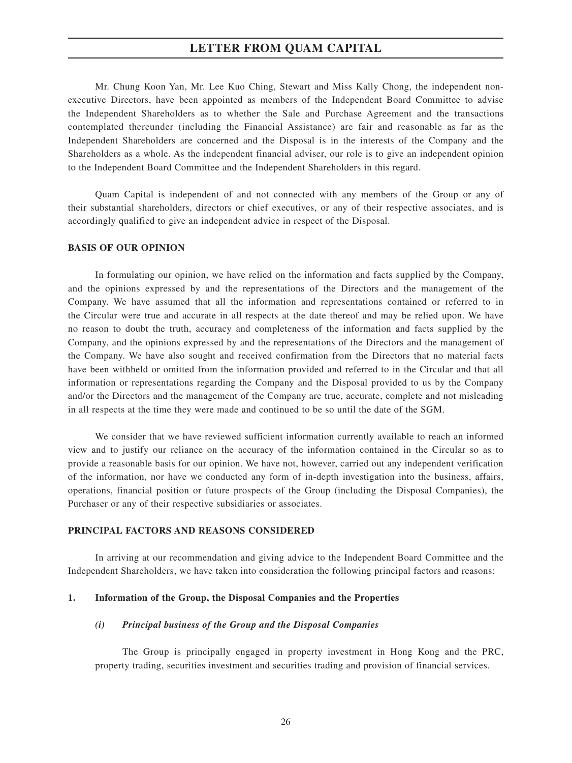Mr. Chung Koon Yan, Mr. Lee Kuo Ching, Stewart and Miss Kally Chong, the independent non-executive Directors, have been appointed as members of the Independent Board Committee to advise the Independent Shareholders as to whether the Sale and Purchase Agreement and the transactions contemplated thereunder (including the Financial Assistance) are fair and reasonable as far as the Independent Shareholders are concerned and the Disposal is in the interests of the Company and the Shareholders as a whole. As the independent financial adviser, our role is to give an independent opinion to the Independent Board Committee and the Independent Shareholders in this regard.

Quam Capital is independent of and not connected with any members of the Group or any of their substantial shareholders, directors or chief executives, or any of their respective associates, and is accordingly qualified to give an independent advice in respect of the Disposal.

## BASIS OF OUR OPINION

In formulating our opinion, we have relied on the information and facts supplied by the Company, and the opinions expressed by and the representations of the Directors and the management of the Company. We have assumed that all the information and representations contained or referred to in the Circular were true and accurate in all respects at the date thereof and may be relied upon. We have no reason to doubt the truth, accuracy and completeness of the information and facts supplied by the Company, and the opinions expressed by and the representations of the Directors and the management of the Company. We have also sought and received confirmation from the Directors that no material facts have been withheld or omitted from the information provided and referred to in the Circular and that all information or representations regarding the Company and the Disposal provided to us by the Company and/or the Directors and the management of the Company are true, accurate, complete and not misleading in all respects at the time they were made and continued to be so until the date of the SGM.

We consider that we have reviewed sufficient information currently available to reach an informed view and to justify our reliance on the accuracy of the information contained in the Circular so as to provide a reasonable basis for our opinion. We have not, however, carried out any independent verification of the information, nor have we conducted any form of in-depth investigation into the business, affairs, operations, financial position or future prospects of the Group (including the Disposal Companies), the Purchaser or any of their respective subsidiaries or associates.

## PRINCIPAL FACTORS AND REASONS CONSIDERED

In arriving at our recommendation and giving advice to the Independent Board Committee and the Independent Shareholders, we have taken into consideration the following principal factors and reasons:

### 1. Information of the Group, the Disposal Companies and the Properties

#### *(i) Principal business of the Group and the Disposal Companies*

The Group is principally engaged in property investment in Hong Kong and the PRC, property trading, securities investment and securities trading and provision of financial services.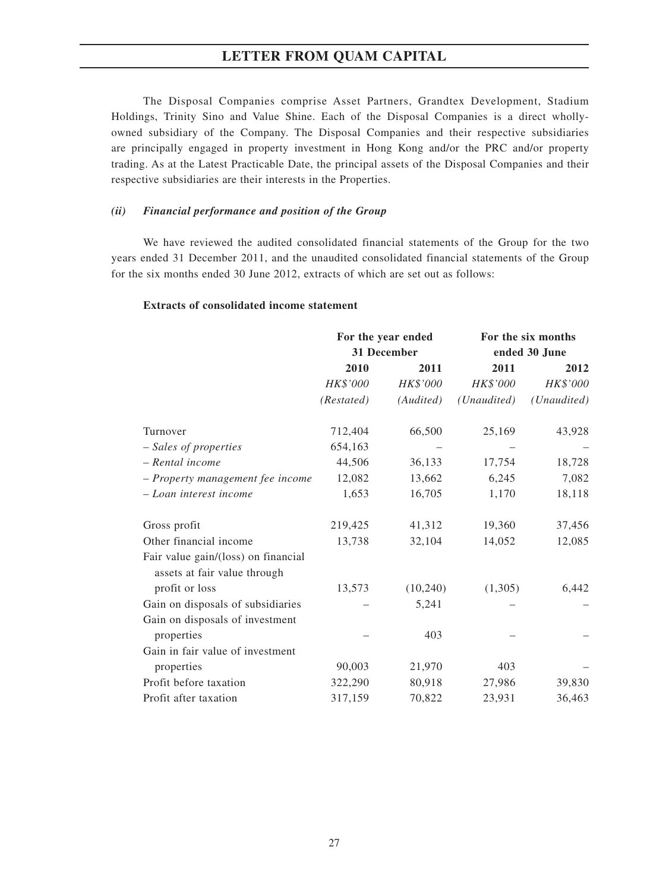The Disposal Companies comprise Asset Partners, Grandtex Development, Stadium Holdings, Trinity Sino and Value Shine. Each of the Disposal Companies is a direct wholly-owned subsidiary of the Company. The Disposal Companies and their respective subsidiaries are principally engaged in property investment in Hong Kong and/or the PRC and/or property trading. As at the Latest Practicable Date, the principal assets of the Disposal Companies and their respective subsidiaries are their interests in the Properties.

### *(ii) Financial performance and position of the Group*

We have reviewed the audited consolidated financial statements of the Group for the two years ended 31 December 2011, and the unaudited consolidated financial statements of the Group for the six months ended 30 June 2012, extracts of which are set out as follows:

**Extracts of consolidated income statement**

| | For the year ended 31 December | | For the six months ended 30 June | |
|---|---|---|---|---|
| | **2010** | **2011** | **2011** | **2012** |
| | *HK$'000* | *HK$'000* | *HK$'000* | *HK$'000* |
| | *(Restated)* | *(Audited)* | *(Unaudited)* | *(Unaudited)* |
| Turnover | 712,404 | 66,500 | 25,169 | 43,928 |
| *– Sales of properties* | 654,163 | – | – | – |
| *– Rental income* | 44,506 | 36,133 | 17,754 | 18,728 |
| *– Property management fee income* | 12,082 | 13,662 | 6,245 | 7,082 |
| *– Loan interest income* | 1,653 | 16,705 | 1,170 | 18,118 |
| Gross profit | 219,425 | 41,312 | 19,360 | 37,456 |
| Other financial income | 13,738 | 32,104 | 14,052 | 12,085 |
| Fair value gain/(loss) on financial assets at fair value through profit or loss | 13,573 | (10,240) | (1,305) | 6,442 |
| Gain on disposals of subsidiaries | – | 5,241 | – | – |
| Gain on disposals of investment properties | – | 403 | – | – |
| Gain in fair value of investment properties | 90,003 | 21,970 | 403 | – |
| Profit before taxation | 322,290 | 80,918 | 27,986 | 39,830 |
| Profit after taxation | 317,159 | 70,822 | 23,931 | 36,463 |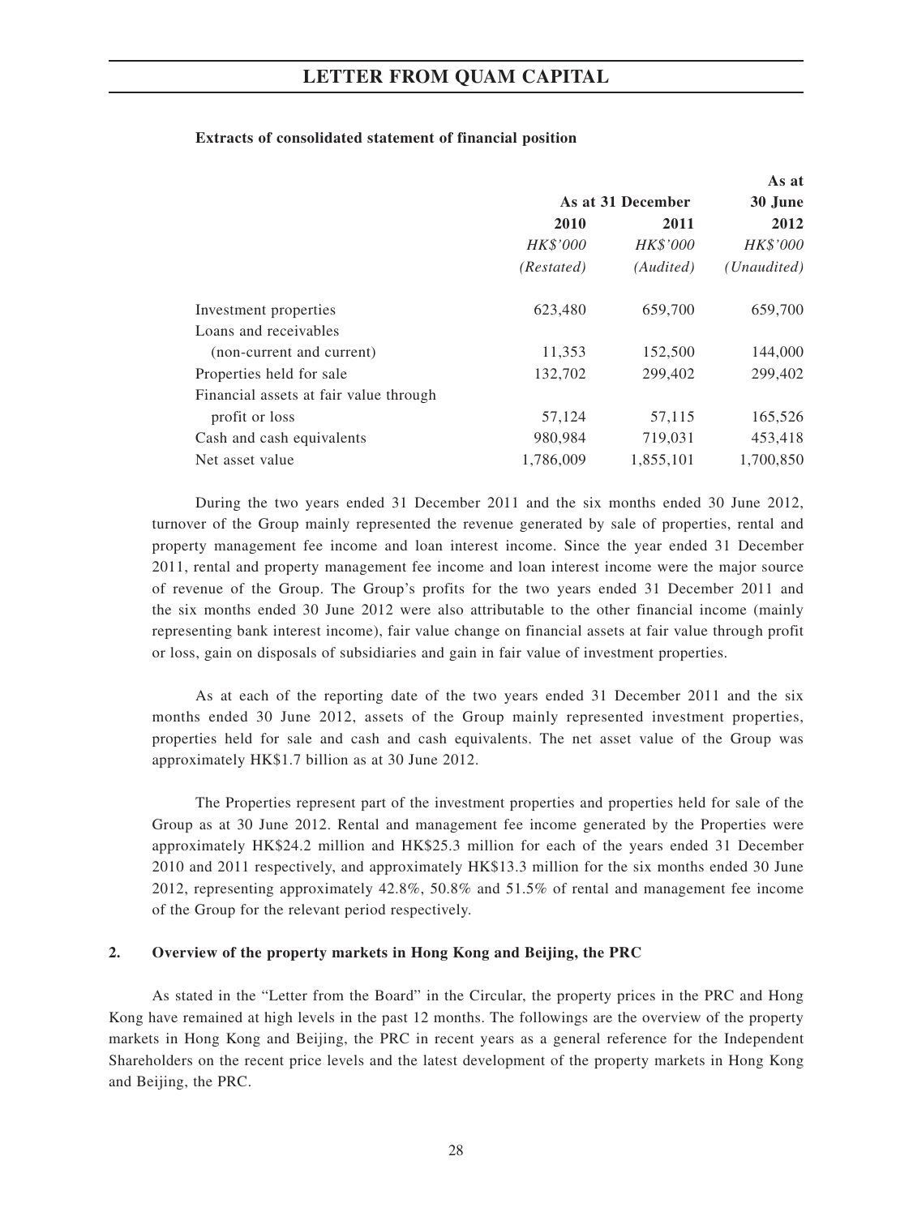**Extracts of consolidated statement of financial position**

| | As at 31 December | | As at 30 June |
|---|---|---|---|
| | 2010 | 2011 | 2012 |
| | *HK$'000* | *HK$'000* | *HK$'000* |
| | *(Restated)* | *(Audited)* | *(Unaudited)* |
| Investment properties | 623,480 | 659,700 | 659,700 |
| Loans and receivables (non-current and current) | 11,353 | 152,500 | 144,000 |
| Properties held for sale | 132,702 | 299,402 | 299,402 |
| Financial assets at fair value through profit or loss | 57,124 | 57,115 | 165,526 |
| Cash and cash equivalents | 980,984 | 719,031 | 453,418 |
| Net asset value | 1,786,009 | 1,855,101 | 1,700,850 |

During the two years ended 31 December 2011 and the six months ended 30 June 2012, turnover of the Group mainly represented the revenue generated by sale of properties, rental and property management fee income and loan interest income. Since the year ended 31 December 2011, rental and property management fee income and loan interest income were the major source of revenue of the Group. The Group's profits for the two years ended 31 December 2011 and the six months ended 30 June 2012 were also attributable to the other financial income (mainly representing bank interest income), fair value change on financial assets at fair value through profit or loss, gain on disposals of subsidiaries and gain in fair value of investment properties.

As at each of the reporting date of the two years ended 31 December 2011 and the six months ended 30 June 2012, assets of the Group mainly represented investment properties, properties held for sale and cash and cash equivalents. The net asset value of the Group was approximately HK$1.7 billion as at 30 June 2012.

The Properties represent part of the investment properties and properties held for sale of the Group as at 30 June 2012. Rental and management fee income generated by the Properties were approximately HK$24.2 million and HK$25.3 million for each of the years ended 31 December 2010 and 2011 respectively, and approximately HK$13.3 million for the six months ended 30 June 2012, representing approximately 42.8%, 50.8% and 51.5% of rental and management fee income of the Group for the relevant period respectively.

**2. Overview of the property markets in Hong Kong and Beijing, the PRC**

As stated in the "Letter from the Board" in the Circular, the property prices in the PRC and Hong Kong have remained at high levels in the past 12 months. The followings are the overview of the property markets in Hong Kong and Beijing, the PRC in recent years as a general reference for the Independent Shareholders on the recent price levels and the latest development of the property markets in Hong Kong and Beijing, the PRC.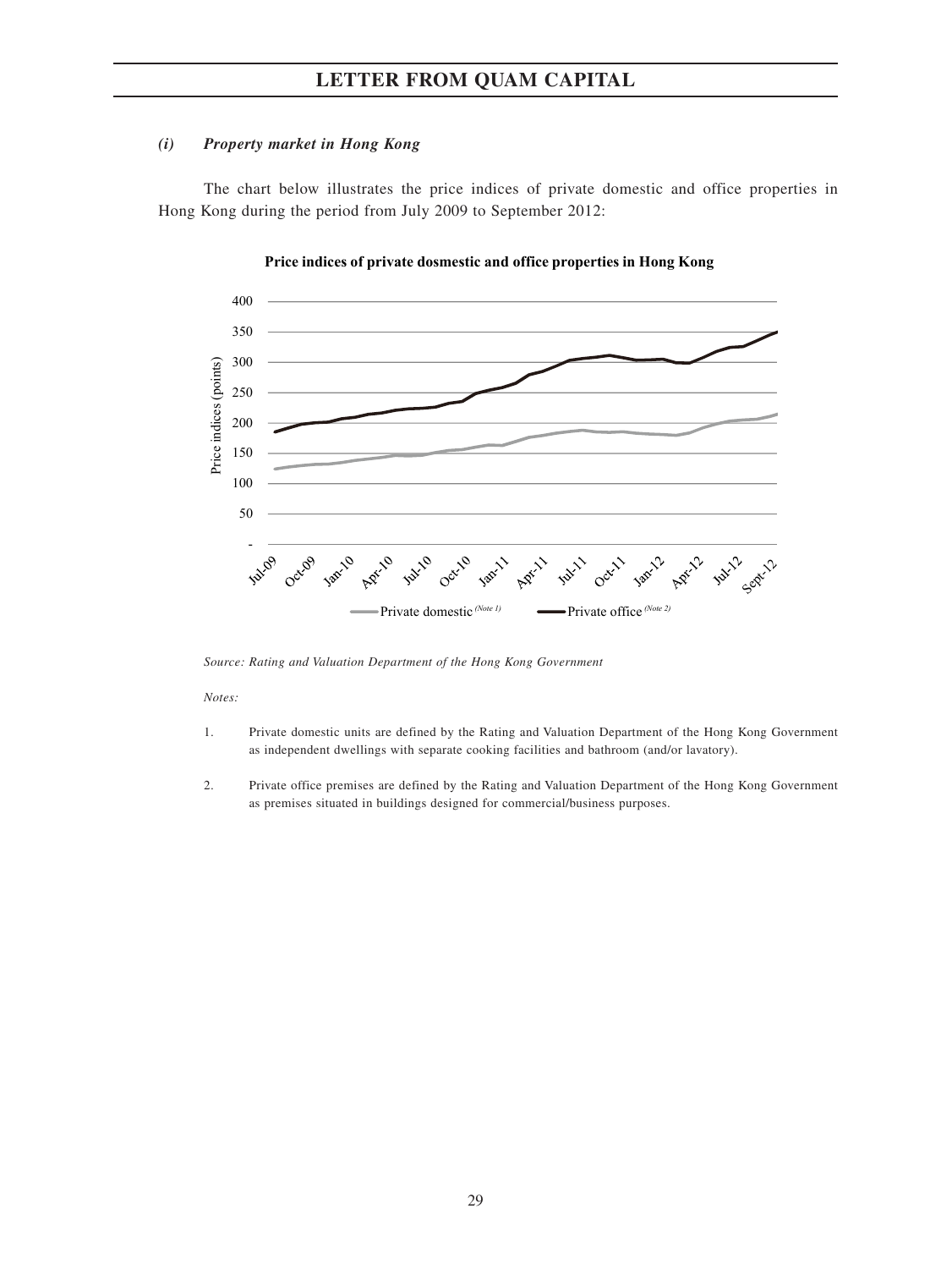### *(i) Property market in Hong Kong*

The chart below illustrates the price indices of private domestic and office properties in Hong Kong during the period from July 2009 to September 2012:

**Price indices of private dosmestic and office properties in Hong Kong**

*Source: Rating and Valuation Department of the Hong Kong Government*

*Notes:*

1. Private domestic units are defined by the Rating and Valuation Department of the Hong Kong Government as independent dwellings with separate cooking facilities and bathroom (and/or lavatory).

2. Private office premises are defined by the Rating and Valuation Department of the Hong Kong Government as premises situated in buildings designed for commercial/business purposes.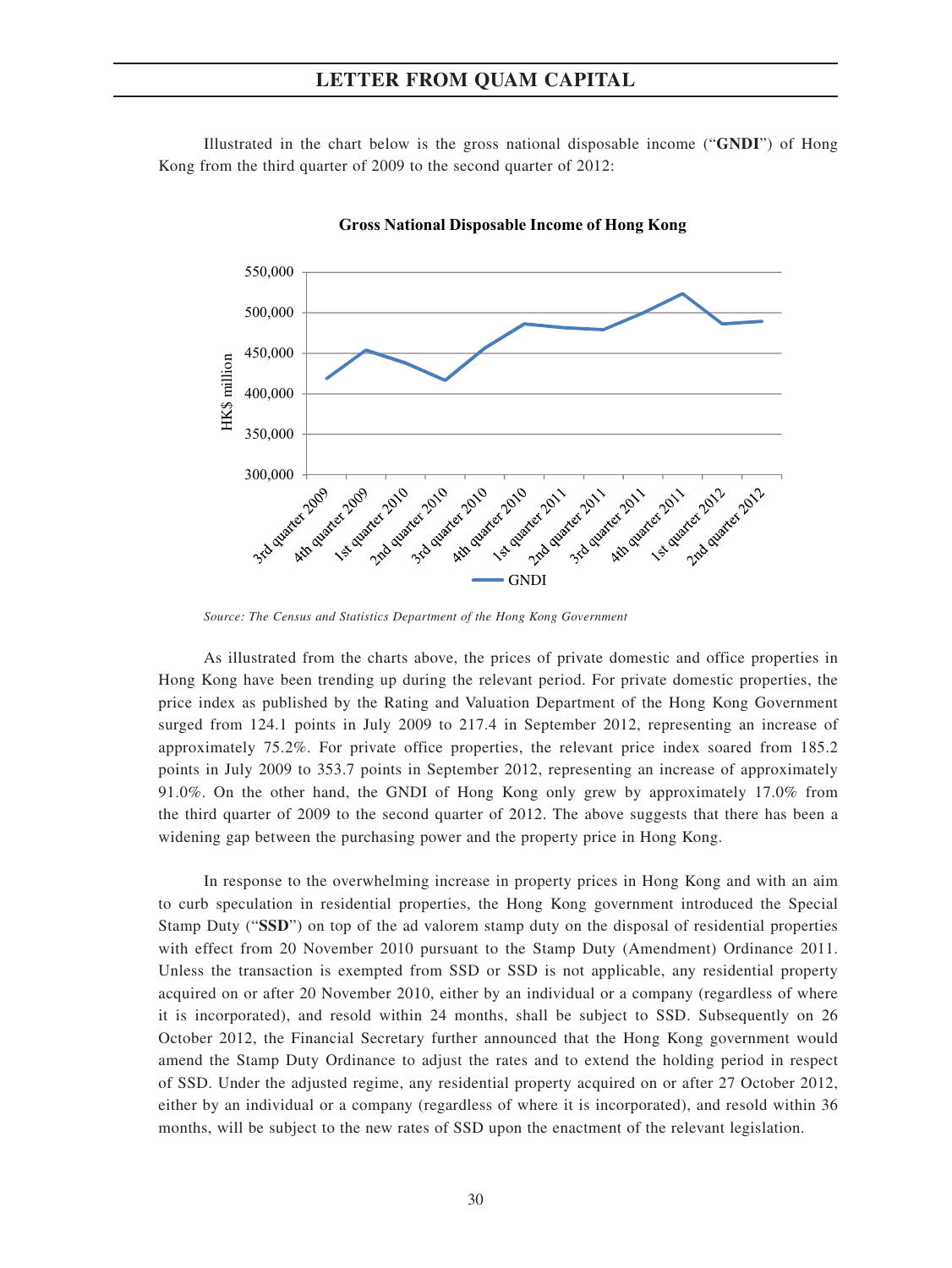Illustrated in the chart below is the gross national disposable income ("**GNDI**") of Hong Kong from the third quarter of 2009 to the second quarter of 2012:

**Gross National Disposable Income of Hong Kong**

*Source: The Census and Statistics Department of the Hong Kong Government*

As illustrated from the charts above, the prices of private domestic and office properties in Hong Kong have been trending up during the relevant period. For private domestic properties, the price index as published by the Rating and Valuation Department of the Hong Kong Government surged from 124.1 points in July 2009 to 217.4 in September 2012, representing an increase of approximately 75.2%. For private office properties, the relevant price index soared from 185.2 points in July 2009 to 353.7 points in September 2012, representing an increase of approximately 91.0%. On the other hand, the GNDI of Hong Kong only grew by approximately 17.0% from the third quarter of 2009 to the second quarter of 2012. The above suggests that there has been a widening gap between the purchasing power and the property price in Hong Kong.

In response to the overwhelming increase in property prices in Hong Kong and with an aim to curb speculation in residential properties, the Hong Kong government introduced the Special Stamp Duty ("**SSD**") on top of the ad valorem stamp duty on the disposal of residential properties with effect from 20 November 2010 pursuant to the Stamp Duty (Amendment) Ordinance 2011. Unless the transaction is exempted from SSD or SSD is not applicable, any residential property acquired on or after 20 November 2010, either by an individual or a company (regardless of where it is incorporated), and resold within 24 months, shall be subject to SSD. Subsequently on 26 October 2012, the Financial Secretary further announced that the Hong Kong government would amend the Stamp Duty Ordinance to adjust the rates and to extend the holding period in respect of SSD. Under the adjusted regime, any residential property acquired on or after 27 October 2012, either by an individual or a company (regardless of where it is incorporated), and resold within 36 months, will be subject to the new rates of SSD upon the enactment of the relevant legislation.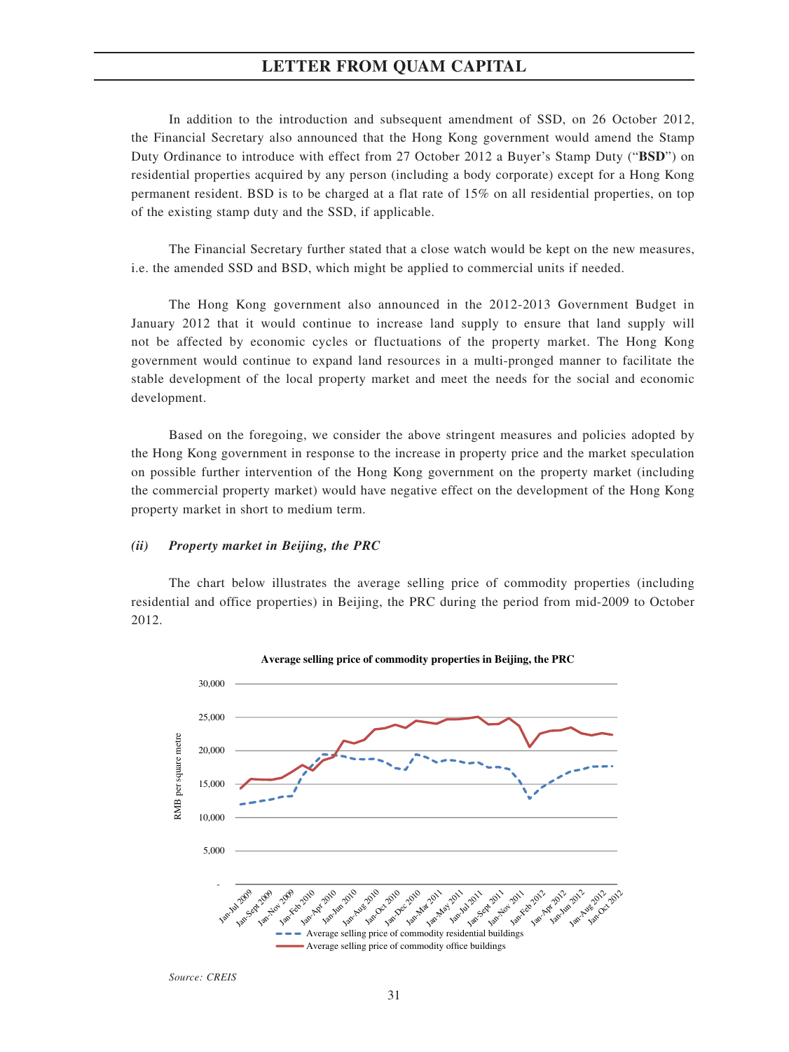In addition to the introduction and subsequent amendment of SSD, on 26 October 2012, the Financial Secretary also announced that the Hong Kong government would amend the Stamp Duty Ordinance to introduce with effect from 27 October 2012 a Buyer's Stamp Duty ("**BSD**") on residential properties acquired by any person (including a body corporate) except for a Hong Kong permanent resident. BSD is to be charged at a flat rate of 15% on all residential properties, on top of the existing stamp duty and the SSD, if applicable.

The Financial Secretary further stated that a close watch would be kept on the new measures, i.e. the amended SSD and BSD, which might be applied to commercial units if needed.

The Hong Kong government also announced in the 2012-2013 Government Budget in January 2012 that it would continue to increase land supply to ensure that land supply will not be affected by economic cycles or fluctuations of the property market. The Hong Kong government would continue to expand land resources in a multi-pronged manner to facilitate the stable development of the local property market and meet the needs for the social and economic development.

Based on the foregoing, we consider the above stringent measures and policies adopted by the Hong Kong government in response to the increase in property price and the market speculation on possible further intervention of the Hong Kong government on the property market (including the commercial property market) would have negative effect on the development of the Hong Kong property market in short to medium term.

### *(ii) Property market in Beijing, the PRC*

The chart below illustrates the average selling price of commodity properties (including residential and office properties) in Beijing, the PRC during the period from mid-2009 to October 2012.

**Average selling price of commodity properties in Beijing, the PRC**

RMB per square metre

- - - Average selling price of commodity residential buildings

——— Average selling price of commodity office buildings

*Source: CREIS*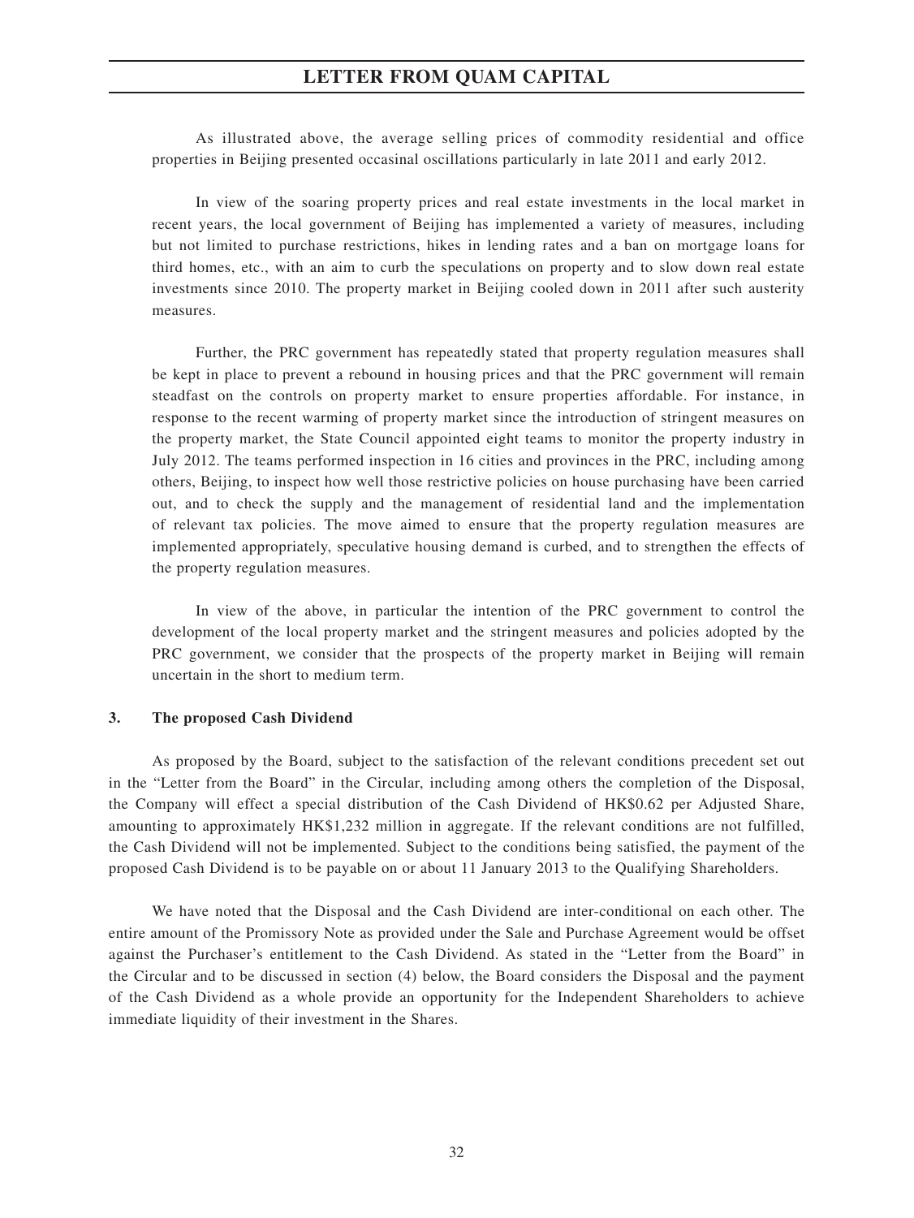As illustrated above, the average selling prices of commodity residential and office properties in Beijing presented occasinal oscillations particularly in late 2011 and early 2012.

In view of the soaring property prices and real estate investments in the local market in recent years, the local government of Beijing has implemented a variety of measures, including but not limited to purchase restrictions, hikes in lending rates and a ban on mortgage loans for third homes, etc., with an aim to curb the speculations on property and to slow down real estate investments since 2010. The property market in Beijing cooled down in 2011 after such austerity measures.

Further, the PRC government has repeatedly stated that property regulation measures shall be kept in place to prevent a rebound in housing prices and that the PRC government will remain steadfast on the controls on property market to ensure properties affordable. For instance, in response to the recent warming of property market since the introduction of stringent measures on the property market, the State Council appointed eight teams to monitor the property industry in July 2012. The teams performed inspection in 16 cities and provinces in the PRC, including among others, Beijing, to inspect how well those restrictive policies on house purchasing have been carried out, and to check the supply and the management of residential land and the implementation of relevant tax policies. The move aimed to ensure that the property regulation measures are implemented appropriately, speculative housing demand is curbed, and to strengthen the effects of the property regulation measures.

In view of the above, in particular the intention of the PRC government to control the development of the local property market and the stringent measures and policies adopted by the PRC government, we consider that the prospects of the property market in Beijing will remain uncertain in the short to medium term.

**3. The proposed Cash Dividend**

As proposed by the Board, subject to the satisfaction of the relevant conditions precedent set out in the "Letter from the Board" in the Circular, including among others the completion of the Disposal, the Company will effect a special distribution of the Cash Dividend of HK$0.62 per Adjusted Share, amounting to approximately HK$1,232 million in aggregate. If the relevant conditions are not fulfilled, the Cash Dividend will not be implemented. Subject to the conditions being satisfied, the payment of the proposed Cash Dividend is to be payable on or about 11 January 2013 to the Qualifying Shareholders.

We have noted that the Disposal and the Cash Dividend are inter-conditional on each other. The entire amount of the Promissory Note as provided under the Sale and Purchase Agreement would be offset against the Purchaser's entitlement to the Cash Dividend. As stated in the "Letter from the Board" in the Circular and to be discussed in section (4) below, the Board considers the Disposal and the payment of the Cash Dividend as a whole provide an opportunity for the Independent Shareholders to achieve immediate liquidity of their investment in the Shares.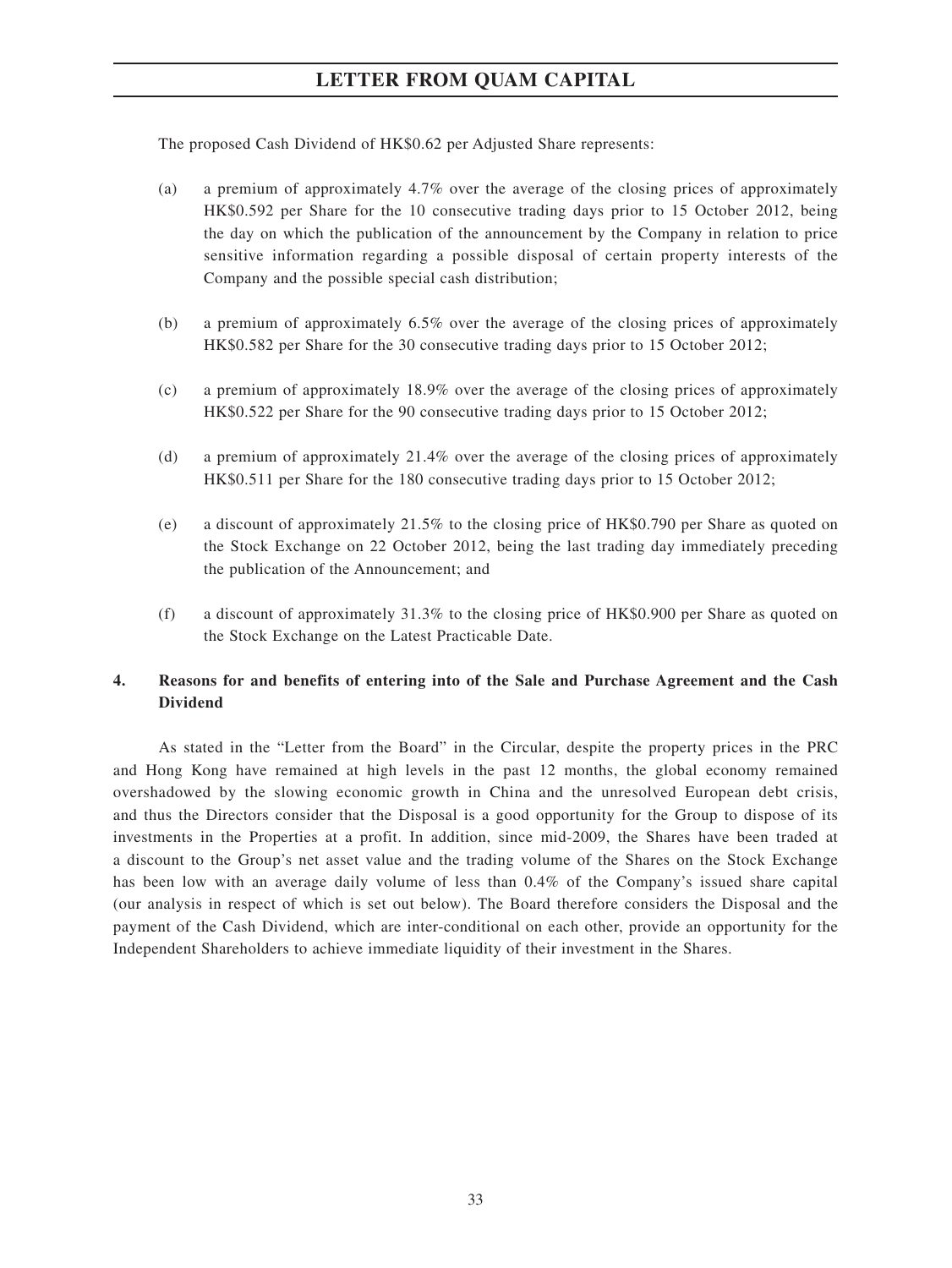The proposed Cash Dividend of HK$0.62 per Adjusted Share represents:

(a) a premium of approximately 4.7% over the average of the closing prices of approximately HK$0.592 per Share for the 10 consecutive trading days prior to 15 October 2012, being the day on which the publication of the announcement by the Company in relation to price sensitive information regarding a possible disposal of certain property interests of the Company and the possible special cash distribution;

(b) a premium of approximately 6.5% over the average of the closing prices of approximately HK$0.582 per Share for the 30 consecutive trading days prior to 15 October 2012;

(c) a premium of approximately 18.9% over the average of the closing prices of approximately HK$0.522 per Share for the 90 consecutive trading days prior to 15 October 2012;

(d) a premium of approximately 21.4% over the average of the closing prices of approximately HK$0.511 per Share for the 180 consecutive trading days prior to 15 October 2012;

(e) a discount of approximately 21.5% to the closing price of HK$0.790 per Share as quoted on the Stock Exchange on 22 October 2012, being the last trading day immediately preceding the publication of the Announcement; and

(f) a discount of approximately 31.3% to the closing price of HK$0.900 per Share as quoted on the Stock Exchange on the Latest Practicable Date.

## 4. Reasons for and benefits of entering into of the Sale and Purchase Agreement and the Cash Dividend

As stated in the "Letter from the Board" in the Circular, despite the property prices in the PRC and Hong Kong have remained at high levels in the past 12 months, the global economy remained overshadowed by the slowing economic growth in China and the unresolved European debt crisis, and thus the Directors consider that the Disposal is a good opportunity for the Group to dispose of its investments in the Properties at a profit. In addition, since mid-2009, the Shares have been traded at a discount to the Group's net asset value and the trading volume of the Shares on the Stock Exchange has been low with an average daily volume of less than 0.4% of the Company's issued share capital (our analysis in respect of which is set out below). The Board therefore considers the Disposal and the payment of the Cash Dividend, which are inter-conditional on each other, provide an opportunity for the Independent Shareholders to achieve immediate liquidity of their investment in the Shares.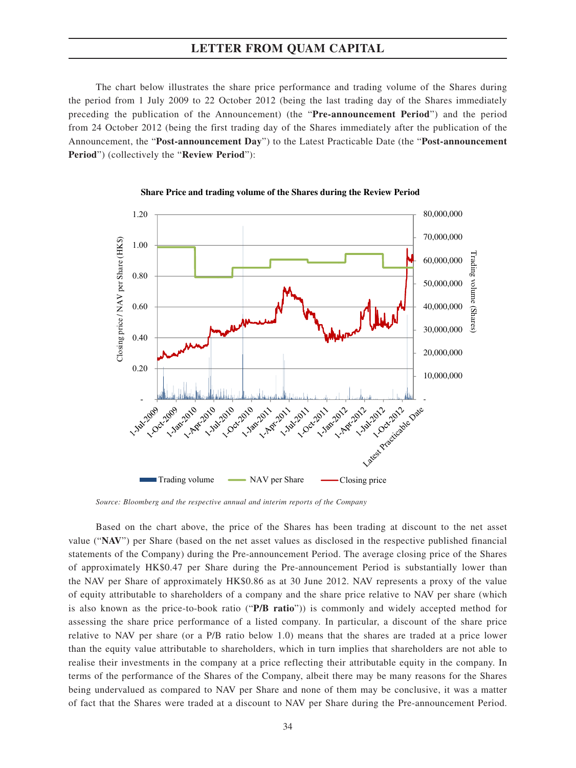The chart below illustrates the share price performance and trading volume of the Shares during the period from 1 July 2009 to 22 October 2012 (being the last trading day of the Shares immediately preceding the publication of the Announcement) (the "**Pre-announcement Period**") and the period from 24 October 2012 (being the first trading day of the Shares immediately after the publication of the Announcement, the "**Post-announcement Day**") to the Latest Practicable Date (the "**Post-announcement Period**") (collectively the "**Review Period**"):

**Share Price and trading volume of the Shares during the Review Period**

*Source: Bloomberg and the respective annual and interim reports of the Company*

Based on the chart above, the price of the Shares has been trading at discount to the net asset value ("**NAV**") per Share (based on the net asset values as disclosed in the respective published financial statements of the Company) during the Pre-announcement Period. The average closing price of the Shares of approximately HK$0.47 per Share during the Pre-announcement Period is substantially lower than the NAV per Share of approximately HK$0.86 as at 30 June 2012. NAV represents a proxy of the value of equity attributable to shareholders of a company and the share price relative to NAV per share (which is also known as the price-to-book ratio ("**P/B ratio**")) is commonly and widely accepted method for assessing the share price performance of a listed company. In particular, a discount of the share price relative to NAV per share (or a P/B ratio below 1.0) means that the shares are traded at a price lower than the equity value attributable to shareholders, which in turn implies that shareholders are not able to realise their investments in the company at a price reflecting their attributable equity in the company. In terms of the performance of the Shares of the Company, albeit there may be many reasons for the Shares being undervalued as compared to NAV per Share and none of them may be conclusive, it was a matter of fact that the Shares were traded at a discount to NAV per Share during the Pre-announcement Period.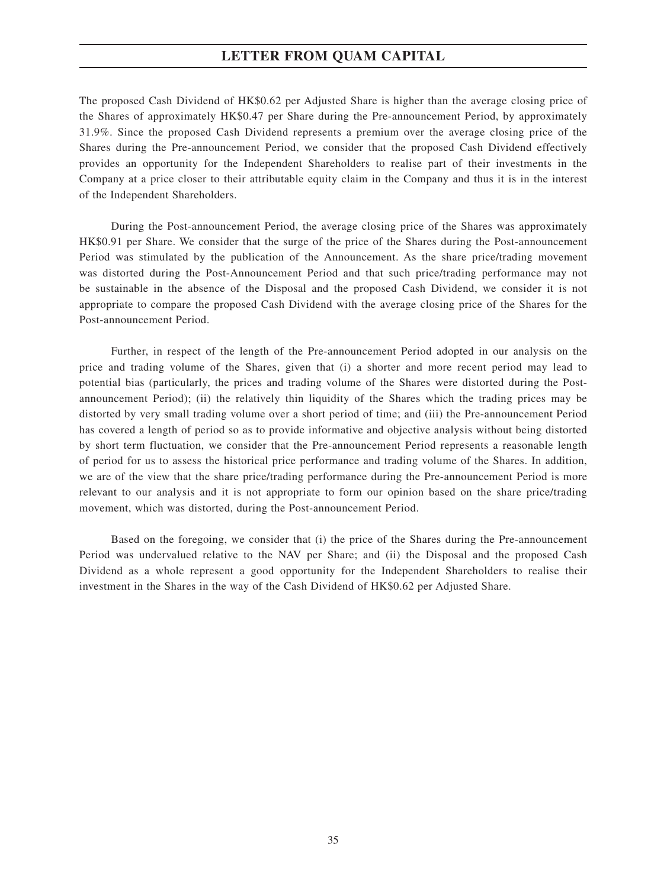The proposed Cash Dividend of HK$0.62 per Adjusted Share is higher than the average closing price of the Shares of approximately HK$0.47 per Share during the Pre-announcement Period, by approximately 31.9%. Since the proposed Cash Dividend represents a premium over the average closing price of the Shares during the Pre-announcement Period, we consider that the proposed Cash Dividend effectively provides an opportunity for the Independent Shareholders to realise part of their investments in the Company at a price closer to their attributable equity claim in the Company and thus it is in the interest of the Independent Shareholders.

During the Post-announcement Period, the average closing price of the Shares was approximately HK$0.91 per Share. We consider that the surge of the price of the Shares during the Post-announcement Period was stimulated by the publication of the Announcement. As the share price/trading movement was distorted during the Post-Announcement Period and that such price/trading performance may not be sustainable in the absence of the Disposal and the proposed Cash Dividend, we consider it is not appropriate to compare the proposed Cash Dividend with the average closing price of the Shares for the Post-announcement Period.

Further, in respect of the length of the Pre-announcement Period adopted in our analysis on the price and trading volume of the Shares, given that (i) a shorter and more recent period may lead to potential bias (particularly, the prices and trading volume of the Shares were distorted during the Post-announcement Period); (ii) the relatively thin liquidity of the Shares which the trading prices may be distorted by very small trading volume over a short period of time; and (iii) the Pre-announcement Period has covered a length of period so as to provide informative and objective analysis without being distorted by short term fluctuation, we consider that the Pre-announcement Period represents a reasonable length of period for us to assess the historical price performance and trading volume of the Shares. In addition, we are of the view that the share price/trading performance during the Pre-announcement Period is more relevant to our analysis and it is not appropriate to form our opinion based on the share price/trading movement, which was distorted, during the Post-announcement Period.

Based on the foregoing, we consider that (i) the price of the Shares during the Pre-announcement Period was undervalued relative to the NAV per Share; and (ii) the Disposal and the proposed Cash Dividend as a whole represent a good opportunity for the Independent Shareholders to realise their investment in the Shares in the way of the Cash Dividend of HK$0.62 per Adjusted Share.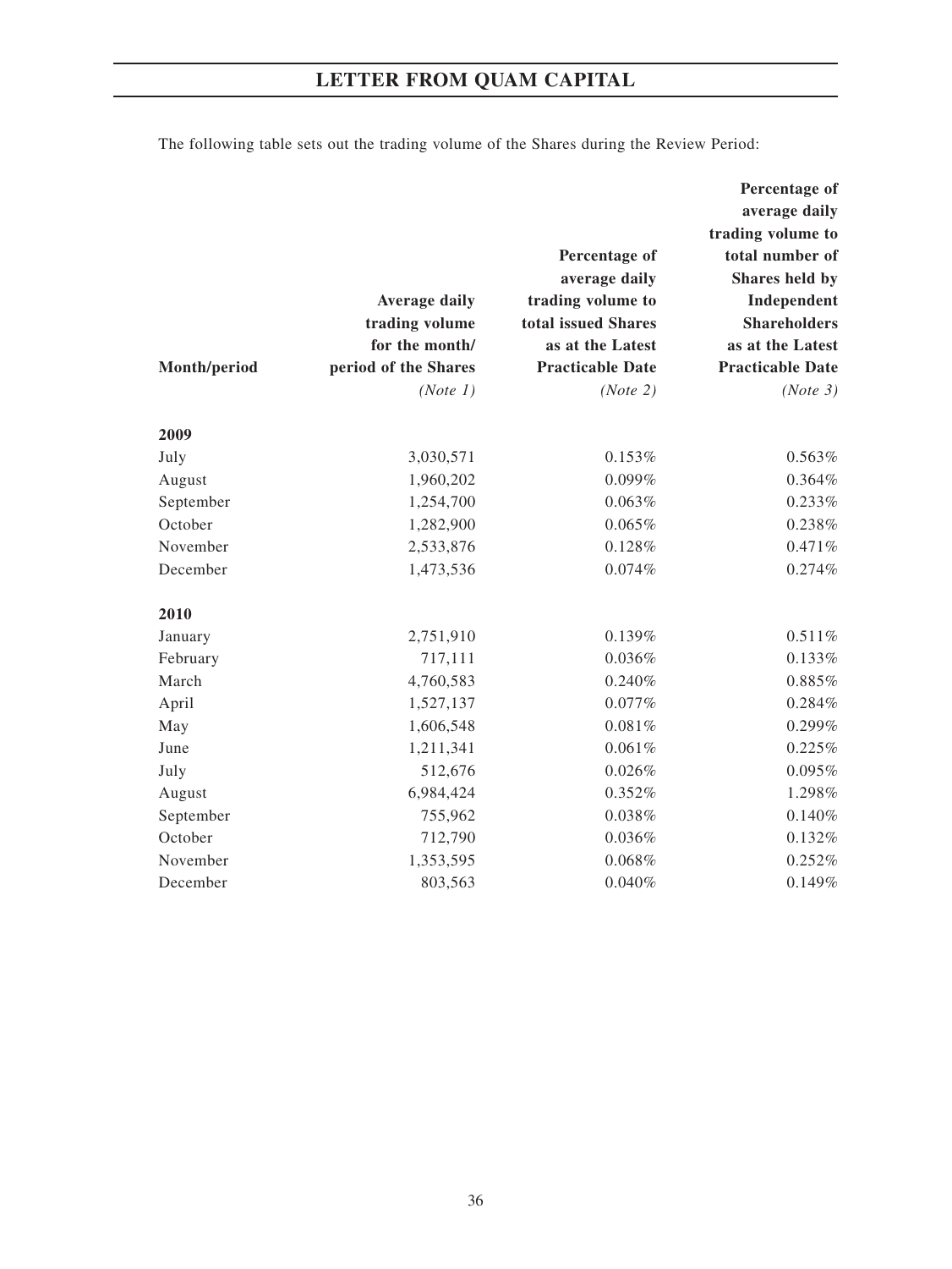The following table sets out the trading volume of the Shares during the Review Period:

| Month/period | Average daily trading volume for the month/ period of the Shares *(Note 1)* | Percentage of average daily trading volume to total issued Shares as at the Latest Practicable Date *(Note 2)* | Percentage of average daily trading volume to total number of Shares held by Independent Shareholders as at the Latest Practicable Date *(Note 3)* |
|---|---|---|---|
| **2009** | | | |
| July | 3,030,571 | 0.153% | 0.563% |
| August | 1,960,202 | 0.099% | 0.364% |
| September | 1,254,700 | 0.063% | 0.233% |
| October | 1,282,900 | 0.065% | 0.238% |
| November | 2,533,876 | 0.128% | 0.471% |
| December | 1,473,536 | 0.074% | 0.274% |
| **2010** | | | |
| January | 2,751,910 | 0.139% | 0.511% |
| February | 717,111 | 0.036% | 0.133% |
| March | 4,760,583 | 0.240% | 0.885% |
| April | 1,527,137 | 0.077% | 0.284% |
| May | 1,606,548 | 0.081% | 0.299% |
| June | 1,211,341 | 0.061% | 0.225% |
| July | 512,676 | 0.026% | 0.095% |
| August | 6,984,424 | 0.352% | 1.298% |
| September | 755,962 | 0.038% | 0.140% |
| October | 712,790 | 0.036% | 0.132% |
| November | 1,353,595 | 0.068% | 0.252% |
| December | 803,563 | 0.040% | 0.149% |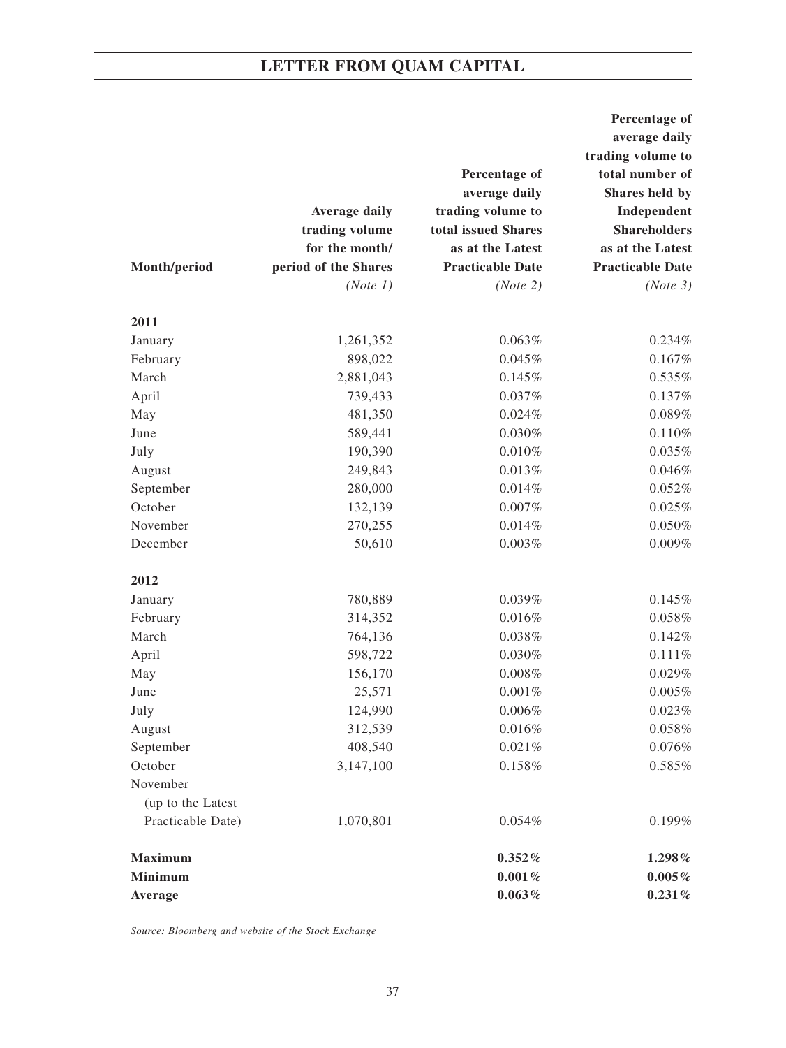| Month/period | Average daily trading volume for the month/ period of the Shares *(Note 1)* | Percentage of average daily trading volume to total issued Shares as at the Latest Practicable Date *(Note 2)* | Percentage of average daily trading volume to total number of Shares held by Independent Shareholders as at the Latest Practicable Date *(Note 3)* |
|---|---|---|---|
| **2011** | | | |
| January | 1,261,352 | 0.063% | 0.234% |
| February | 898,022 | 0.045% | 0.167% |
| March | 2,881,043 | 0.145% | 0.535% |
| April | 739,433 | 0.037% | 0.137% |
| May | 481,350 | 0.024% | 0.089% |
| June | 589,441 | 0.030% | 0.110% |
| July | 190,390 | 0.010% | 0.035% |
| August | 249,843 | 0.013% | 0.046% |
| September | 280,000 | 0.014% | 0.052% |
| October | 132,139 | 0.007% | 0.025% |
| November | 270,255 | 0.014% | 0.050% |
| December | 50,610 | 0.003% | 0.009% |
| **2012** | | | |
| January | 780,889 | 0.039% | 0.145% |
| February | 314,352 | 0.016% | 0.058% |
| March | 764,136 | 0.038% | 0.142% |
| April | 598,722 | 0.030% | 0.111% |
| May | 156,170 | 0.008% | 0.029% |
| June | 25,571 | 0.001% | 0.005% |
| July | 124,990 | 0.006% | 0.023% |
| August | 312,539 | 0.016% | 0.058% |
| September | 408,540 | 0.021% | 0.076% |
| October | 3,147,100 | 0.158% | 0.585% |
| November (up to the Latest Practicable Date) | 1,070,801 | 0.054% | 0.199% |
| **Maximum** | | **0.352%** | **1.298%** |
| **Minimum** | | **0.001%** | **0.005%** |
| **Average** | | **0.063%** | **0.231%** |

*Source: Bloomberg and website of the Stock Exchange*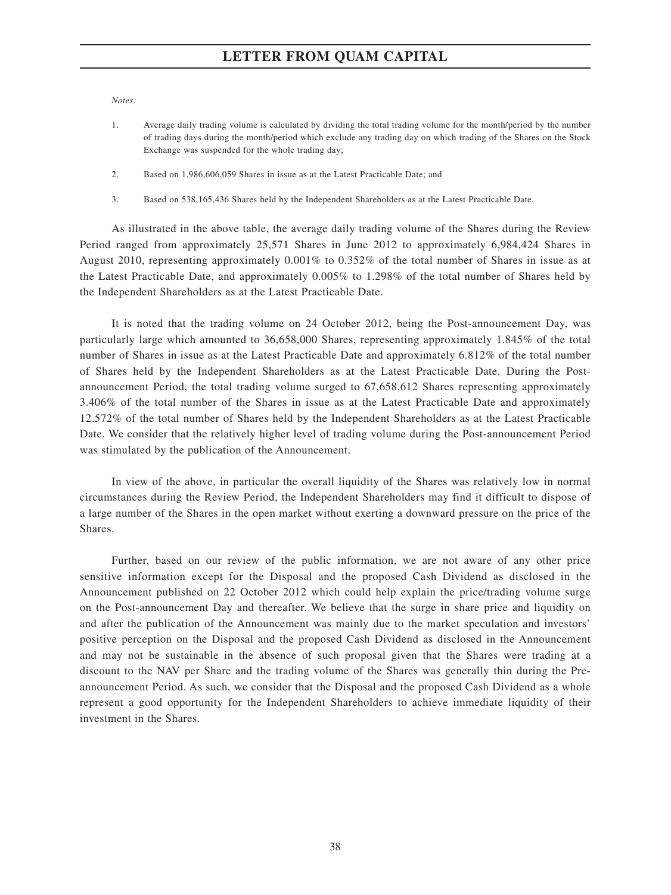*Notes:*

1. Average daily trading volume is calculated by dividing the total trading volume for the month/period by the number of trading days during the month/period which exclude any trading day on which trading of the Shares on the Stock Exchange was suspended for the whole trading day;

2. Based on 1,986,606,059 Shares in issue as at the Latest Practicable Date; and

3. Based on 538,165,436 Shares held by the Independent Shareholders as at the Latest Practicable Date.

As illustrated in the above table, the average daily trading volume of the Shares during the Review Period ranged from approximately 25,571 Shares in June 2012 to approximately 6,984,424 Shares in August 2010, representing approximately 0.001% to 0.352% of the total number of Shares in issue as at the Latest Practicable Date, and approximately 0.005% to 1.298% of the total number of Shares held by the Independent Shareholders as at the Latest Practicable Date.

It is noted that the trading volume on 24 October 2012, being the Post-announcement Day, was particularly large which amounted to 36,658,000 Shares, representing approximately 1.845% of the total number of Shares in issue as at the Latest Practicable Date and approximately 6.812% of the total number of Shares held by the Independent Shareholders as at the Latest Practicable Date. During the Post-announcement Period, the total trading volume surged to 67,658,612 Shares representing approximately 3.406% of the total number of the Shares in issue as at the Latest Practicable Date and approximately 12.572% of the total number of Shares held by the Independent Shareholders as at the Latest Practicable Date. We consider that the relatively higher level of trading volume during the Post-announcement Period was stimulated by the publication of the Announcement.

In view of the above, in particular the overall liquidity of the Shares was relatively low in normal circumstances during the Review Period, the Independent Shareholders may find it difficult to dispose of a large number of the Shares in the open market without exerting a downward pressure on the price of the Shares.

Further, based on our review of the public information, we are not aware of any other price sensitive information except for the Disposal and the proposed Cash Dividend as disclosed in the Announcement published on 22 October 2012 which could help explain the price/trading volume surge on the Post-announcement Day and thereafter. We believe that the surge in share price and liquidity on and after the publication of the Announcement was mainly due to the market speculation and investors' positive perception on the Disposal and the proposed Cash Dividend as disclosed in the Announcement and may not be sustainable in the absence of such proposal given that the Shares were trading at a discount to the NAV per Share and the trading volume of the Shares was generally thin during the Pre-announcement Period. As such, we consider that the Disposal and the proposed Cash Dividend as a whole represent a good opportunity for the Independent Shareholders to achieve immediate liquidity of their investment in the Shares.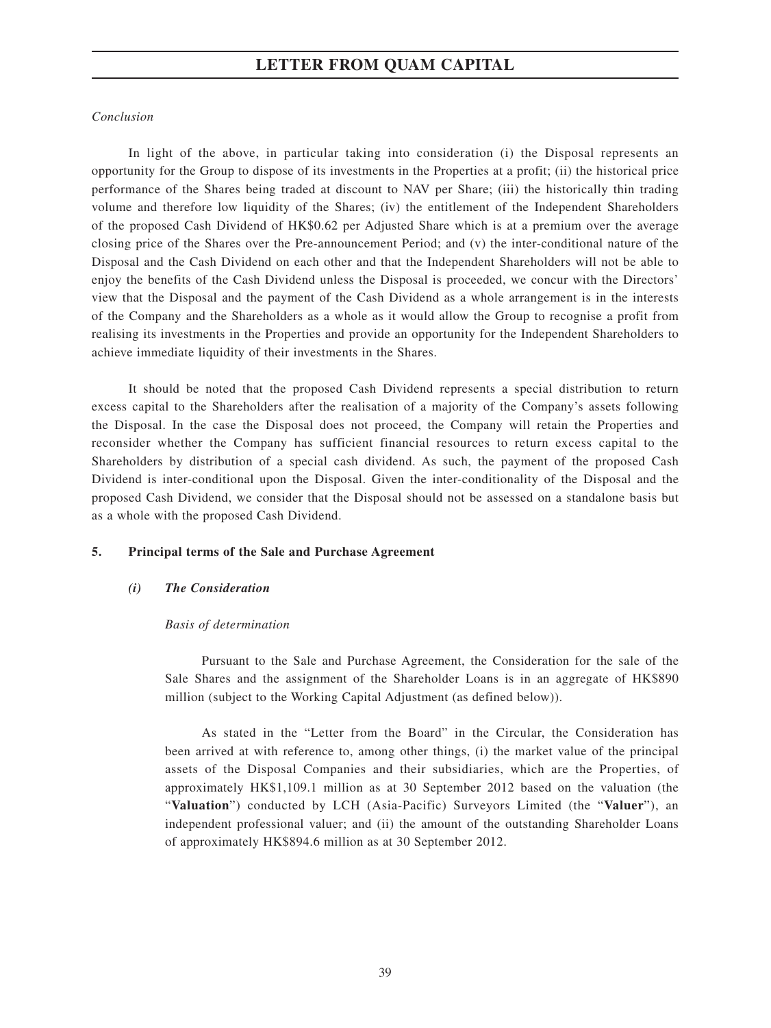*Conclusion*

In light of the above, in particular taking into consideration (i) the Disposal represents an opportunity for the Group to dispose of its investments in the Properties at a profit; (ii) the historical price performance of the Shares being traded at discount to NAV per Share; (iii) the historically thin trading volume and therefore low liquidity of the Shares; (iv) the entitlement of the Independent Shareholders of the proposed Cash Dividend of HK$0.62 per Adjusted Share which is at a premium over the average closing price of the Shares over the Pre-announcement Period; and (v) the inter-conditional nature of the Disposal and the Cash Dividend on each other and that the Independent Shareholders will not be able to enjoy the benefits of the Cash Dividend unless the Disposal is proceeded, we concur with the Directors' view that the Disposal and the payment of the Cash Dividend as a whole arrangement is in the interests of the Company and the Shareholders as a whole as it would allow the Group to recognise a profit from realising its investments in the Properties and provide an opportunity for the Independent Shareholders to achieve immediate liquidity of their investments in the Shares.

It should be noted that the proposed Cash Dividend represents a special distribution to return excess capital to the Shareholders after the realisation of a majority of the Company's assets following the Disposal. In the case the Disposal does not proceed, the Company will retain the Properties and reconsider whether the Company has sufficient financial resources to return excess capital to the Shareholders by distribution of a special cash dividend. As such, the payment of the proposed Cash Dividend is inter-conditional upon the Disposal. Given the inter-conditionality of the Disposal and the proposed Cash Dividend, we consider that the Disposal should not be assessed on a standalone basis but as a whole with the proposed Cash Dividend.

**5. Principal terms of the Sale and Purchase Agreement**

***(i) The Consideration***

*Basis of determination*

Pursuant to the Sale and Purchase Agreement, the Consideration for the sale of the Sale Shares and the assignment of the Shareholder Loans is in an aggregate of HK$890 million (subject to the Working Capital Adjustment (as defined below)).

As stated in the "Letter from the Board" in the Circular, the Consideration has been arrived at with reference to, among other things, (i) the market value of the principal assets of the Disposal Companies and their subsidiaries, which are the Properties, of approximately HK$1,109.1 million as at 30 September 2012 based on the valuation (the "**Valuation**") conducted by LCH (Asia-Pacific) Surveyors Limited (the "**Valuer**"), an independent professional valuer; and (ii) the amount of the outstanding Shareholder Loans of approximately HK$894.6 million as at 30 September 2012.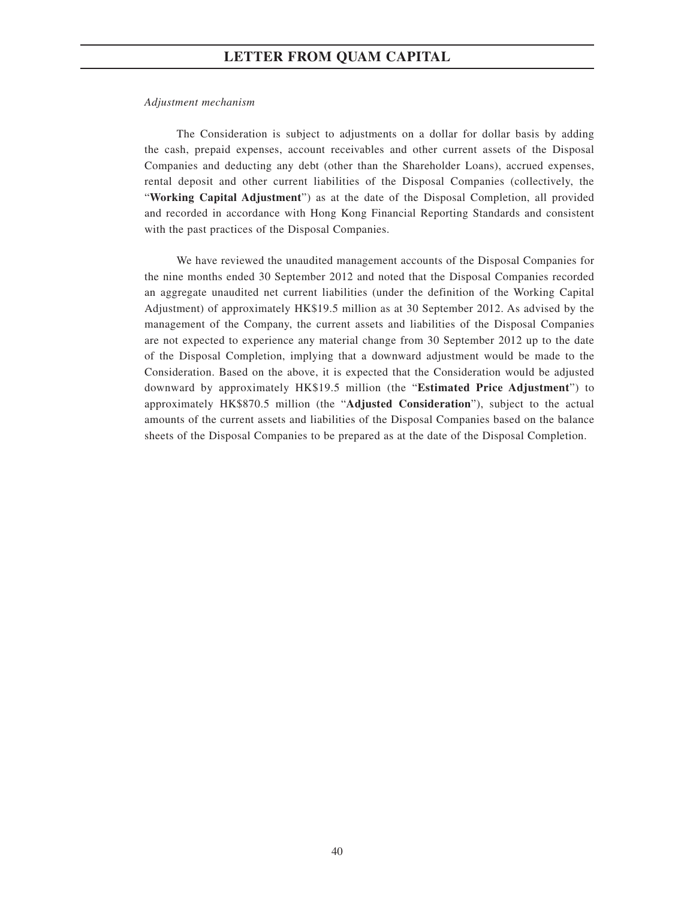*Adjustment mechanism*

The Consideration is subject to adjustments on a dollar for dollar basis by adding the cash, prepaid expenses, account receivables and other current assets of the Disposal Companies and deducting any debt (other than the Shareholder Loans), accrued expenses, rental deposit and other current liabilities of the Disposal Companies (collectively, the "**Working Capital Adjustment**") as at the date of the Disposal Completion, all provided and recorded in accordance with Hong Kong Financial Reporting Standards and consistent with the past practices of the Disposal Companies.

We have reviewed the unaudited management accounts of the Disposal Companies for the nine months ended 30 September 2012 and noted that the Disposal Companies recorded an aggregate unaudited net current liabilities (under the definition of the Working Capital Adjustment) of approximately HK$19.5 million as at 30 September 2012. As advised by the management of the Company, the current assets and liabilities of the Disposal Companies are not expected to experience any material change from 30 September 2012 up to the date of the Disposal Completion, implying that a downward adjustment would be made to the Consideration. Based on the above, it is expected that the Consideration would be adjusted downward by approximately HK$19.5 million (the "**Estimated Price Adjustment**") to approximately HK$870.5 million (the "**Adjusted Consideration**"), subject to the actual amounts of the current assets and liabilities of the Disposal Companies based on the balance sheets of the Disposal Companies to be prepared as at the date of the Disposal Completion.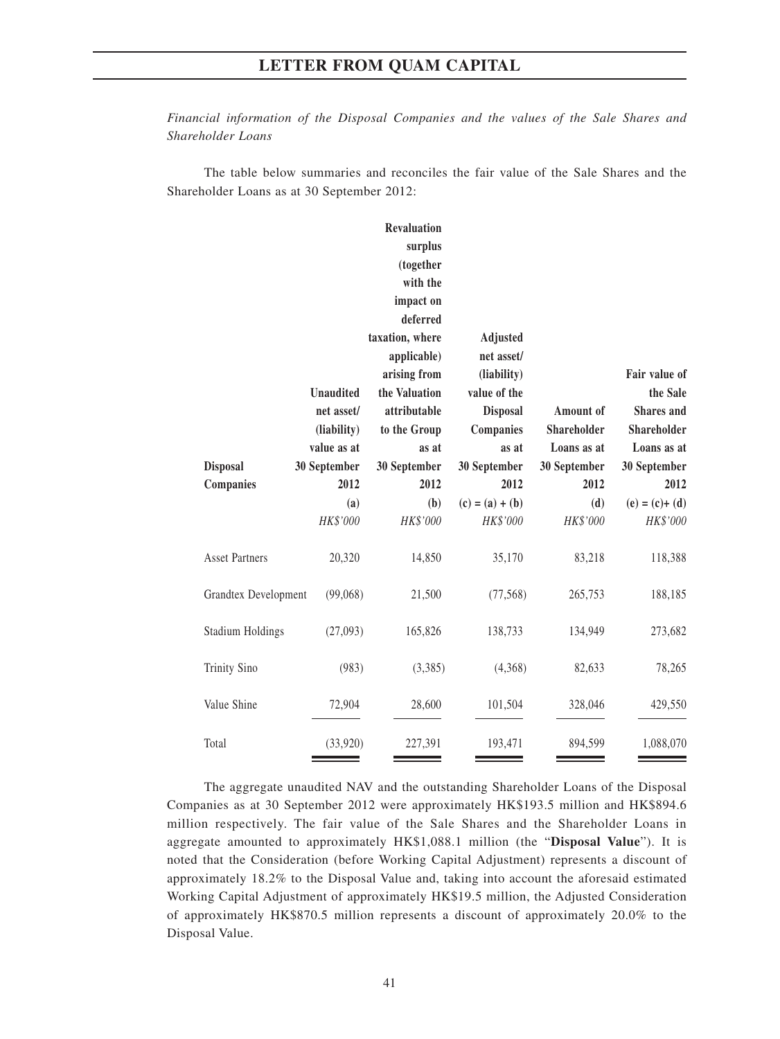*Financial information of the Disposal Companies and the values of the Sale Shares and Shareholder Loans*

The table below summaries and reconciles the fair value of the Sale Shares and the Shareholder Loans as at 30 September 2012:

| Disposal Companies | Unaudited net asset/ (liability) value as at 30 September 2012 | Revaluation surplus (together with the impact on deferred taxation, where applicable) arising from the Valuation attributable to the Group as at 30 September 2012 | Adjusted net asset/ (liability) value of the Disposal Companies as at 30 September 2012 | Amount of Shareholder Loans as at 30 September 2012 | Fair value of the Sale Shares and Shareholder Loans as at 30 September 2012 |
|---|---|---|---|---|---|
| | (a) | (b) | (c) = (a) + (b) | (d) | (e) = (c)+ (d) |
| | *HK$'000* | *HK$'000* | *HK$'000* | *HK$'000* | *HK$'000* |
| Asset Partners | 20,320 | 14,850 | 35,170 | 83,218 | 118,388 |
| Grandtex Development | (99,068) | 21,500 | (77,568) | 265,753 | 188,185 |
| Stadium Holdings | (27,093) | 165,826 | 138,733 | 134,949 | 273,682 |
| Trinity Sino | (983) | (3,385) | (4,368) | 82,633 | 78,265 |
| Value Shine | 72,904 | 28,600 | 101,504 | 328,046 | 429,550 |
| Total | (33,920) | 227,391 | 193,471 | 894,599 | 1,088,070 |

The aggregate unaudited NAV and the outstanding Shareholder Loans of the Disposal Companies as at 30 September 2012 were approximately HK$193.5 million and HK$894.6 million respectively. The fair value of the Sale Shares and the Shareholder Loans in aggregate amounted to approximately HK$1,088.1 million (the "**Disposal Value**"). It is noted that the Consideration (before Working Capital Adjustment) represents a discount of approximately 18.2% to the Disposal Value and, taking into account the aforesaid estimated Working Capital Adjustment of approximately HK$19.5 million, the Adjusted Consideration of approximately HK$870.5 million represents a discount of approximately 20.0% to the Disposal Value.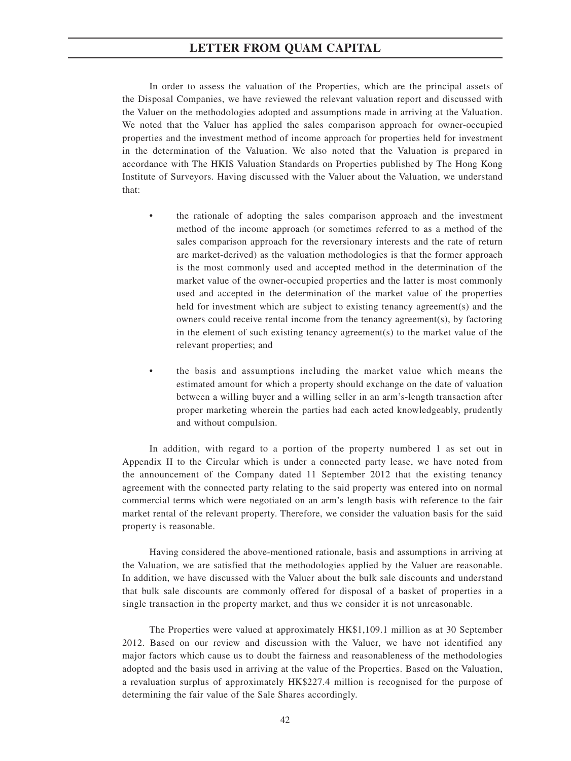In order to assess the valuation of the Properties, which are the principal assets of the Disposal Companies, we have reviewed the relevant valuation report and discussed with the Valuer on the methodologies adopted and assumptions made in arriving at the Valuation. We noted that the Valuer has applied the sales comparison approach for owner-occupied properties and the investment method of income approach for properties held for investment in the determination of the Valuation. We also noted that the Valuation is prepared in accordance with The HKIS Valuation Standards on Properties published by The Hong Kong Institute of Surveyors. Having discussed with the Valuer about the Valuation, we understand that:

- the rationale of adopting the sales comparison approach and the investment method of the income approach (or sometimes referred to as a method of the sales comparison approach for the reversionary interests and the rate of return are market-derived) as the valuation methodologies is that the former approach is the most commonly used and accepted method in the determination of the market value of the owner-occupied properties and the latter is most commonly used and accepted in the determination of the market value of the properties held for investment which are subject to existing tenancy agreement(s) and the owners could receive rental income from the tenancy agreement(s), by factoring in the element of such existing tenancy agreement(s) to the market value of the relevant properties; and

- the basis and assumptions including the market value which means the estimated amount for which a property should exchange on the date of valuation between a willing buyer and a willing seller in an arm's-length transaction after proper marketing wherein the parties had each acted knowledgeably, prudently and without compulsion.

In addition, with regard to a portion of the property numbered 1 as set out in Appendix II to the Circular which is under a connected party lease, we have noted from the announcement of the Company dated 11 September 2012 that the existing tenancy agreement with the connected party relating to the said property was entered into on normal commercial terms which were negotiated on an arm's length basis with reference to the fair market rental of the relevant property. Therefore, we consider the valuation basis for the said property is reasonable.

Having considered the above-mentioned rationale, basis and assumptions in arriving at the Valuation, we are satisfied that the methodologies applied by the Valuer are reasonable. In addition, we have discussed with the Valuer about the bulk sale discounts and understand that bulk sale discounts are commonly offered for disposal of a basket of properties in a single transaction in the property market, and thus we consider it is not unreasonable.

The Properties were valued at approximately HK$1,109.1 million as at 30 September 2012. Based on our review and discussion with the Valuer, we have not identified any major factors which cause us to doubt the fairness and reasonableness of the methodologies adopted and the basis used in arriving at the value of the Properties. Based on the Valuation, a revaluation surplus of approximately HK$227.4 million is recognised for the purpose of determining the fair value of the Sale Shares accordingly.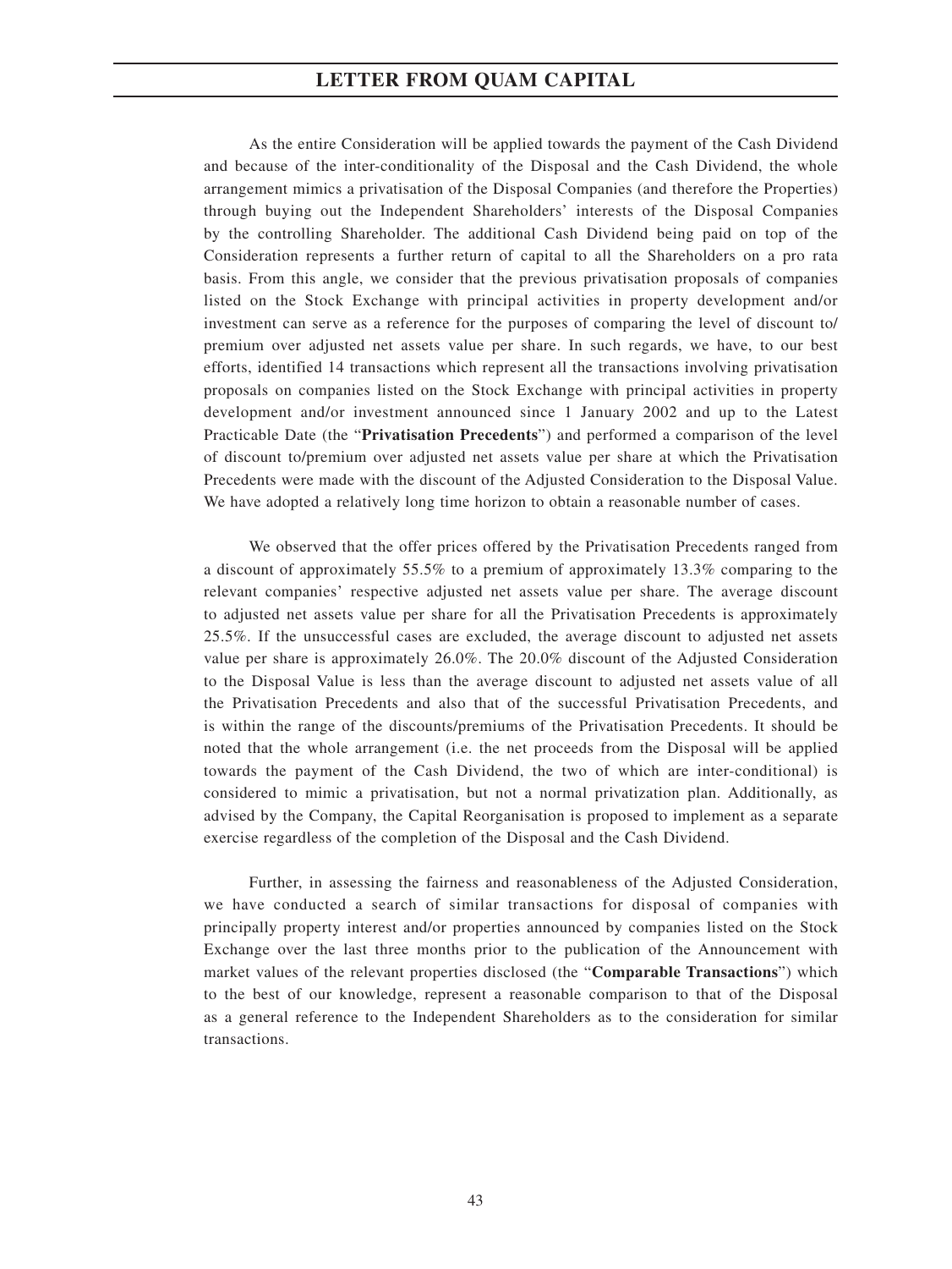As the entire Consideration will be applied towards the payment of the Cash Dividend and because of the inter-conditionality of the Disposal and the Cash Dividend, the whole arrangement mimics a privatisation of the Disposal Companies (and therefore the Properties) through buying out the Independent Shareholders' interests of the Disposal Companies by the controlling Shareholder. The additional Cash Dividend being paid on top of the Consideration represents a further return of capital to all the Shareholders on a pro rata basis. From this angle, we consider that the previous privatisation proposals of companies listed on the Stock Exchange with principal activities in property development and/or investment can serve as a reference for the purposes of comparing the level of discount to/ premium over adjusted net assets value per share. In such regards, we have, to our best efforts, identified 14 transactions which represent all the transactions involving privatisation proposals on companies listed on the Stock Exchange with principal activities in property development and/or investment announced since 1 January 2002 and up to the Latest Practicable Date (the "**Privatisation Precedents**") and performed a comparison of the level of discount to/premium over adjusted net assets value per share at which the Privatisation Precedents were made with the discount of the Adjusted Consideration to the Disposal Value. We have adopted a relatively long time horizon to obtain a reasonable number of cases.

We observed that the offer prices offered by the Privatisation Precedents ranged from a discount of approximately 55.5% to a premium of approximately 13.3% comparing to the relevant companies' respective adjusted net assets value per share. The average discount to adjusted net assets value per share for all the Privatisation Precedents is approximately 25.5%. If the unsuccessful cases are excluded, the average discount to adjusted net assets value per share is approximately 26.0%. The 20.0% discount of the Adjusted Consideration to the Disposal Value is less than the average discount to adjusted net assets value of all the Privatisation Precedents and also that of the successful Privatisation Precedents, and is within the range of the discounts/premiums of the Privatisation Precedents. It should be noted that the whole arrangement (i.e. the net proceeds from the Disposal will be applied towards the payment of the Cash Dividend, the two of which are inter-conditional) is considered to mimic a privatisation, but not a normal privatization plan. Additionally, as advised by the Company, the Capital Reorganisation is proposed to implement as a separate exercise regardless of the completion of the Disposal and the Cash Dividend.

Further, in assessing the fairness and reasonableness of the Adjusted Consideration, we have conducted a search of similar transactions for disposal of companies with principally property interest and/or properties announced by companies listed on the Stock Exchange over the last three months prior to the publication of the Announcement with market values of the relevant properties disclosed (the "**Comparable Transactions**") which to the best of our knowledge, represent a reasonable comparison to that of the Disposal as a general reference to the Independent Shareholders as to the consideration for similar transactions.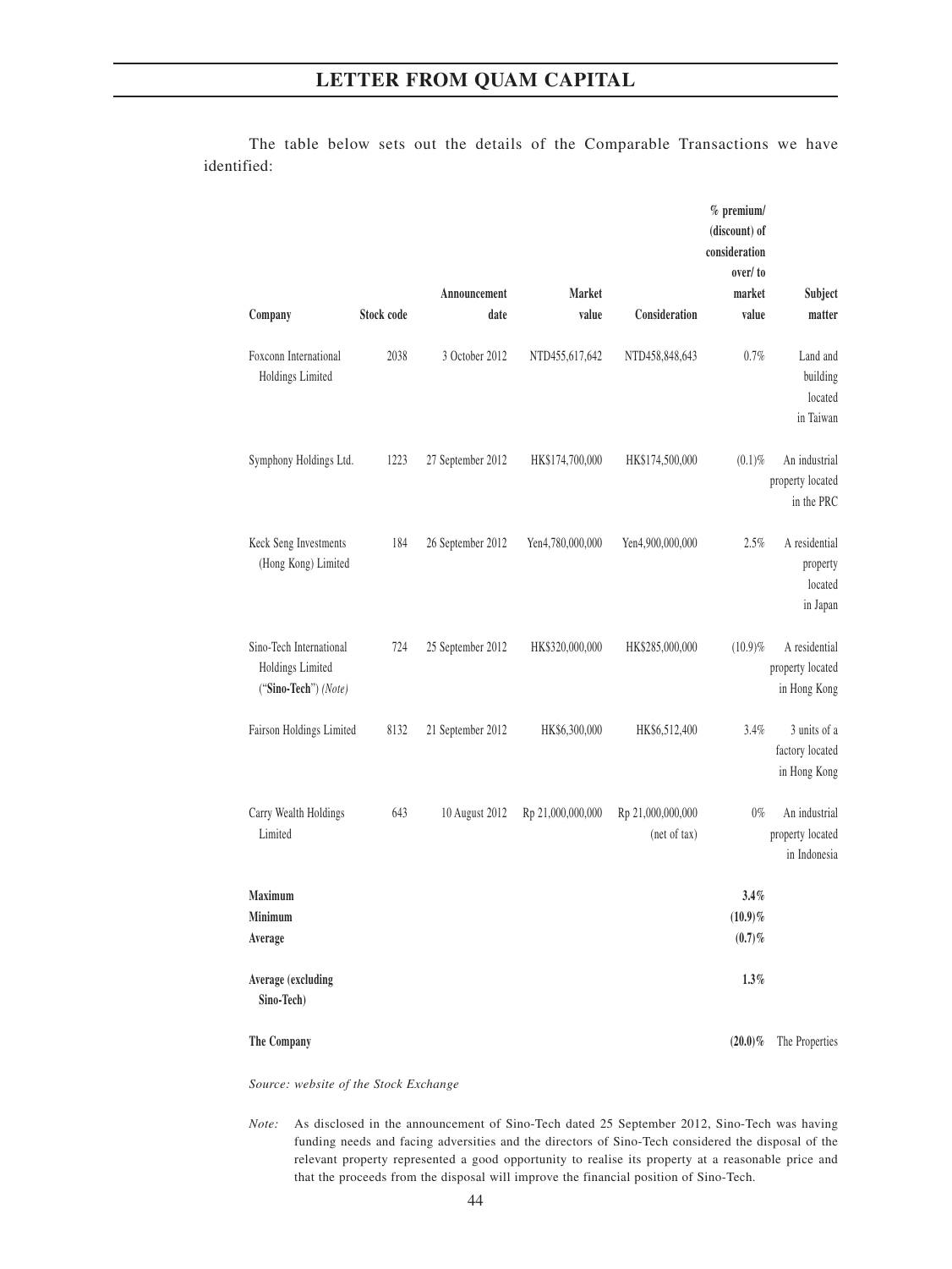The table below sets out the details of the Comparable Transactions we have identified:

| Company | Stock code | Announcement date | Market value | Consideration | % premium/ (discount) of consideration over/ to market value | Subject matter |
|---|---|---|---|---|---|---|
| Foxconn International Holdings Limited | 2038 | 3 October 2012 | NTD455,617,642 | NTD458,848,643 | 0.7% | Land and building located in Taiwan |
| Symphony Holdings Ltd. | 1223 | 27 September 2012 | HK$174,700,000 | HK$174,500,000 | (0.1)% | An industrial property located in the PRC |
| Keck Seng Investments (Hong Kong) Limited | 184 | 26 September 2012 | Yen4,780,000,000 | Yen4,900,000,000 | 2.5% | A residential property located in Japan |
| Sino-Tech International Holdings Limited ("**Sino-Tech**") *(Note)* | 724 | 25 September 2012 | HK$320,000,000 | HK$285,000,000 | (10.9)% | A residential property located in Hong Kong |
| Fairson Holdings Limited | 8132 | 21 September 2012 | HK$6,300,000 | HK$6,512,400 | 3.4% | 3 units of a factory located in Hong Kong |
| Carry Wealth Holdings Limited | 643 | 10 August 2012 | Rp 21,000,000,000 | Rp 21,000,000,000 (net of tax) | 0% | An industrial property located in Indonesia |
| **Maximum** | | | | | **3.4%** | |
| **Minimum** | | | | | **(10.9)%** | |
| **Average** | | | | | **(0.7)%** | |
| **Average (excluding Sino-Tech)** | | | | | **1.3%** | |
| **The Company** | | | | | **(20.0)%** | The Properties |

*Source: website of the Stock Exchange*

*Note:* As disclosed in the announcement of Sino-Tech dated 25 September 2012, Sino-Tech was having funding needs and facing adversities and the directors of Sino-Tech considered the disposal of the relevant property represented a good opportunity to realise its property at a reasonable price and that the proceeds from the disposal will improve the financial position of Sino-Tech.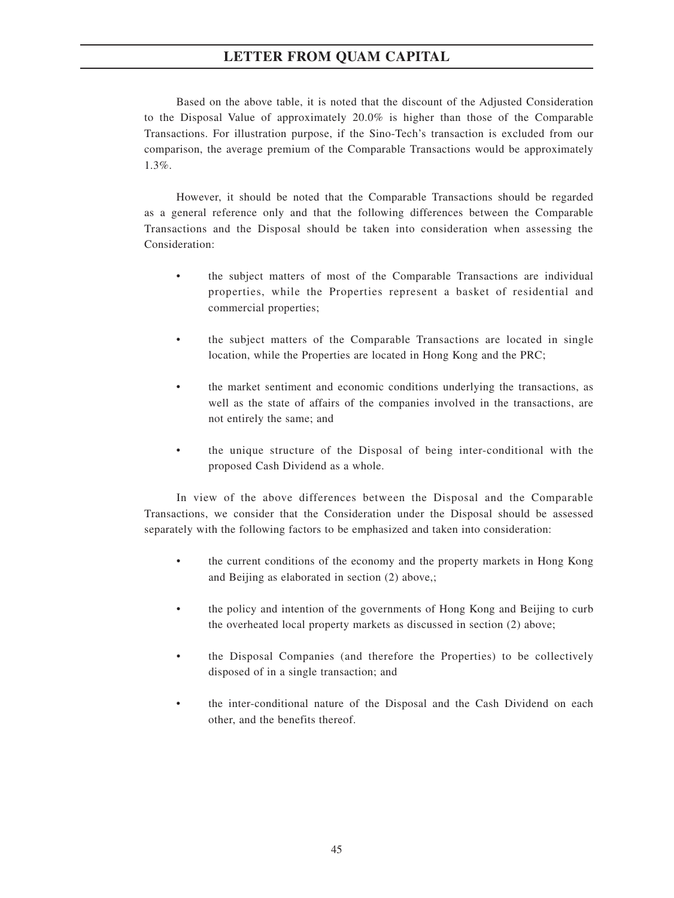Based on the above table, it is noted that the discount of the Adjusted Consideration to the Disposal Value of approximately 20.0% is higher than those of the Comparable Transactions. For illustration purpose, if the Sino-Tech's transaction is excluded from our comparison, the average premium of the Comparable Transactions would be approximately 1.3%.

However, it should be noted that the Comparable Transactions should be regarded as a general reference only and that the following differences between the Comparable Transactions and the Disposal should be taken into consideration when assessing the Consideration:

- the subject matters of most of the Comparable Transactions are individual properties, while the Properties represent a basket of residential and commercial properties;
- the subject matters of the Comparable Transactions are located in single location, while the Properties are located in Hong Kong and the PRC;
- the market sentiment and economic conditions underlying the transactions, as well as the state of affairs of the companies involved in the transactions, are not entirely the same; and
- the unique structure of the Disposal of being inter-conditional with the proposed Cash Dividend as a whole.

In view of the above differences between the Disposal and the Comparable Transactions, we consider that the Consideration under the Disposal should be assessed separately with the following factors to be emphasized and taken into consideration:

- the current conditions of the economy and the property markets in Hong Kong and Beijing as elaborated in section (2) above,;
- the policy and intention of the governments of Hong Kong and Beijing to curb the overheated local property markets as discussed in section (2) above;
- the Disposal Companies (and therefore the Properties) to be collectively disposed of in a single transaction; and
- the inter-conditional nature of the Disposal and the Cash Dividend on each other, and the benefits thereof.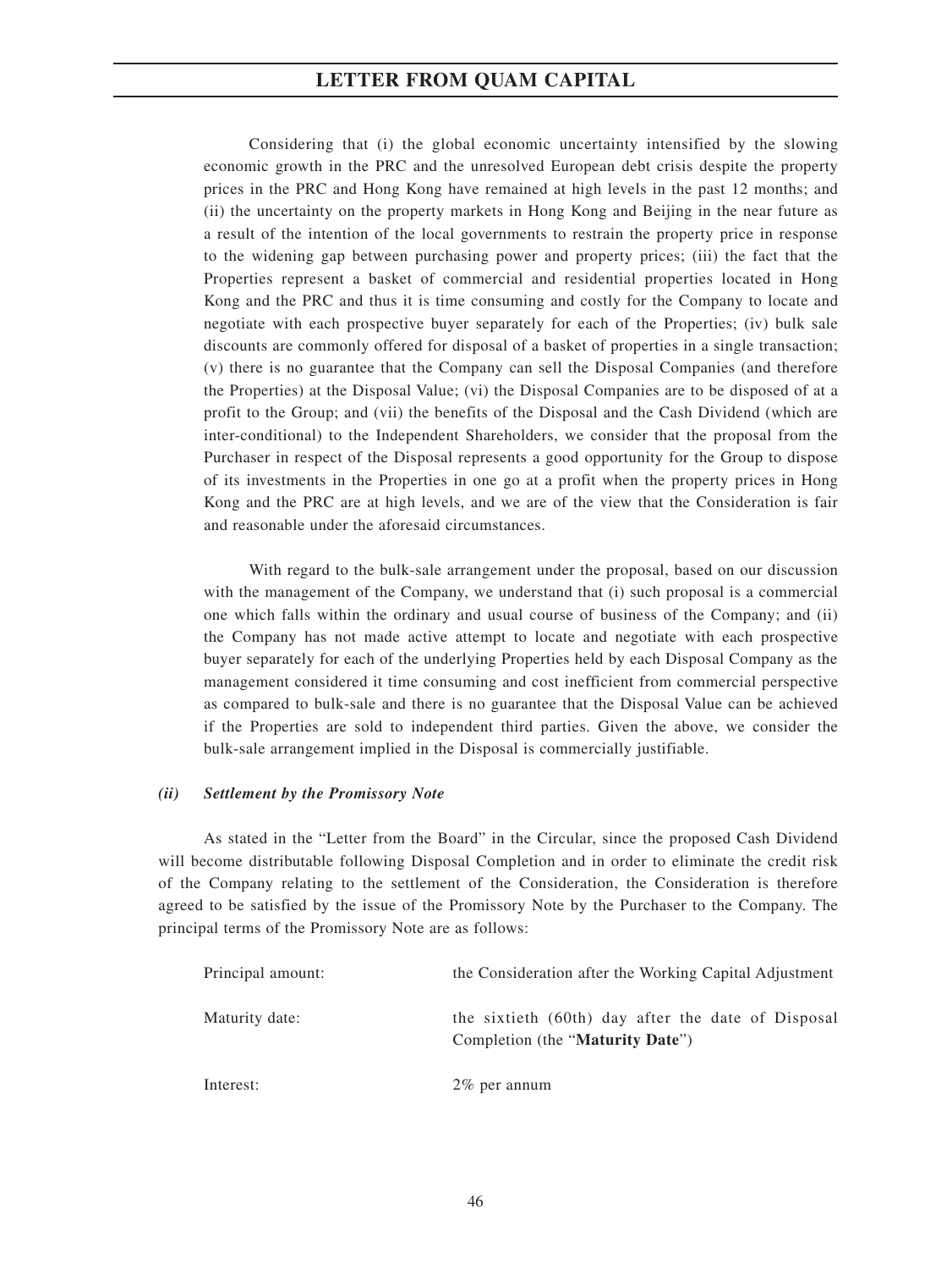Considering that (i) the global economic uncertainty intensified by the slowing economic growth in the PRC and the unresolved European debt crisis despite the property prices in the PRC and Hong Kong have remained at high levels in the past 12 months; and (ii) the uncertainty on the property markets in Hong Kong and Beijing in the near future as a result of the intention of the local governments to restrain the property price in response to the widening gap between purchasing power and property prices; (iii) the fact that the Properties represent a basket of commercial and residential properties located in Hong Kong and the PRC and thus it is time consuming and costly for the Company to locate and negotiate with each prospective buyer separately for each of the Properties; (iv) bulk sale discounts are commonly offered for disposal of a basket of properties in a single transaction; (v) there is no guarantee that the Company can sell the Disposal Companies (and therefore the Properties) at the Disposal Value; (vi) the Disposal Companies are to be disposed of at a profit to the Group; and (vii) the benefits of the Disposal and the Cash Dividend (which are inter-conditional) to the Independent Shareholders, we consider that the proposal from the Purchaser in respect of the Disposal represents a good opportunity for the Group to dispose of its investments in the Properties in one go at a profit when the property prices in Hong Kong and the PRC are at high levels, and we are of the view that the Consideration is fair and reasonable under the aforesaid circumstances.

With regard to the bulk-sale arrangement under the proposal, based on our discussion with the management of the Company, we understand that (i) such proposal is a commercial one which falls within the ordinary and usual course of business of the Company; and (ii) the Company has not made active attempt to locate and negotiate with each prospective buyer separately for each of the underlying Properties held by each Disposal Company as the management considered it time consuming and cost inefficient from commercial perspective as compared to bulk-sale and there is no guarantee that the Disposal Value can be achieved if the Properties are sold to independent third parties. Given the above, we consider the bulk-sale arrangement implied in the Disposal is commercially justifiable.

***(ii) Settlement by the Promissory Note***

As stated in the "Letter from the Board" in the Circular, since the proposed Cash Dividend will become distributable following Disposal Completion and in order to eliminate the credit risk of the Company relating to the settlement of the Consideration, the Consideration is therefore agreed to be satisfied by the issue of the Promissory Note by the Purchaser to the Company. The principal terms of the Promissory Note are as follows:

| | |
|---|---|
| Principal amount: | the Consideration after the Working Capital Adjustment |
| Maturity date: | the sixtieth (60th) day after the date of Disposal Completion (the "**Maturity Date**") |
| Interest: | 2% per annum |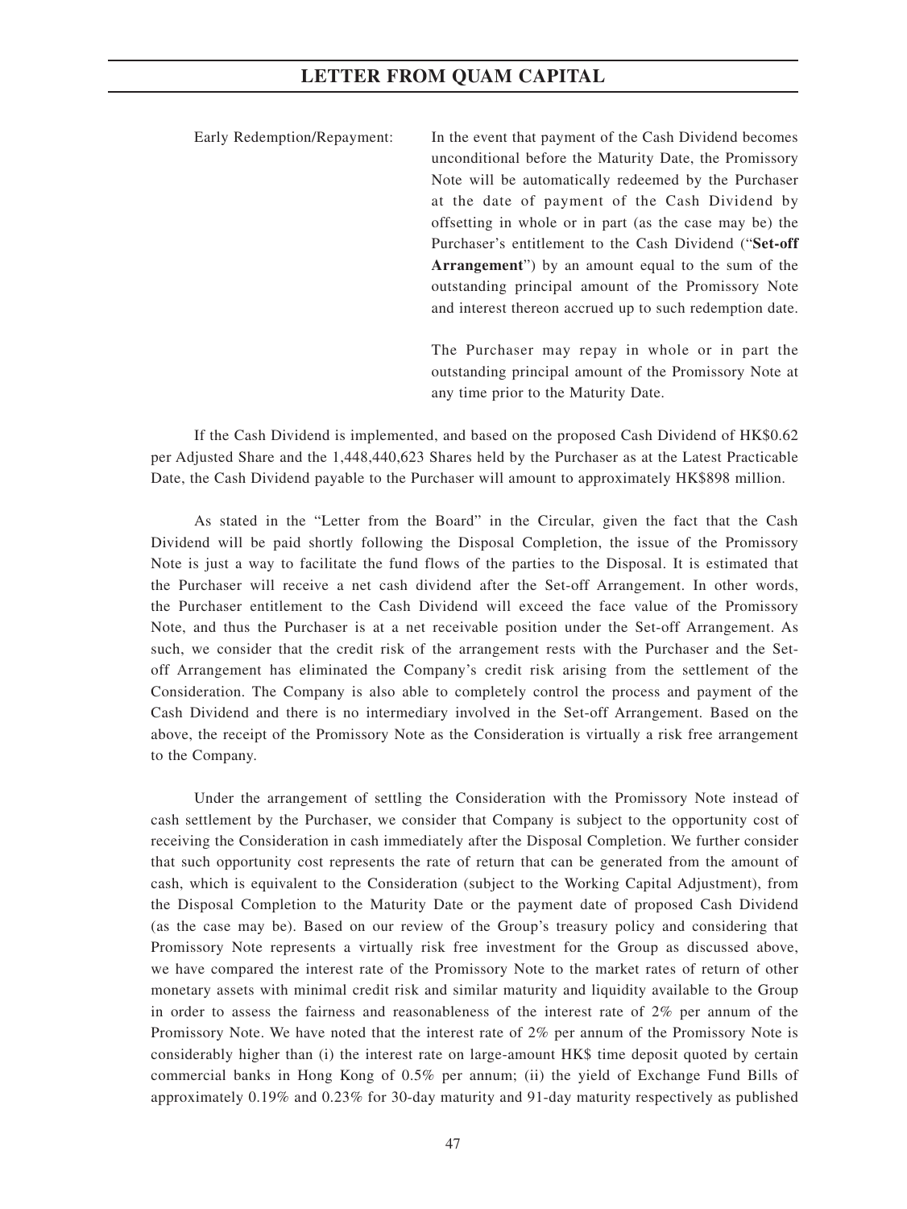Early Redemption/Repayment: In the event that payment of the Cash Dividend becomes unconditional before the Maturity Date, the Promissory Note will be automatically redeemed by the Purchaser at the date of payment of the Cash Dividend by offsetting in whole or in part (as the case may be) the Purchaser's entitlement to the Cash Dividend ("**Set-off Arrangement**") by an amount equal to the sum of the outstanding principal amount of the Promissory Note and interest thereon accrued up to such redemption date.

The Purchaser may repay in whole or in part the outstanding principal amount of the Promissory Note at any time prior to the Maturity Date.

If the Cash Dividend is implemented, and based on the proposed Cash Dividend of HK$0.62 per Adjusted Share and the 1,448,440,623 Shares held by the Purchaser as at the Latest Practicable Date, the Cash Dividend payable to the Purchaser will amount to approximately HK$898 million.

As stated in the "Letter from the Board" in the Circular, given the fact that the Cash Dividend will be paid shortly following the Disposal Completion, the issue of the Promissory Note is just a way to facilitate the fund flows of the parties to the Disposal. It is estimated that the Purchaser will receive a net cash dividend after the Set-off Arrangement. In other words, the Purchaser entitlement to the Cash Dividend will exceed the face value of the Promissory Note, and thus the Purchaser is at a net receivable position under the Set-off Arrangement. As such, we consider that the credit risk of the arrangement rests with the Purchaser and the Set-off Arrangement has eliminated the Company's credit risk arising from the settlement of the Consideration. The Company is also able to completely control the process and payment of the Cash Dividend and there is no intermediary involved in the Set-off Arrangement. Based on the above, the receipt of the Promissory Note as the Consideration is virtually a risk free arrangement to the Company.

Under the arrangement of settling the Consideration with the Promissory Note instead of cash settlement by the Purchaser, we consider that Company is subject to the opportunity cost of receiving the Consideration in cash immediately after the Disposal Completion. We further consider that such opportunity cost represents the rate of return that can be generated from the amount of cash, which is equivalent to the Consideration (subject to the Working Capital Adjustment), from the Disposal Completion to the Maturity Date or the payment date of proposed Cash Dividend (as the case may be). Based on our review of the Group's treasury policy and considering that Promissory Note represents a virtually risk free investment for the Group as discussed above, we have compared the interest rate of the Promissory Note to the market rates of return of other monetary assets with minimal credit risk and similar maturity and liquidity available to the Group in order to assess the fairness and reasonableness of the interest rate of 2% per annum of the Promissory Note. We have noted that the interest rate of 2% per annum of the Promissory Note is considerably higher than (i) the interest rate on large-amount HK$ time deposit quoted by certain commercial banks in Hong Kong of 0.5% per annum; (ii) the yield of Exchange Fund Bills of approximately 0.19% and 0.23% for 30-day maturity and 91-day maturity respectively as published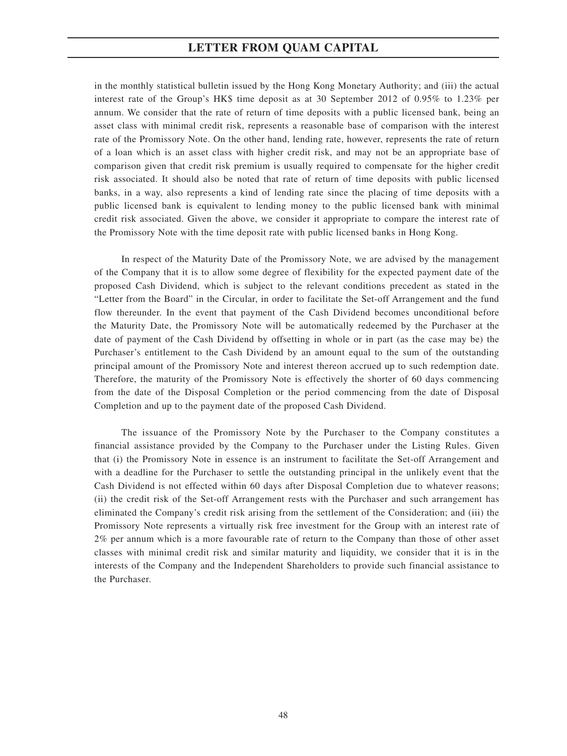in the monthly statistical bulletin issued by the Hong Kong Monetary Authority; and (iii) the actual interest rate of the Group's HK$ time deposit as at 30 September 2012 of 0.95% to 1.23% per annum. We consider that the rate of return of time deposits with a public licensed bank, being an asset class with minimal credit risk, represents a reasonable base of comparison with the interest rate of the Promissory Note. On the other hand, lending rate, however, represents the rate of return of a loan which is an asset class with higher credit risk, and may not be an appropriate base of comparison given that credit risk premium is usually required to compensate for the higher credit risk associated. It should also be noted that rate of return of time deposits with public licensed banks, in a way, also represents a kind of lending rate since the placing of time deposits with a public licensed bank is equivalent to lending money to the public licensed bank with minimal credit risk associated. Given the above, we consider it appropriate to compare the interest rate of the Promissory Note with the time deposit rate with public licensed banks in Hong Kong.

In respect of the Maturity Date of the Promissory Note, we are advised by the management of the Company that it is to allow some degree of flexibility for the expected payment date of the proposed Cash Dividend, which is subject to the relevant conditions precedent as stated in the "Letter from the Board" in the Circular, in order to facilitate the Set-off Arrangement and the fund flow thereunder. In the event that payment of the Cash Dividend becomes unconditional before the Maturity Date, the Promissory Note will be automatically redeemed by the Purchaser at the date of payment of the Cash Dividend by offsetting in whole or in part (as the case may be) the Purchaser's entitlement to the Cash Dividend by an amount equal to the sum of the outstanding principal amount of the Promissory Note and interest thereon accrued up to such redemption date. Therefore, the maturity of the Promissory Note is effectively the shorter of 60 days commencing from the date of the Disposal Completion or the period commencing from the date of Disposal Completion and up to the payment date of the proposed Cash Dividend.

The issuance of the Promissory Note by the Purchaser to the Company constitutes a financial assistance provided by the Company to the Purchaser under the Listing Rules. Given that (i) the Promissory Note in essence is an instrument to facilitate the Set-off Arrangement and with a deadline for the Purchaser to settle the outstanding principal in the unlikely event that the Cash Dividend is not effected within 60 days after Disposal Completion due to whatever reasons; (ii) the credit risk of the Set-off Arrangement rests with the Purchaser and such arrangement has eliminated the Company's credit risk arising from the settlement of the Consideration; and (iii) the Promissory Note represents a virtually risk free investment for the Group with an interest rate of 2% per annum which is a more favourable rate of return to the Company than those of other asset classes with minimal credit risk and similar maturity and liquidity, we consider that it is in the interests of the Company and the Independent Shareholders to provide such financial assistance to the Purchaser.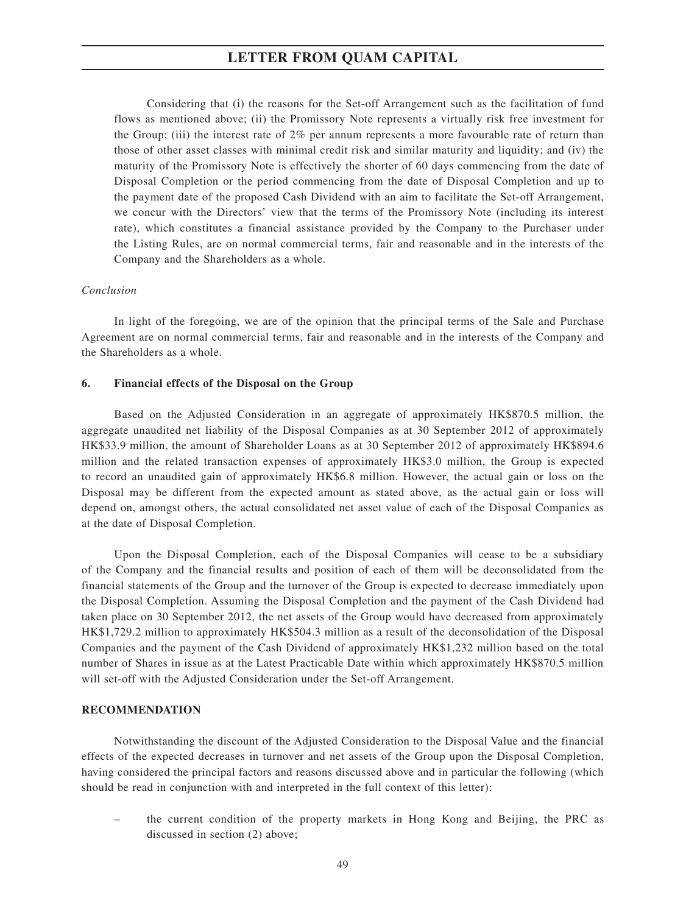Considering that (i) the reasons for the Set-off Arrangement such as the facilitation of fund flows as mentioned above; (ii) the Promissory Note represents a virtually risk free investment for the Group; (iii) the interest rate of 2% per annum represents a more favourable rate of return than those of other asset classes with minimal credit risk and similar maturity and liquidity; and (iv) the maturity of the Promissory Note is effectively the shorter of 60 days commencing from the date of Disposal Completion or the period commencing from the date of Disposal Completion and up to the payment date of the proposed Cash Dividend with an aim to facilitate the Set-off Arrangement, we concur with the Directors' view that the terms of the Promissory Note (including its interest rate), which constitutes a financial assistance provided by the Company to the Purchaser under the Listing Rules, are on normal commercial terms, fair and reasonable and in the interests of the Company and the Shareholders as a whole.

*Conclusion*

In light of the foregoing, we are of the opinion that the principal terms of the Sale and Purchase Agreement are on normal commercial terms, fair and reasonable and in the interests of the Company and the Shareholders as a whole.

**6. Financial effects of the Disposal on the Group**

Based on the Adjusted Consideration in an aggregate of approximately HK$870.5 million, the aggregate unaudited net liability of the Disposal Companies as at 30 September 2012 of approximately HK$33.9 million, the amount of Shareholder Loans as at 30 September 2012 of approximately HK$894.6 million and the related transaction expenses of approximately HK$3.0 million, the Group is expected to record an unaudited gain of approximately HK$6.8 million. However, the actual gain or loss on the Disposal may be different from the expected amount as stated above, as the actual gain or loss will depend on, amongst others, the actual consolidated net asset value of each of the Disposal Companies as at the date of Disposal Completion.

Upon the Disposal Completion, each of the Disposal Companies will cease to be a subsidiary of the Company and the financial results and position of each of them will be deconsolidated from the financial statements of the Group and the turnover of the Group is expected to decrease immediately upon the Disposal Completion. Assuming the Disposal Completion and the payment of the Cash Dividend had taken place on 30 September 2012, the net assets of the Group would have decreased from approximately HK$1,729.2 million to approximately HK$504.3 million as a result of the deconsolidation of the Disposal Companies and the payment of the Cash Dividend of approximately HK$1,232 million based on the total number of Shares in issue as at the Latest Practicable Date within which approximately HK$870.5 million will set-off with the Adjusted Consideration under the Set-off Arrangement.

**RECOMMENDATION**

Notwithstanding the discount of the Adjusted Consideration to the Disposal Value and the financial effects of the expected decreases in turnover and net assets of the Group upon the Disposal Completion, having considered the principal factors and reasons discussed above and in particular the following (which should be read in conjunction with and interpreted in the full context of this letter):

– the current condition of the property markets in Hong Kong and Beijing, the PRC as discussed in section (2) above;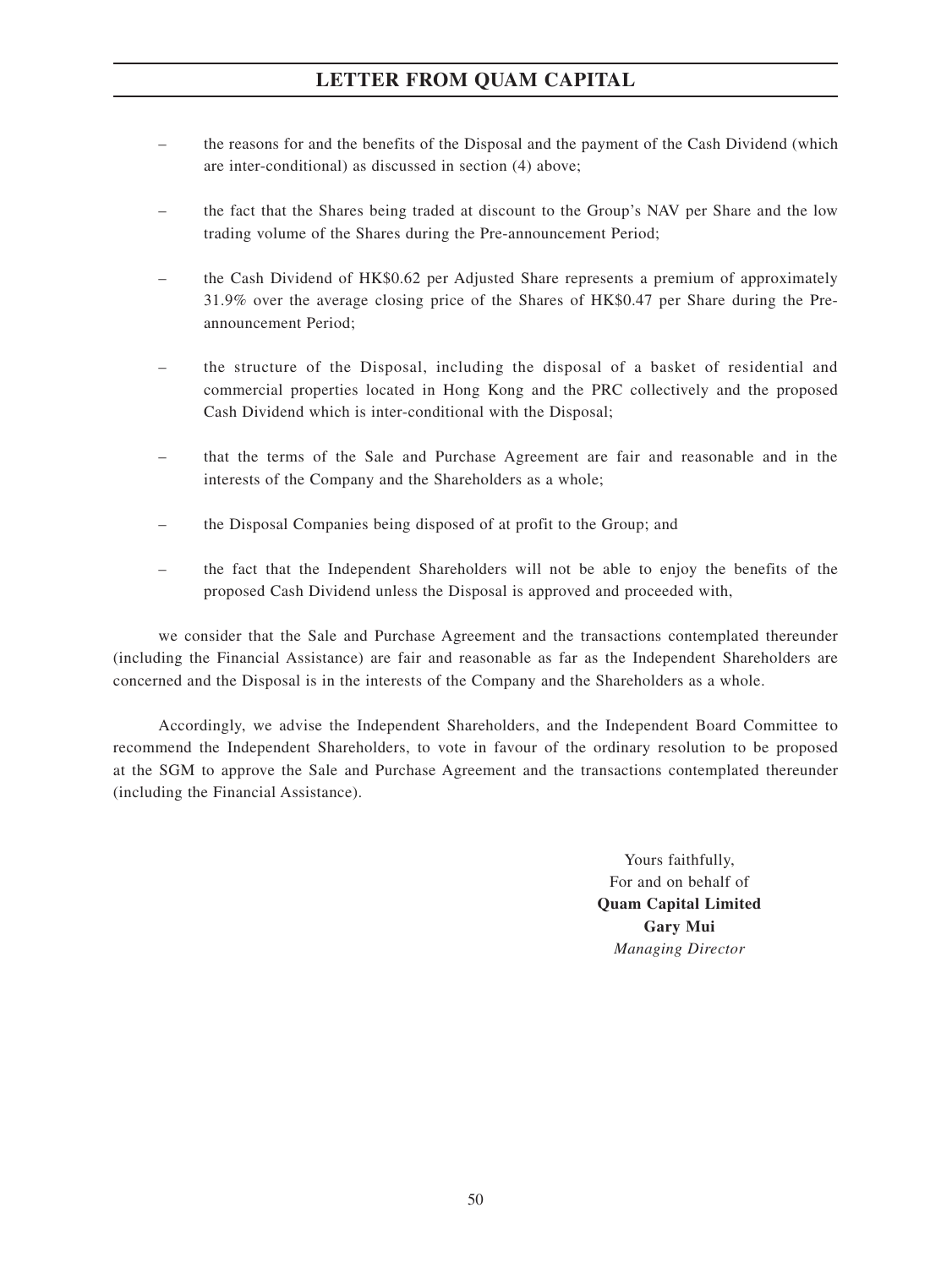- the reasons for and the benefits of the Disposal and the payment of the Cash Dividend (which are inter-conditional) as discussed in section (4) above;
- the fact that the Shares being traded at discount to the Group's NAV per Share and the low trading volume of the Shares during the Pre-announcement Period;
- the Cash Dividend of HK$0.62 per Adjusted Share represents a premium of approximately 31.9% over the average closing price of the Shares of HK$0.47 per Share during the Pre-announcement Period;
- the structure of the Disposal, including the disposal of a basket of residential and commercial properties located in Hong Kong and the PRC collectively and the proposed Cash Dividend which is inter-conditional with the Disposal;
- that the terms of the Sale and Purchase Agreement are fair and reasonable and in the interests of the Company and the Shareholders as a whole;
- the Disposal Companies being disposed of at profit to the Group; and
- the fact that the Independent Shareholders will not be able to enjoy the benefits of the proposed Cash Dividend unless the Disposal is approved and proceeded with,

we consider that the Sale and Purchase Agreement and the transactions contemplated thereunder (including the Financial Assistance) are fair and reasonable as far as the Independent Shareholders are concerned and the Disposal is in the interests of the Company and the Shareholders as a whole.

Accordingly, we advise the Independent Shareholders, and the Independent Board Committee to recommend the Independent Shareholders, to vote in favour of the ordinary resolution to be proposed at the SGM to approve the Sale and Purchase Agreement and the transactions contemplated thereunder (including the Financial Assistance).

Yours faithfully,
For and on behalf of
**Quam Capital Limited**
**Gary Mui**
*Managing Director*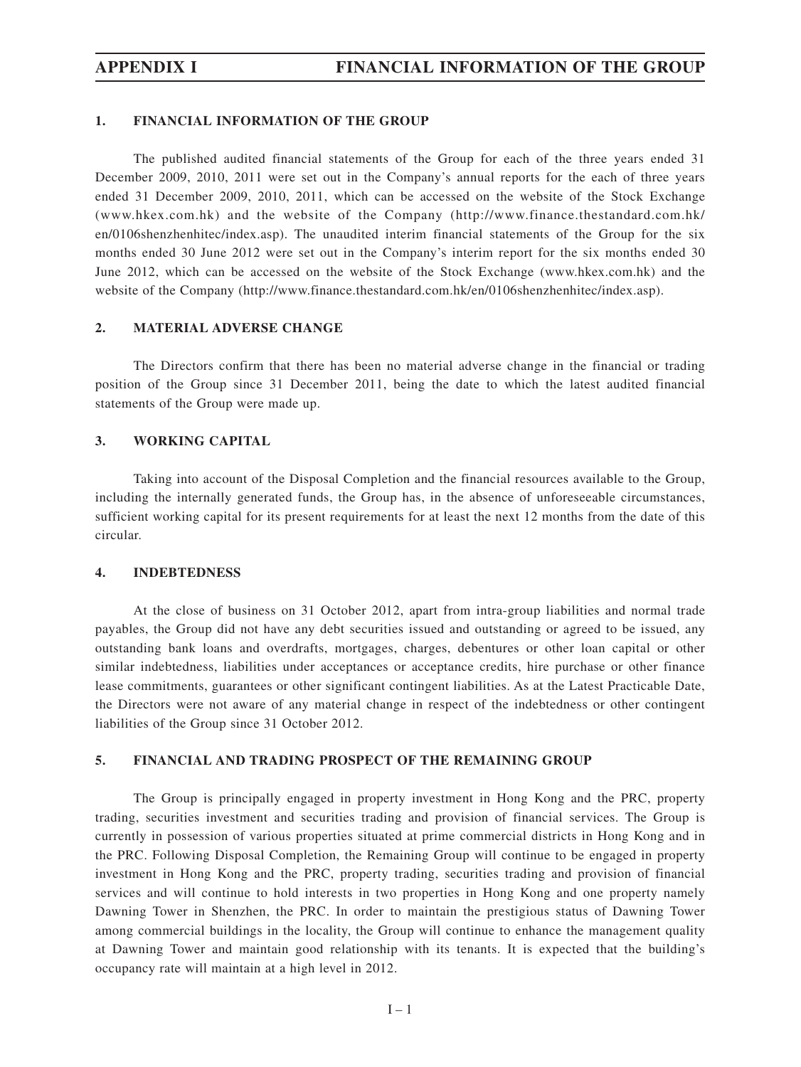# APPENDIX I FINANCIAL INFORMATION OF THE GROUP

## 1. FINANCIAL INFORMATION OF THE GROUP

The published audited financial statements of the Group for each of the three years ended 31 December 2009, 2010, 2011 were set out in the Company's annual reports for the each of three years ended 31 December 2009, 2010, 2011, which can be accessed on the website of the Stock Exchange (www.hkex.com.hk) and the website of the Company (http://www.finance.thestandard.com.hk/en/0106shenzhenhitec/index.asp). The unaudited interim financial statements of the Group for the six months ended 30 June 2012 were set out in the Company's interim report for the six months ended 30 June 2012, which can be accessed on the website of the Stock Exchange (www.hkex.com.hk) and the website of the Company (http://www.finance.thestandard.com.hk/en/0106shenzhenhitec/index.asp).

## 2. MATERIAL ADVERSE CHANGE

The Directors confirm that there has been no material adverse change in the financial or trading position of the Group since 31 December 2011, being the date to which the latest audited financial statements of the Group were made up.

## 3. WORKING CAPITAL

Taking into account of the Disposal Completion and the financial resources available to the Group, including the internally generated funds, the Group has, in the absence of unforeseeable circumstances, sufficient working capital for its present requirements for at least the next 12 months from the date of this circular.

## 4. INDEBTEDNESS

At the close of business on 31 October 2012, apart from intra-group liabilities and normal trade payables, the Group did not have any debt securities issued and outstanding or agreed to be issued, any outstanding bank loans and overdrafts, mortgages, charges, debentures or other loan capital or other similar indebtedness, liabilities under acceptances or acceptance credits, hire purchase or other finance lease commitments, guarantees or other significant contingent liabilities. As at the Latest Practicable Date, the Directors were not aware of any material change in respect of the indebtedness or other contingent liabilities of the Group since 31 October 2012.

## 5. FINANCIAL AND TRADING PROSPECT OF THE REMAINING GROUP

The Group is principally engaged in property investment in Hong Kong and the PRC, property trading, securities investment and securities trading and provision of financial services. The Group is currently in possession of various properties situated at prime commercial districts in Hong Kong and in the PRC. Following Disposal Completion, the Remaining Group will continue to be engaged in property investment in Hong Kong and the PRC, property trading, securities trading and provision of financial services and will continue to hold interests in two properties in Hong Kong and one property namely Dawning Tower in Shenzhen, the PRC. In order to maintain the prestigious status of Dawning Tower among commercial buildings in the locality, the Group will continue to enhance the management quality at Dawning Tower and maintain good relationship with its tenants. It is expected that the building's occupancy rate will maintain at a high level in 2012.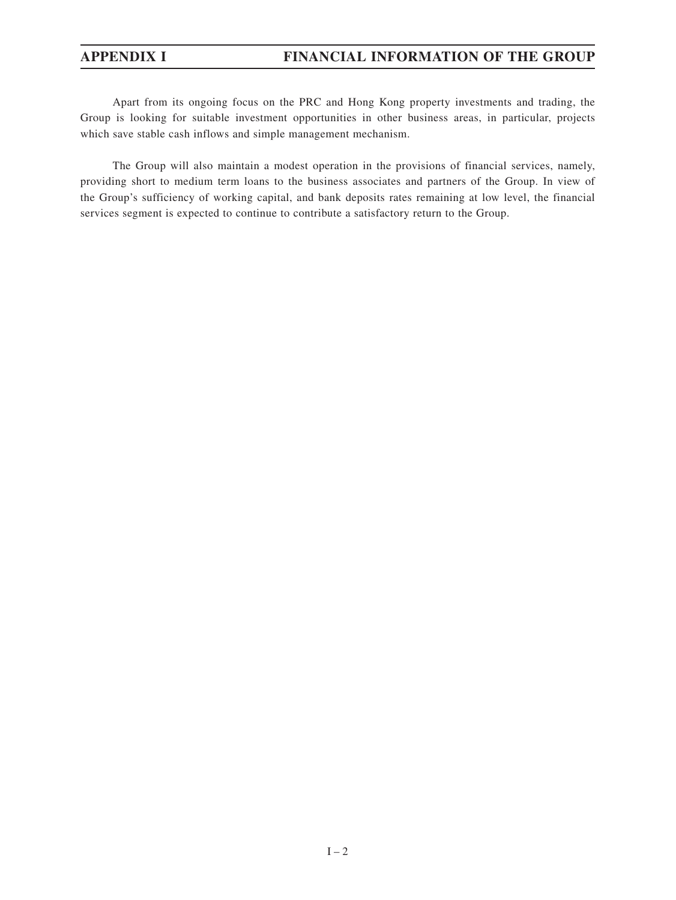Apart from its ongoing focus on the PRC and Hong Kong property investments and trading, the Group is looking for suitable investment opportunities in other business areas, in particular, projects which save stable cash inflows and simple management mechanism.

The Group will also maintain a modest operation in the provisions of financial services, namely, providing short to medium term loans to the business associates and partners of the Group. In view of the Group's sufficiency of working capital, and bank deposits rates remaining at low level, the financial services segment is expected to continue to contribute a satisfactory return to the Group.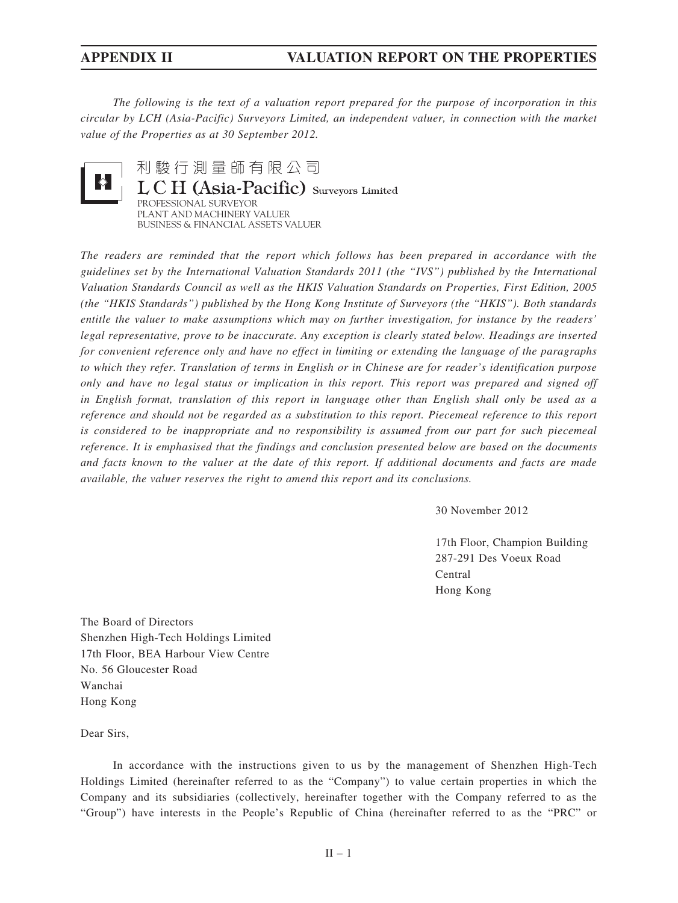*The following is the text of a valuation report prepared for the purpose of incorporation in this circular by LCH (Asia-Pacific) Surveyors Limited, an independent valuer, in connection with the market value of the Properties as at 30 September 2012.*

利駿行測量師有限公司
**LCH (Asia-Pacific) Surveyors Limited**
PROFESSIONAL SURVEYOR
PLANT AND MACHINERY VALUER
BUSINESS & FINANCIAL ASSETS VALUER

*The readers are reminded that the report which follows has been prepared in accordance with the guidelines set by the International Valuation Standards 2011 (the "IVS") published by the International Valuation Standards Council as well as the HKIS Valuation Standards on Properties, First Edition, 2005 (the "HKIS Standards") published by the Hong Kong Institute of Surveyors (the "HKIS"). Both standards entitle the valuer to make assumptions which may on further investigation, for instance by the readers' legal representative, prove to be inaccurate. Any exception is clearly stated below. Headings are inserted for convenient reference only and have no effect in limiting or extending the language of the paragraphs to which they refer. Translation of terms in English or in Chinese are for reader's identification purpose only and have no legal status or implication in this report. This report was prepared and signed off in English format, translation of this report in language other than English shall only be used as a reference and should not be regarded as a substitution to this report. Piecemeal reference to this report is considered to be inappropriate and no responsibility is assumed from our part for such piecemeal reference. It is emphasised that the findings and conclusion presented below are based on the documents and facts known to the valuer at the date of this report. If additional documents and facts are made available, the valuer reserves the right to amend this report and its conclusions.*

30 November 2012

17th Floor, Champion Building
287-291 Des Voeux Road
Central
Hong Kong

The Board of Directors
Shenzhen High-Tech Holdings Limited
17th Floor, BEA Harbour View Centre
No. 56 Gloucester Road
Wanchai
Hong Kong

Dear Sirs,

In accordance with the instructions given to us by the management of Shenzhen High-Tech Holdings Limited (hereinafter referred to as the "Company") to value certain properties in which the Company and its subsidiaries (collectively, hereinafter together with the Company referred to as the "Group") have interests in the People's Republic of China (hereinafter referred to as the "PRC" or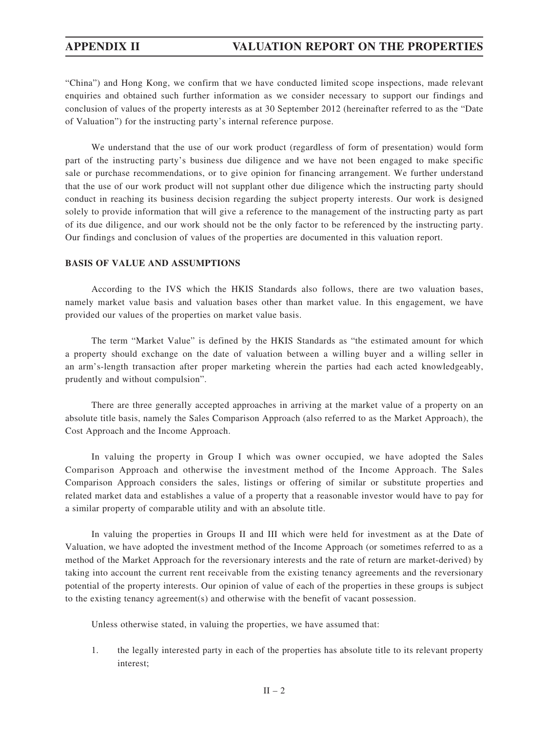"China") and Hong Kong, we confirm that we have conducted limited scope inspections, made relevant enquiries and obtained such further information as we consider necessary to support our findings and conclusion of values of the property interests as at 30 September 2012 (hereinafter referred to as the "Date of Valuation") for the instructing party's internal reference purpose.

We understand that the use of our work product (regardless of form of presentation) would form part of the instructing party's business due diligence and we have not been engaged to make specific sale or purchase recommendations, or to give opinion for financing arrangement. We further understand that the use of our work product will not supplant other due diligence which the instructing party should conduct in reaching its business decision regarding the subject property interests. Our work is designed solely to provide information that will give a reference to the management of the instructing party as part of its due diligence, and our work should not be the only factor to be referenced by the instructing party. Our findings and conclusion of values of the properties are documented in this valuation report.

**BASIS OF VALUE AND ASSUMPTIONS**

According to the IVS which the HKIS Standards also follows, there are two valuation bases, namely market value basis and valuation bases other than market value. In this engagement, we have provided our values of the properties on market value basis.

The term "Market Value" is defined by the HKIS Standards as "the estimated amount for which a property should exchange on the date of valuation between a willing buyer and a willing seller in an arm's-length transaction after proper marketing wherein the parties had each acted knowledgeably, prudently and without compulsion".

There are three generally accepted approaches in arriving at the market value of a property on an absolute title basis, namely the Sales Comparison Approach (also referred to as the Market Approach), the Cost Approach and the Income Approach.

In valuing the property in Group I which was owner occupied, we have adopted the Sales Comparison Approach and otherwise the investment method of the Income Approach. The Sales Comparison Approach considers the sales, listings or offering of similar or substitute properties and related market data and establishes a value of a property that a reasonable investor would have to pay for a similar property of comparable utility and with an absolute title.

In valuing the properties in Groups II and III which were held for investment as at the Date of Valuation, we have adopted the investment method of the Income Approach (or sometimes referred to as a method of the Market Approach for the reversionary interests and the rate of return are market-derived) by taking into account the current rent receivable from the existing tenancy agreements and the reversionary potential of the property interests. Our opinion of value of each of the properties in these groups is subject to the existing tenancy agreement(s) and otherwise with the benefit of vacant possession.

Unless otherwise stated, in valuing the properties, we have assumed that:

1. the legally interested party in each of the properties has absolute title to its relevant property interest;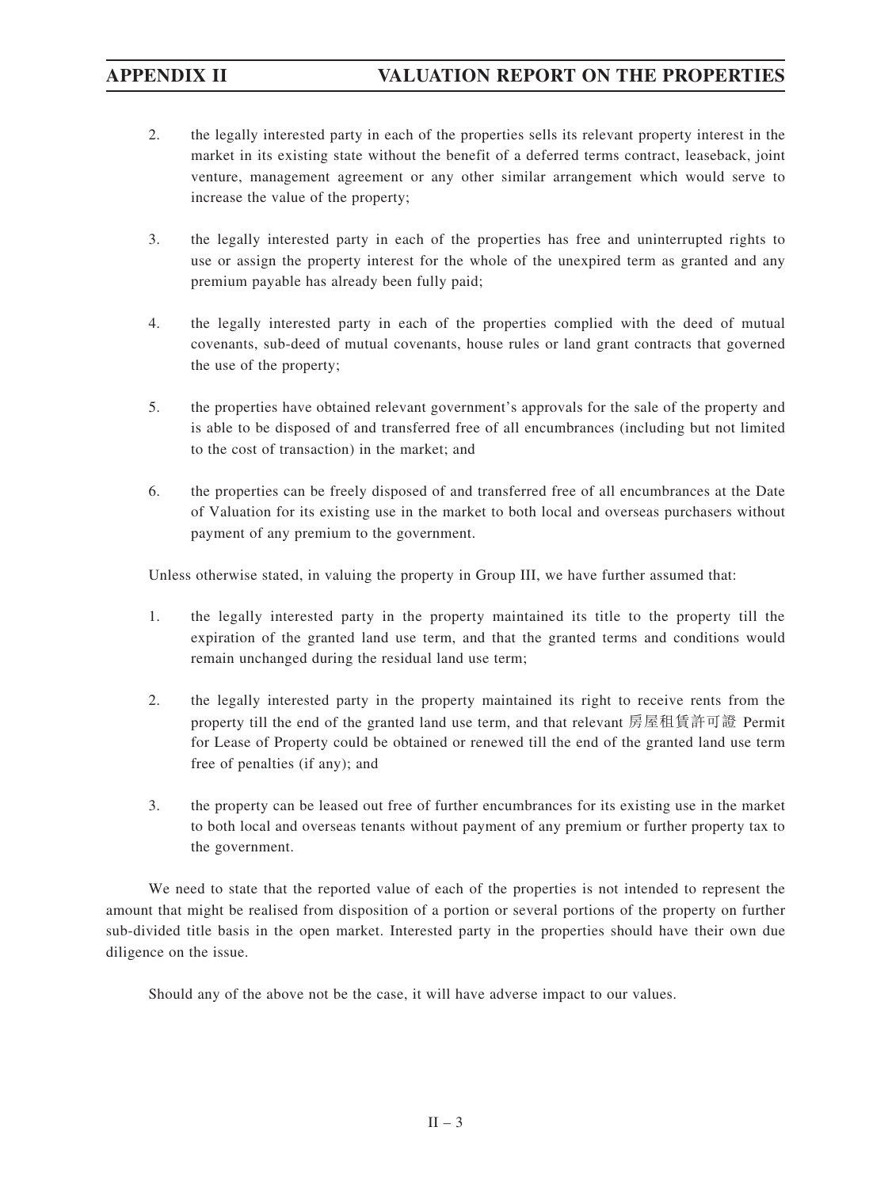2. the legally interested party in each of the properties sells its relevant property interest in the market in its existing state without the benefit of a deferred terms contract, leaseback, joint venture, management agreement or any other similar arrangement which would serve to increase the value of the property;

3. the legally interested party in each of the properties has free and uninterrupted rights to use or assign the property interest for the whole of the unexpired term as granted and any premium payable has already been fully paid;

4. the legally interested party in each of the properties complied with the deed of mutual covenants, sub-deed of mutual covenants, house rules or land grant contracts that governed the use of the property;

5. the properties have obtained relevant government's approvals for the sale of the property and is able to be disposed of and transferred free of all encumbrances (including but not limited to the cost of transaction) in the market; and

6. the properties can be freely disposed of and transferred free of all encumbrances at the Date of Valuation for its existing use in the market to both local and overseas purchasers without payment of any premium to the government.

Unless otherwise stated, in valuing the property in Group III, we have further assumed that:

1. the legally interested party in the property maintained its title to the property till the expiration of the granted land use term, and that the granted terms and conditions would remain unchanged during the residual land use term;

2. the legally interested party in the property maintained its right to receive rents from the property till the end of the granted land use term, and that relevant 房屋租賃許可證 Permit for Lease of Property could be obtained or renewed till the end of the granted land use term free of penalties (if any); and

3. the property can be leased out free of further encumbrances for its existing use in the market to both local and overseas tenants without payment of any premium or further property tax to the government.

We need to state that the reported value of each of the properties is not intended to represent the amount that might be realised from disposition of a portion or several portions of the property on further sub-divided title basis in the open market. Interested party in the properties should have their own due diligence on the issue.

Should any of the above not be the case, it will have adverse impact to our values.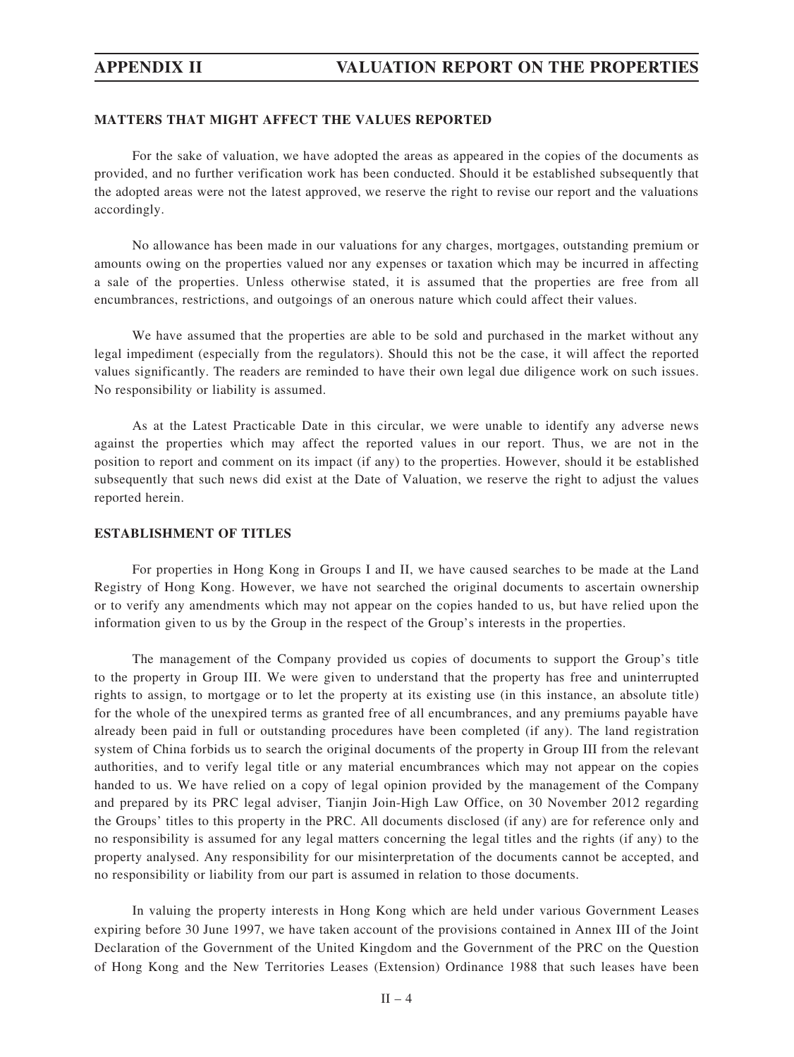### MATTERS THAT MIGHT AFFECT THE VALUES REPORTED

For the sake of valuation, we have adopted the areas as appeared in the copies of the documents as provided, and no further verification work has been conducted. Should it be established subsequently that the adopted areas were not the latest approved, we reserve the right to revise our report and the valuations accordingly.

No allowance has been made in our valuations for any charges, mortgages, outstanding premium or amounts owing on the properties valued nor any expenses or taxation which may be incurred in affecting a sale of the properties. Unless otherwise stated, it is assumed that the properties are free from all encumbrances, restrictions, and outgoings of an onerous nature which could affect their values.

We have assumed that the properties are able to be sold and purchased in the market without any legal impediment (especially from the regulators). Should this not be the case, it will affect the reported values significantly. The readers are reminded to have their own legal due diligence work on such issues. No responsibility or liability is assumed.

As at the Latest Practicable Date in this circular, we were unable to identify any adverse news against the properties which may affect the reported values in our report. Thus, we are not in the position to report and comment on its impact (if any) to the properties. However, should it be established subsequently that such news did exist at the Date of Valuation, we reserve the right to adjust the values reported herein.

### ESTABLISHMENT OF TITLES

For properties in Hong Kong in Groups I and II, we have caused searches to be made at the Land Registry of Hong Kong. However, we have not searched the original documents to ascertain ownership or to verify any amendments which may not appear on the copies handed to us, but have relied upon the information given to us by the Group in the respect of the Group's interests in the properties.

The management of the Company provided us copies of documents to support the Group's title to the property in Group III. We were given to understand that the property has free and uninterrupted rights to assign, to mortgage or to let the property at its existing use (in this instance, an absolute title) for the whole of the unexpired terms as granted free of all encumbrances, and any premiums payable have already been paid in full or outstanding procedures have been completed (if any). The land registration system of China forbids us to search the original documents of the property in Group III from the relevant authorities, and to verify legal title or any material encumbrances which may not appear on the copies handed to us. We have relied on a copy of legal opinion provided by the management of the Company and prepared by its PRC legal adviser, Tianjin Join-High Law Office, on 30 November 2012 regarding the Groups' titles to this property in the PRC. All documents disclosed (if any) are for reference only and no responsibility is assumed for any legal matters concerning the legal titles and the rights (if any) to the property analysed. Any responsibility for our misinterpretation of the documents cannot be accepted, and no responsibility or liability from our part is assumed in relation to those documents.

In valuing the property interests in Hong Kong which are held under various Government Leases expiring before 30 June 1997, we have taken account of the provisions contained in Annex III of the Joint Declaration of the Government of the United Kingdom and the Government of the PRC on the Question of Hong Kong and the New Territories Leases (Extension) Ordinance 1988 that such leases have been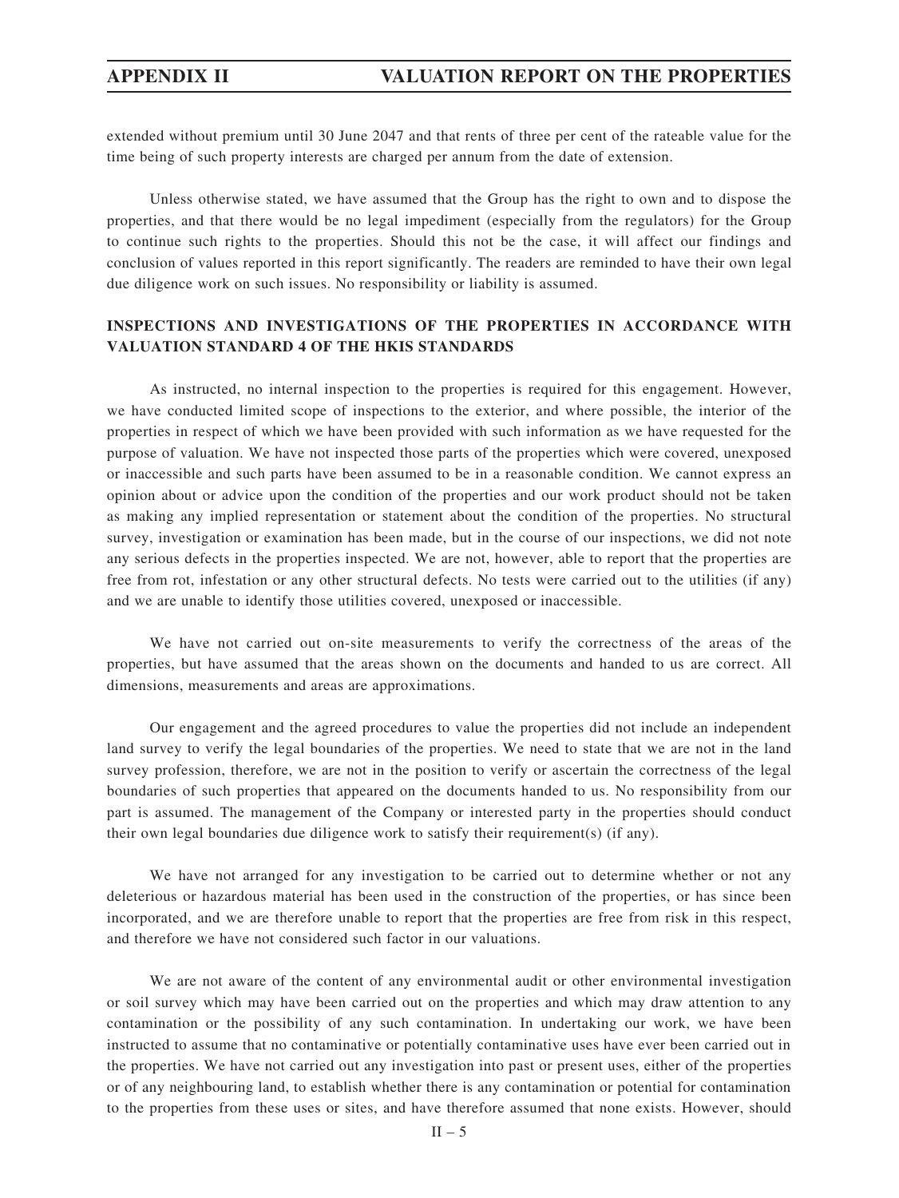extended without premium until 30 June 2047 and that rents of three per cent of the rateable value for the time being of such property interests are charged per annum from the date of extension.

Unless otherwise stated, we have assumed that the Group has the right to own and to dispose the properties, and that there would be no legal impediment (especially from the regulators) for the Group to continue such rights to the properties. Should this not be the case, it will affect our findings and conclusion of values reported in this report significantly. The readers are reminded to have their own legal due diligence work on such issues. No responsibility or liability is assumed.

**INSPECTIONS AND INVESTIGATIONS OF THE PROPERTIES IN ACCORDANCE WITH VALUATION STANDARD 4 OF THE HKIS STANDARDS**

As instructed, no internal inspection to the properties is required for this engagement. However, we have conducted limited scope of inspections to the exterior, and where possible, the interior of the properties in respect of which we have been provided with such information as we have requested for the purpose of valuation. We have not inspected those parts of the properties which were covered, unexposed or inaccessible and such parts have been assumed to be in a reasonable condition. We cannot express an opinion about or advice upon the condition of the properties and our work product should not be taken as making any implied representation or statement about the condition of the properties. No structural survey, investigation or examination has been made, but in the course of our inspections, we did not note any serious defects in the properties inspected. We are not, however, able to report that the properties are free from rot, infestation or any other structural defects. No tests were carried out to the utilities (if any) and we are unable to identify those utilities covered, unexposed or inaccessible.

We have not carried out on-site measurements to verify the correctness of the areas of the properties, but have assumed that the areas shown on the documents and handed to us are correct. All dimensions, measurements and areas are approximations.

Our engagement and the agreed procedures to value the properties did not include an independent land survey to verify the legal boundaries of the properties. We need to state that we are not in the land survey profession, therefore, we are not in the position to verify or ascertain the correctness of the legal boundaries of such properties that appeared on the documents handed to us. No responsibility from our part is assumed. The management of the Company or interested party in the properties should conduct their own legal boundaries due diligence work to satisfy their requirement(s) (if any).

We have not arranged for any investigation to be carried out to determine whether or not any deleterious or hazardous material has been used in the construction of the properties, or has since been incorporated, and we are therefore unable to report that the properties are free from risk in this respect, and therefore we have not considered such factor in our valuations.

We are not aware of the content of any environmental audit or other environmental investigation or soil survey which may have been carried out on the properties and which may draw attention to any contamination or the possibility of any such contamination. In undertaking our work, we have been instructed to assume that no contaminative or potentially contaminative uses have ever been carried out in the properties. We have not carried out any investigation into past or present uses, either of the properties or of any neighbouring land, to establish whether there is any contamination or potential for contamination to the properties from these uses or sites, and have therefore assumed that none exists. However, should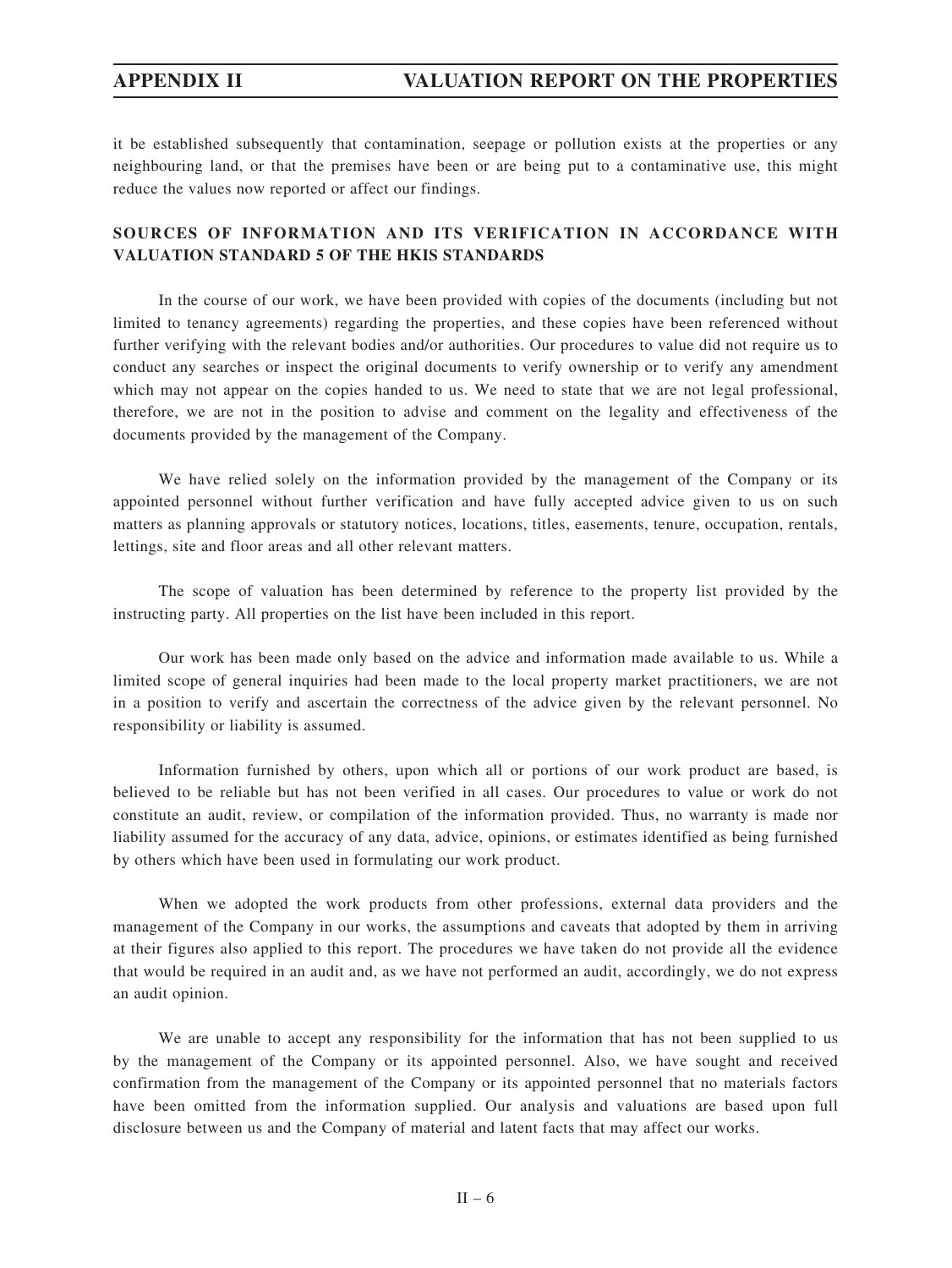it be established subsequently that contamination, seepage or pollution exists at the properties or any neighbouring land, or that the premises have been or are being put to a contaminative use, this might reduce the values now reported or affect our findings.

## SOURCES OF INFORMATION AND ITS VERIFICATION IN ACCORDANCE WITH VALUATION STANDARD 5 OF THE HKIS STANDARDS

In the course of our work, we have been provided with copies of the documents (including but not limited to tenancy agreements) regarding the properties, and these copies have been referenced without further verifying with the relevant bodies and/or authorities. Our procedures to value did not require us to conduct any searches or inspect the original documents to verify ownership or to verify any amendment which may not appear on the copies handed to us. We need to state that we are not legal professional, therefore, we are not in the position to advise and comment on the legality and effectiveness of the documents provided by the management of the Company.

We have relied solely on the information provided by the management of the Company or its appointed personnel without further verification and have fully accepted advice given to us on such matters as planning approvals or statutory notices, locations, titles, easements, tenure, occupation, rentals, lettings, site and floor areas and all other relevant matters.

The scope of valuation has been determined by reference to the property list provided by the instructing party. All properties on the list have been included in this report.

Our work has been made only based on the advice and information made available to us. While a limited scope of general inquiries had been made to the local property market practitioners, we are not in a position to verify and ascertain the correctness of the advice given by the relevant personnel. No responsibility or liability is assumed.

Information furnished by others, upon which all or portions of our work product are based, is believed to be reliable but has not been verified in all cases. Our procedures to value or work do not constitute an audit, review, or compilation of the information provided. Thus, no warranty is made nor liability assumed for the accuracy of any data, advice, opinions, or estimates identified as being furnished by others which have been used in formulating our work product.

When we adopted the work products from other professions, external data providers and the management of the Company in our works, the assumptions and caveats that adopted by them in arriving at their figures also applied to this report. The procedures we have taken do not provide all the evidence that would be required in an audit and, as we have not performed an audit, accordingly, we do not express an audit opinion.

We are unable to accept any responsibility for the information that has not been supplied to us by the management of the Company or its appointed personnel. Also, we have sought and received confirmation from the management of the Company or its appointed personnel that no materials factors have been omitted from the information supplied. Our analysis and valuations are based upon full disclosure between us and the Company of material and latent facts that may affect our works.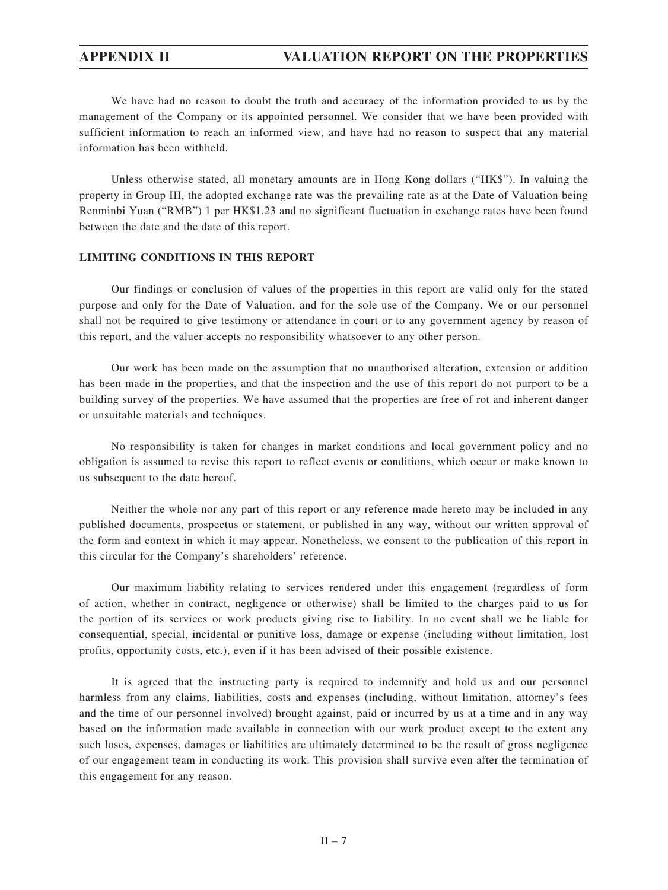We have had no reason to doubt the truth and accuracy of the information provided to us by the management of the Company or its appointed personnel. We consider that we have been provided with sufficient information to reach an informed view, and have had no reason to suspect that any material information has been withheld.

Unless otherwise stated, all monetary amounts are in Hong Kong dollars ("HK$"). In valuing the property in Group III, the adopted exchange rate was the prevailing rate as at the Date of Valuation being Renminbi Yuan ("RMB") 1 per HK$1.23 and no significant fluctuation in exchange rates have been found between the date and the date of this report.

**LIMITING CONDITIONS IN THIS REPORT**

Our findings or conclusion of values of the properties in this report are valid only for the stated purpose and only for the Date of Valuation, and for the sole use of the Company. We or our personnel shall not be required to give testimony or attendance in court or to any government agency by reason of this report, and the valuer accepts no responsibility whatsoever to any other person.

Our work has been made on the assumption that no unauthorised alteration, extension or addition has been made in the properties, and that the inspection and the use of this report do not purport to be a building survey of the properties. We have assumed that the properties are free of rot and inherent danger or unsuitable materials and techniques.

No responsibility is taken for changes in market conditions and local government policy and no obligation is assumed to revise this report to reflect events or conditions, which occur or make known to us subsequent to the date hereof.

Neither the whole nor any part of this report or any reference made hereto may be included in any published documents, prospectus or statement, or published in any way, without our written approval of the form and context in which it may appear. Nonetheless, we consent to the publication of this report in this circular for the Company's shareholders' reference.

Our maximum liability relating to services rendered under this engagement (regardless of form of action, whether in contract, negligence or otherwise) shall be limited to the charges paid to us for the portion of its services or work products giving rise to liability. In no event shall we be liable for consequential, special, incidental or punitive loss, damage or expense (including without limitation, lost profits, opportunity costs, etc.), even if it has been advised of their possible existence.

It is agreed that the instructing party is required to indemnify and hold us and our personnel harmless from any claims, liabilities, costs and expenses (including, without limitation, attorney's fees and the time of our personnel involved) brought against, paid or incurred by us at a time and in any way based on the information made available in connection with our work product except to the extent any such loses, expenses, damages or liabilities are ultimately determined to be the result of gross negligence of our engagement team in conducting its work. This provision shall survive even after the termination of this engagement for any reason.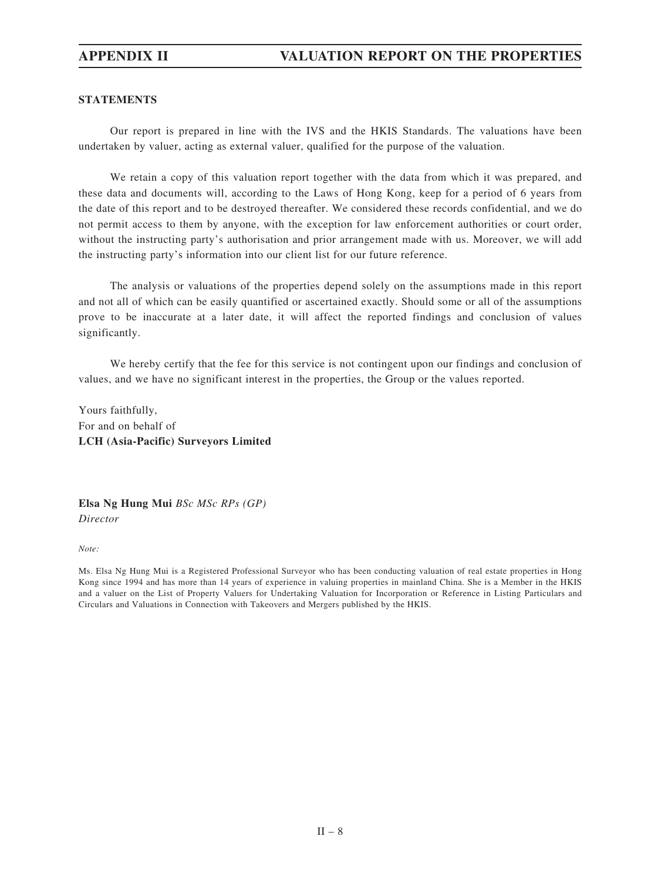**STATEMENTS**

Our report is prepared in line with the IVS and the HKIS Standards. The valuations have been undertaken by valuer, acting as external valuer, qualified for the purpose of the valuation.

We retain a copy of this valuation report together with the data from which it was prepared, and these data and documents will, according to the Laws of Hong Kong, keep for a period of 6 years from the date of this report and to be destroyed thereafter. We considered these records confidential, and we do not permit access to them by anyone, with the exception for law enforcement authorities or court order, without the instructing party's authorisation and prior arrangement made with us. Moreover, we will add the instructing party's information into our client list for our future reference.

The analysis or valuations of the properties depend solely on the assumptions made in this report and not all of which can be easily quantified or ascertained exactly. Should some or all of the assumptions prove to be inaccurate at a later date, it will affect the reported findings and conclusion of values significantly.

We hereby certify that the fee for this service is not contingent upon our findings and conclusion of values, and we have no significant interest in the properties, the Group or the values reported.

Yours faithfully,
For and on behalf of
**LCH (Asia-Pacific) Surveyors Limited**

**Elsa Ng Hung Mui** *BSc MSc RPs (GP)*
*Director*

*Note:*

Ms. Elsa Ng Hung Mui is a Registered Professional Surveyor who has been conducting valuation of real estate properties in Hong Kong since 1994 and has more than 14 years of experience in valuing properties in mainland China. She is a Member in the HKIS and a valuer on the List of Property Valuers for Undertaking Valuation for Incorporation or Reference in Listing Particulars and Circulars and Valuations in Connection with Takeovers and Mergers published by the HKIS.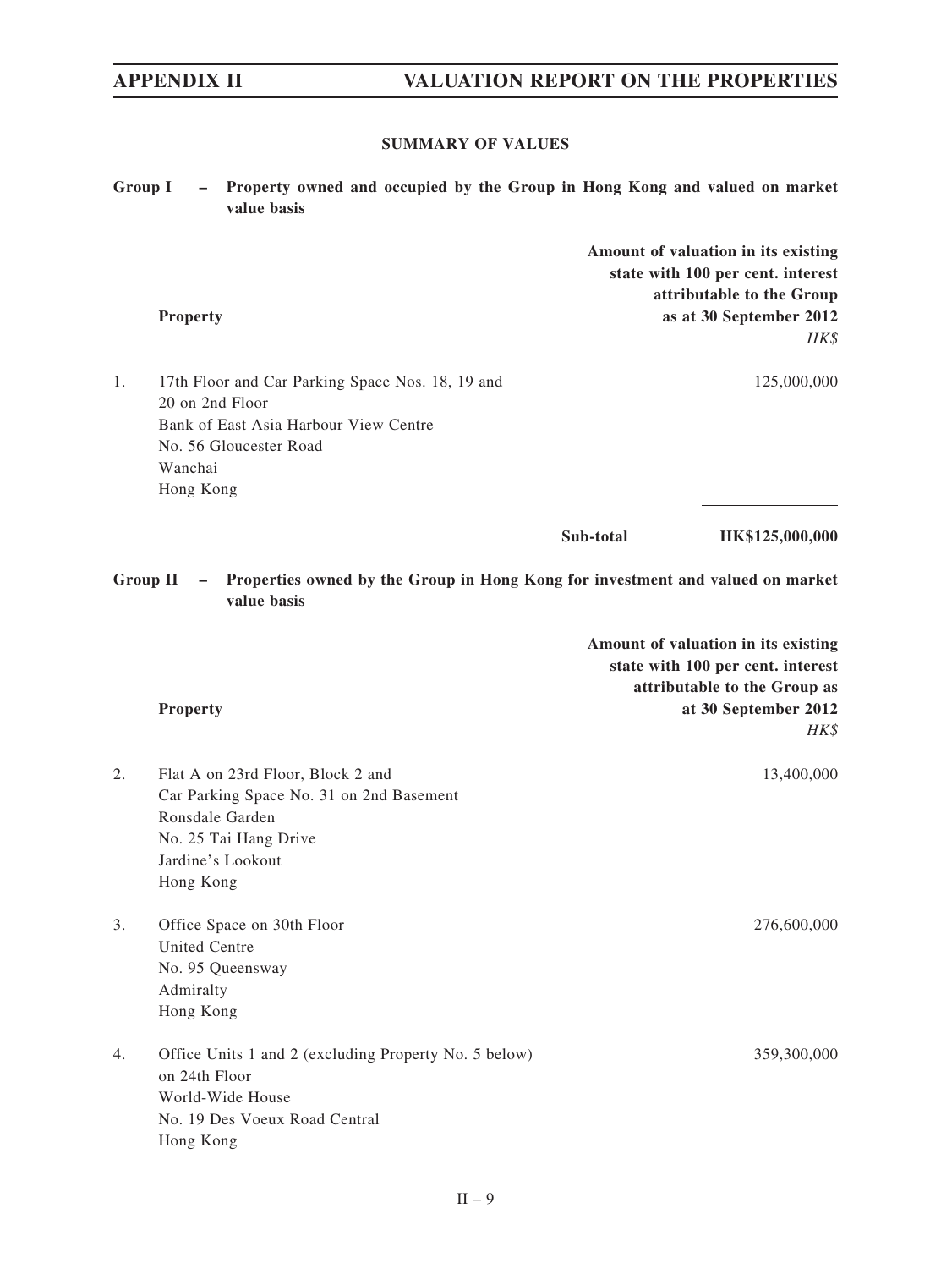## SUMMARY OF VALUES

**Group I – Property owned and occupied by the Group in Hong Kong and valued on market value basis**

| | Property | Amount of valuation in its existing state with 100 per cent. interest attributable to the Group as at 30 September 2012 *HK$* |
|---|---|---|
| 1. | 17th Floor and Car Parking Space Nos. 18, 19 and 20 on 2nd Floor Bank of East Asia Harbour View Centre No. 56 Gloucester Road Wanchai Hong Kong | 125,000,000 |
| | **Sub-total** | **HK$125,000,000** |

**Group II – Properties owned by the Group in Hong Kong for investment and valued on market value basis**

| | Property | Amount of valuation in its existing state with 100 per cent. interest attributable to the Group as at 30 September 2012 *HK$* |
|---|---|---|
| 2. | Flat A on 23rd Floor, Block 2 and Car Parking Space No. 31 on 2nd Basement Ronsdale Garden No. 25 Tai Hang Drive Jardine's Lookout Hong Kong | 13,400,000 |
| 3. | Office Space on 30th Floor United Centre No. 95 Queensway Admiralty Hong Kong | 276,600,000 |
| 4. | Office Units 1 and 2 (excluding Property No. 5 below) on 24th Floor World-Wide House No. 19 Des Voeux Road Central Hong Kong | 359,300,000 |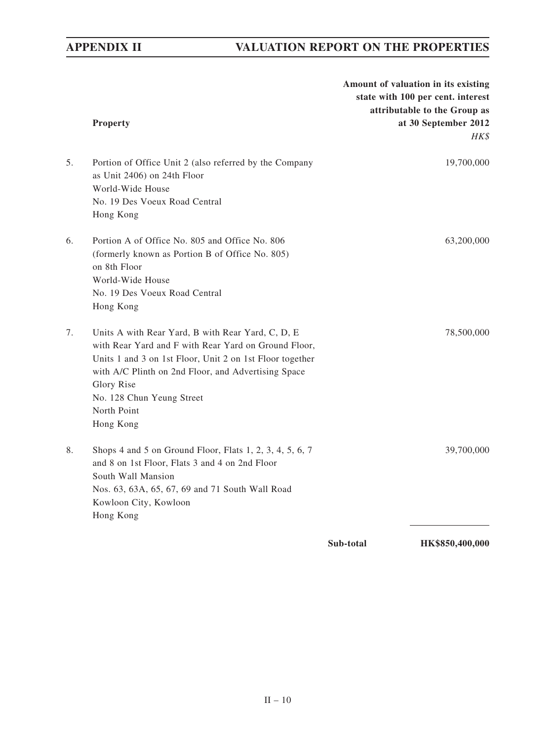| | Property | Amount of valuation in its existing state with 100 per cent. interest attributable to the Group as at 30 September 2012 |
|---|---|---|
| | | *HK$* |
| 5. | Portion of Office Unit 2 (also referred by the Company as Unit 2406) on 24th Floor<br>World-Wide House<br>No. 19 Des Voeux Road Central<br>Hong Kong | 19,700,000 |
| 6. | Portion A of Office No. 805 and Office No. 806 (formerly known as Portion B of Office No. 805) on 8th Floor<br>World-Wide House<br>No. 19 Des Voeux Road Central<br>Hong Kong | 63,200,000 |
| 7. | Units A with Rear Yard, B with Rear Yard, C, D, E with Rear Yard and F with Rear Yard on Ground Floor, Units 1 and 3 on 1st Floor, Unit 2 on 1st Floor together with A/C Plinth on 2nd Floor, and Advertising Space<br>Glory Rise<br>No. 128 Chun Yeung Street<br>North Point<br>Hong Kong | 78,500,000 |
| 8. | Shops 4 and 5 on Ground Floor, Flats 1, 2, 3, 4, 5, 6, 7 and 8 on 1st Floor, Flats 3 and 4 on 2nd Floor<br>South Wall Mansion<br>Nos. 63, 63A, 65, 67, 69 and 71 South Wall Road<br>Kowloon City, Kowloon<br>Hong Kong | 39,700,000 |
| | **Sub-total** | **HK$850,400,000** |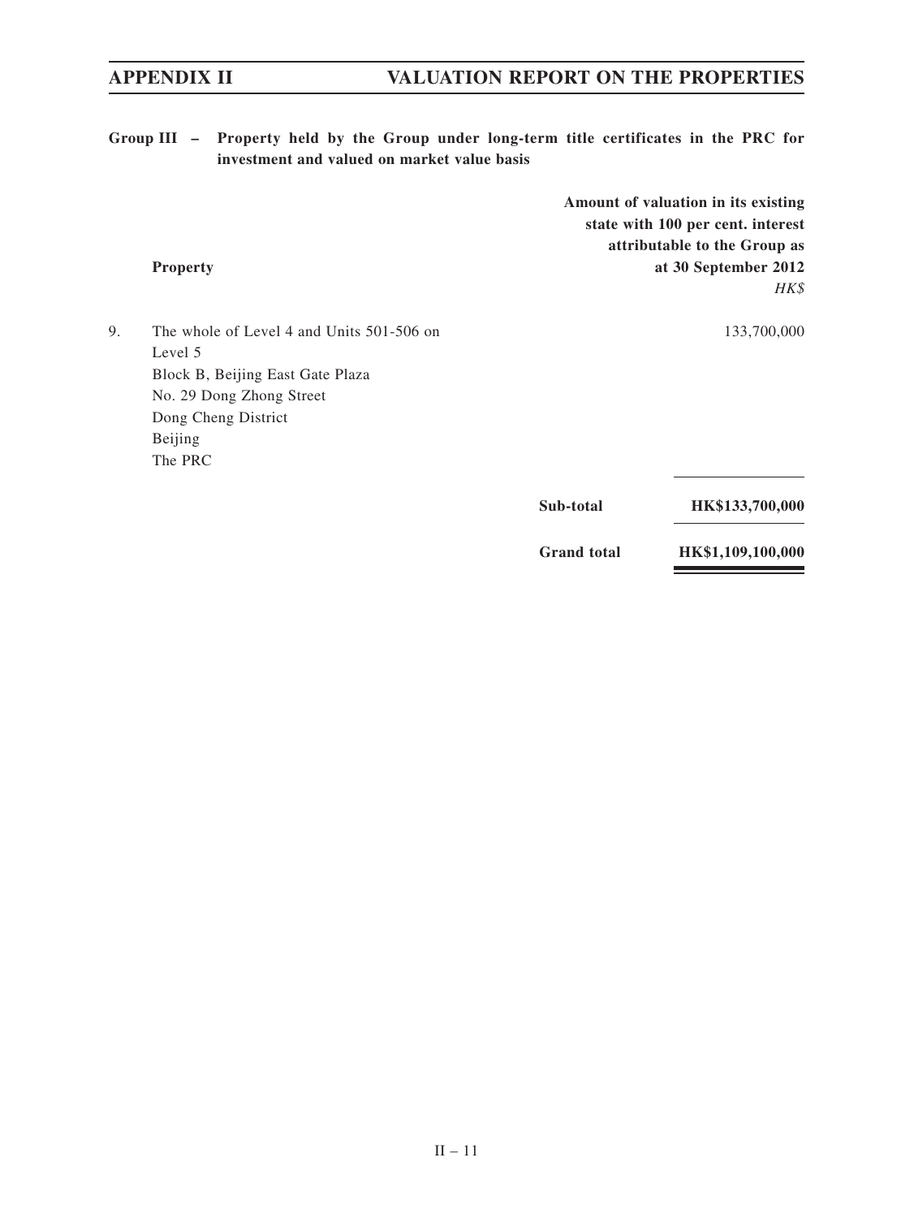**Group III – Property held by the Group under long-term title certificates in the PRC for investment and valued on market value basis**

| | Property | | Amount of valuation in its existing state with 100 per cent. interest attributable to the Group as at 30 September 2012 |
|---|---|---|---|
| | | | *HK$* |
| 9. | The whole of Level 4 and Units 501-506 on Level 5<br>Block B, Beijing East Gate Plaza<br>No. 29 Dong Zhong Street<br>Dong Cheng District<br>Beijing<br>The PRC | | 133,700,000 |
| | | **Sub-total** | **HK$133,700,000** |
| | | **Grand total** | **HK$1,109,100,000** |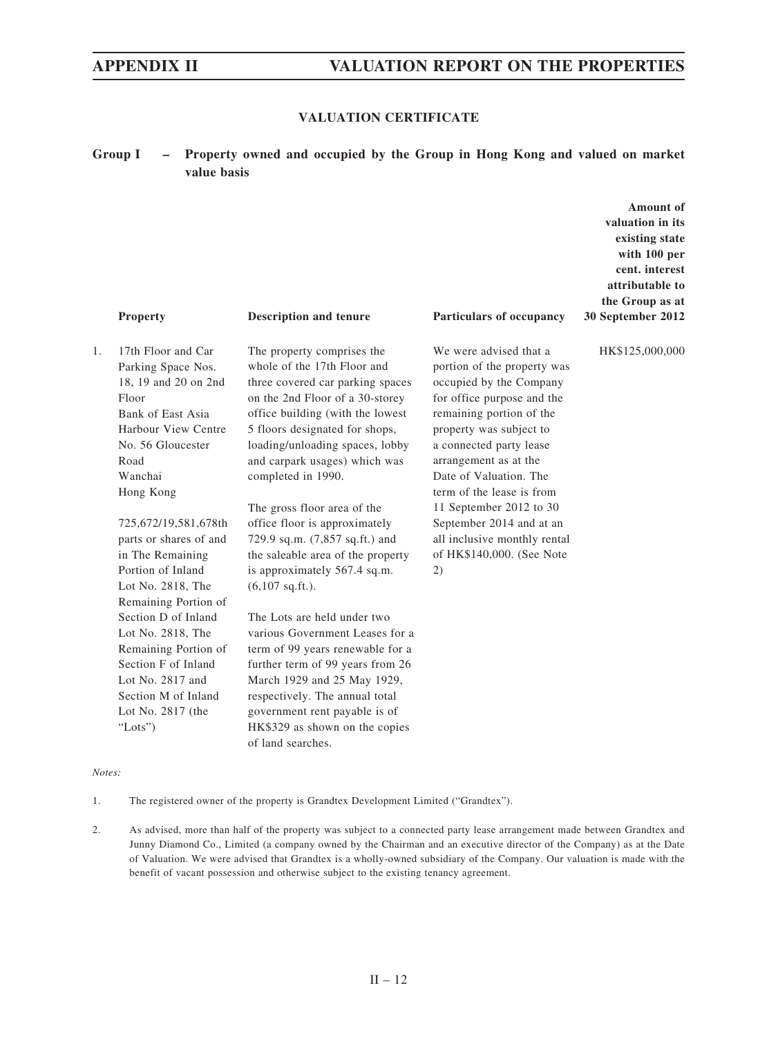## VALUATION CERTIFICATE

**Group I – Property owned and occupied by the Group in Hong Kong and valued on market value basis**

| | Property | Description and tenure | Particulars of occupancy | Amount of valuation in its existing state with 100 per cent. interest attributable to the Group as at 30 September 2012 |
|---|---|---|---|---|
| 1. | 17th Floor and Car Parking Space Nos. 18, 19 and 20 on 2nd Floor Bank of East Asia Harbour View Centre No. 56 Gloucester Road Wanchai Hong Kong<br><br>725,672/19,581,678th parts or shares of and in The Remaining Portion of Inland Lot No. 2818, The Remaining Portion of Section D of Inland Lot No. 2818, The Remaining Portion of Section F of Inland Lot No. 2817 and Section M of Inland Lot No. 2817 (the "Lots") | The property comprises the whole of the 17th Floor and three covered car parking spaces on the 2nd Floor of a 30-storey office building (with the lowest 5 floors designated for shops, loading/unloading spaces, lobby and carpark usages) which was completed in 1990.<br><br>The gross floor area of the office floor is approximately 729.9 sq.m. (7,857 sq.ft.) and the saleable area of the property is approximately 567.4 sq.m. (6,107 sq.ft.).<br><br>The Lots are held under two various Government Leases for a term of 99 years renewable for a further term of 99 years from 26 March 1929 and 25 May 1929, respectively. The annual total government rent payable is of HK$329 as shown on the copies of land searches. | We were advised that a portion of the property was occupied by the Company for office purpose and the remaining portion of the property was subject to a connected party lease arrangement as at the Date of Valuation. The term of the lease is from 11 September 2012 to 30 September 2014 and at an all inclusive monthly rental of HK$140,000. (See Note 2) | HK$125,000,000 |

*Notes:*

1. The registered owner of the property is Grandtex Development Limited ("Grandtex").

2. As advised, more than half of the property was subject to a connected party lease arrangement made between Grandtex and Junny Diamond Co., Limited (a company owned by the Chairman and an executive director of the Company) as at the Date of Valuation. We were advised that Grandtex is a wholly-owned subsidiary of the Company. Our valuation is made with the benefit of vacant possession and otherwise subject to the existing tenancy agreement.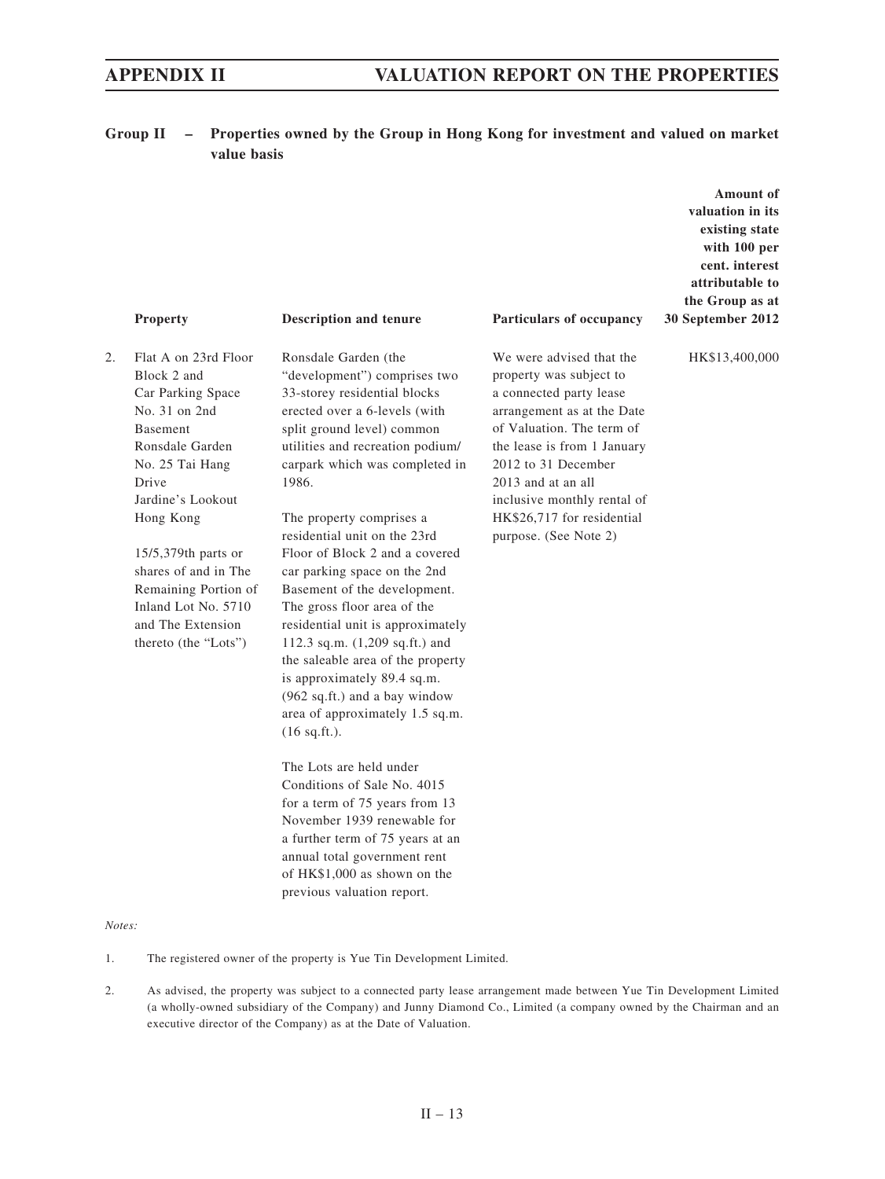**Group II – Properties owned by the Group in Hong Kong for investment and valued on market value basis**

| | Property | Description and tenure | Particulars of occupancy | Amount of valuation in its existing state with 100 per cent. interest attributable to the Group as at 30 September 2012 |
|---|---|---|---|---|
| 2. | Flat A on 23rd Floor Block 2 and Car Parking Space No. 31 on 2nd Basement Ronsdale Garden No. 25 Tai Hang Drive Jardine's Lookout Hong Kong<br><br>15/5,379th parts or shares of and in The Remaining Portion of Inland Lot No. 5710 and The Extension thereto (the "Lots") | Ronsdale Garden (the "development") comprises two 33-storey residential blocks erected over a 6-levels (with split ground level) common utilities and recreation podium/ carpark which was completed in 1986.<br><br>The property comprises a residential unit on the 23rd Floor of Block 2 and a covered car parking space on the 2nd Basement of the development. The gross floor area of the residential unit is approximately 112.3 sq.m. (1,209 sq.ft.) and the saleable area of the property is approximately 89.4 sq.m. (962 sq.ft.) and a bay window area of approximately 1.5 sq.m. (16 sq.ft.).<br><br>The Lots are held under Conditions of Sale No. 4015 for a term of 75 years from 13 November 1939 renewable for a further term of 75 years at an annual total government rent of HK$1,000 as shown on the previous valuation report. | We were advised that the property was subject to a connected party lease arrangement as at the Date of Valuation. The term of the lease is from 1 January 2012 to 31 December 2013 and at an all inclusive monthly rental of HK$26,717 for residential purpose. (See Note 2) | HK$13,400,000 |

*Notes:*

1. The registered owner of the property is Yue Tin Development Limited.

2. As advised, the property was subject to a connected party lease arrangement made between Yue Tin Development Limited (a wholly-owned subsidiary of the Company) and Junny Diamond Co., Limited (a company owned by the Chairman and an executive director of the Company) as at the Date of Valuation.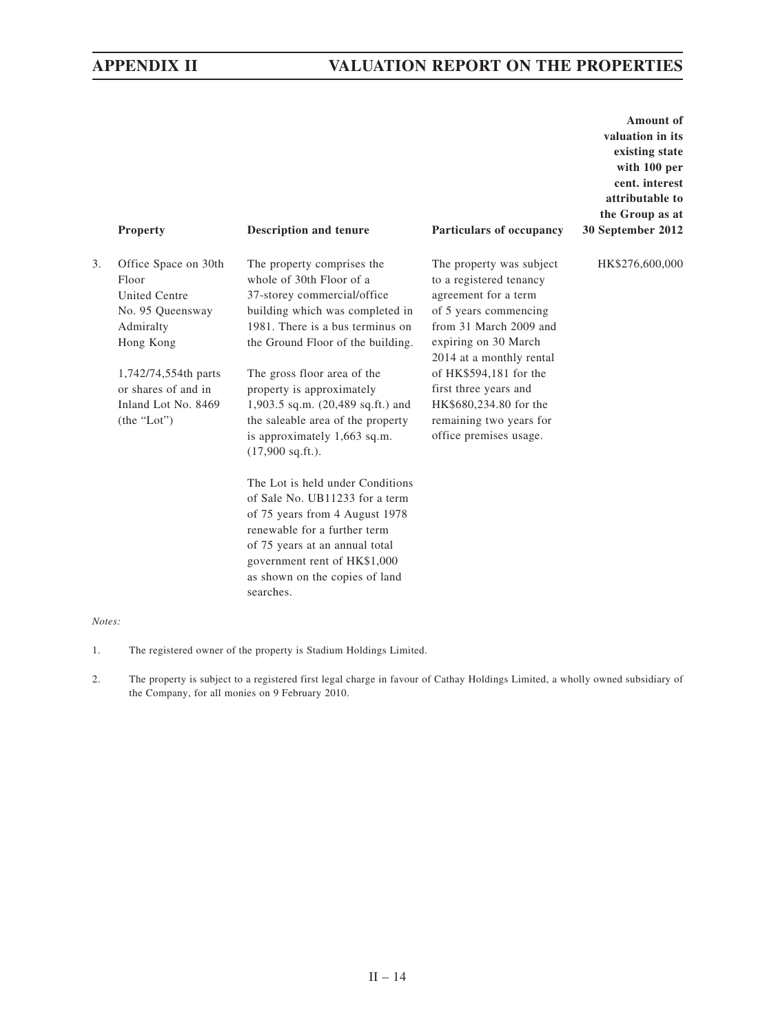| | Property | Description and tenure | Particulars of occupancy | Amount of valuation in its existing state with 100 per cent. interest attributable to the Group as at 30 September 2012 |
|---|---|---|---|---|
| 3. | Office Space on 30th Floor United Centre No. 95 Queensway Admiralty Hong Kong<br><br>1,742/74,554th parts or shares of and in Inland Lot No. 8469 (the "Lot") | The property comprises the whole of 30th Floor of a 37-storey commercial/office building which was completed in 1981. There is a bus terminus on the Ground Floor of the building.<br><br>The gross floor area of the property is approximately 1,903.5 sq.m. (20,489 sq.ft.) and the saleable area of the property is approximately 1,663 sq.m. (17,900 sq.ft.).<br><br>The Lot is held under Conditions of Sale No. UB11233 for a term of 75 years from 4 August 1978 renewable for a further term of 75 years at an annual total government rent of HK$1,000 as shown on the copies of land searches. | The property was subject to a registered tenancy agreement for a term of 5 years commencing from 31 March 2009 and expiring on 30 March 2014 at a monthly rental of HK$594,181 for the first three years and HK$680,234.80 for the remaining two years for office premises usage. | HK$276,600,000 |

*Notes:*

1. The registered owner of the property is Stadium Holdings Limited.

2. The property is subject to a registered first legal charge in favour of Cathay Holdings Limited, a wholly owned subsidiary of the Company, for all monies on 9 February 2010.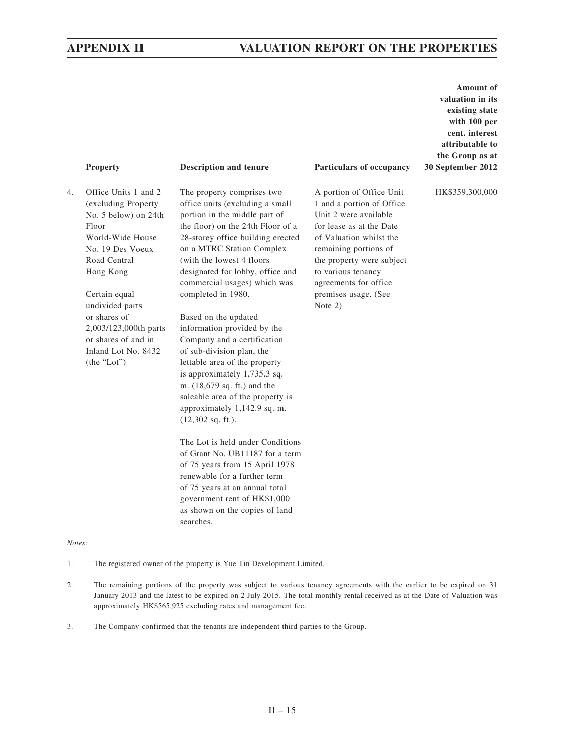| | Property | Description and tenure | Particulars of occupancy | Amount of valuation in its existing state with 100 per cent. interest attributable to the Group as at 30 September 2012 |
|---|---|---|---|---|
| 4. | Office Units 1 and 2 (excluding Property No. 5 below) on 24th Floor World-Wide House No. 19 Des Voeux Road Central Hong Kong<br><br>Certain equal undivided parts or shares of 2,003/123,000th parts or shares of and in Inland Lot No. 8432 (the "Lot") | The property comprises two office units (excluding a small portion in the middle part of the floor) on the 24th Floor of a 28-storey office building erected on a MTRC Station Complex (with the lowest 4 floors designated for lobby, office and commercial usages) which was completed in 1980.<br><br>Based on the updated information provided by the Company and a certification of sub-division plan, the lettable area of the property is approximately 1,735.3 sq. m. (18,679 sq. ft.) and the saleable area of the property is approximately 1,142.9 sq. m. (12,302 sq. ft.).<br><br>The Lot is held under Conditions of Grant No. UB11187 for a term of 75 years from 15 April 1978 renewable for a further term of 75 years at an annual total government rent of HK$1,000 as shown on the copies of land searches. | A portion of Office Unit 1 and a portion of Office Unit 2 were available for lease as at the Date of Valuation whilst the remaining portions of the property were subject to various tenancy agreements for office premises usage. (See Note 2) | HK$359,300,000 |

*Notes:*

1. The registered owner of the property is Yue Tin Development Limited.

2. The remaining portions of the property was subject to various tenancy agreements with the earlier to be expired on 31 January 2013 and the latest to be expired on 2 July 2015. The total monthly rental received as at the Date of Valuation was approximately HK$565,925 excluding rates and management fee.

3. The Company confirmed that the tenants are independent third parties to the Group.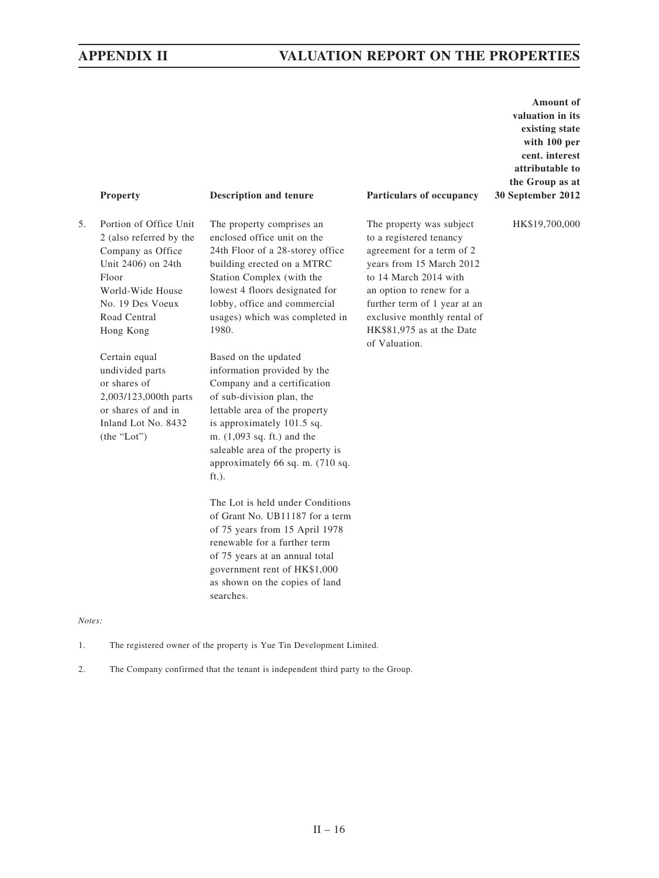| | Property | Description and tenure | Particulars of occupancy | Amount of valuation in its existing state with 100 per cent. interest attributable to the Group as at 30 September 2012 |
|---|---|---|---|---|
| 5. | Portion of Office Unit 2 (also referred by the Company as Office Unit 2406) on 24th Floor World-Wide House No. 19 Des Voeux Road Central Hong Kong<br><br>Certain equal undivided parts or shares of 2,003/123,000th parts or shares of and in Inland Lot No. 8432 (the "Lot") | The property comprises an enclosed office unit on the 24th Floor of a 28-storey office building erected on a MTRC Station Complex (with the lowest 4 floors designated for lobby, office and commercial usages) which was completed in 1980.<br><br>Based on the updated information provided by the Company and a certification of sub-division plan, the lettable area of the property is approximately 101.5 sq. m. (1,093 sq. ft.) and the saleable area of the property is approximately 66 sq. m. (710 sq. ft.).<br><br>The Lot is held under Conditions of Grant No. UB11187 for a term of 75 years from 15 April 1978 renewable for a further term of 75 years at an annual total government rent of HK$1,000 as shown on the copies of land searches. | The property was subject to a registered tenancy agreement for a term of 2 years from 15 March 2012 to 14 March 2014 with an option to renew for a further term of 1 year at an exclusive monthly rental of HK$81,975 as at the Date of Valuation. | HK$19,700,000 |

*Notes:*

1. The registered owner of the property is Yue Tin Development Limited.

2. The Company confirmed that the tenant is independent third party to the Group.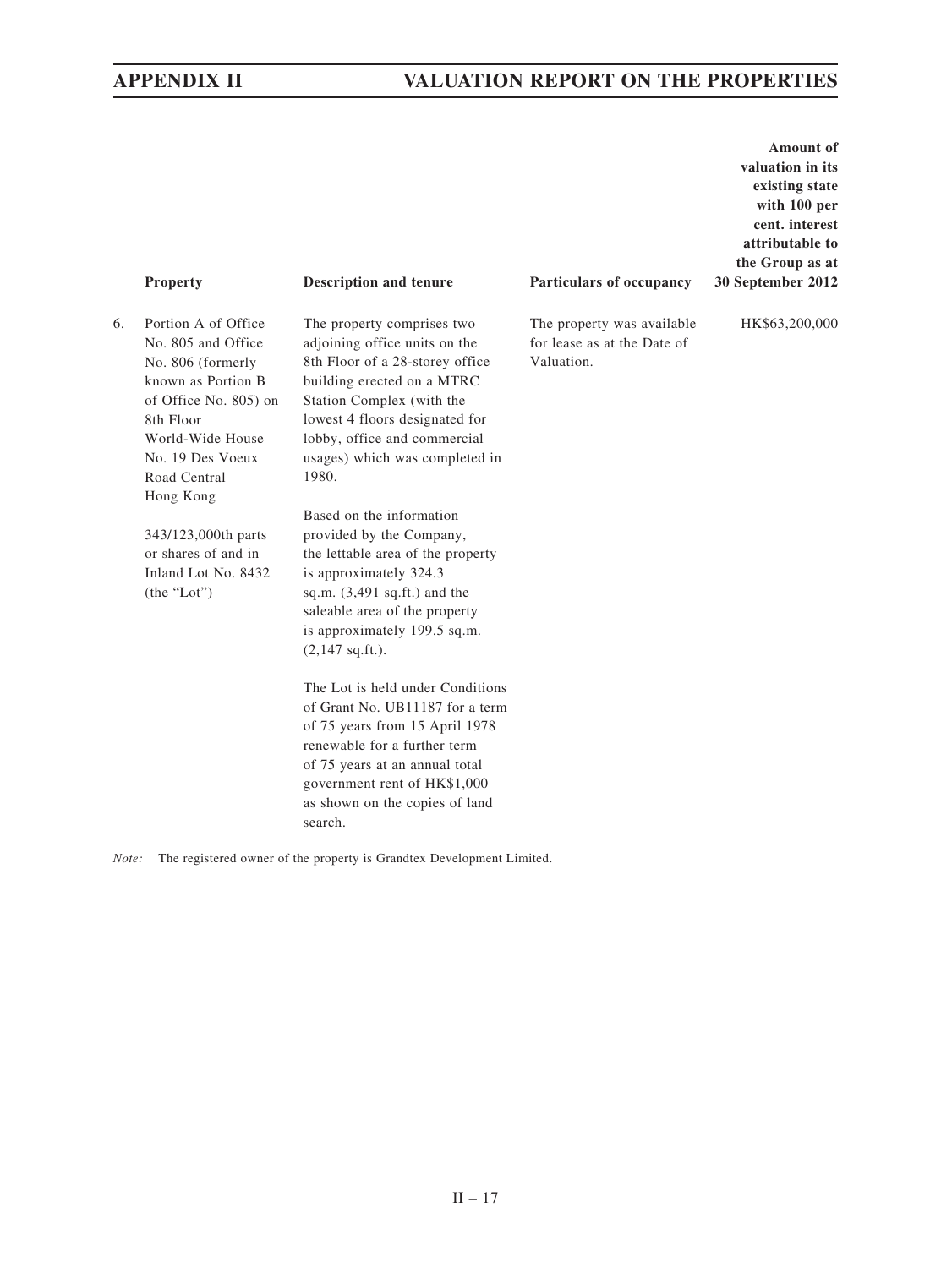| | Property | Description and tenure | Particulars of occupancy | Amount of valuation in its existing state with 100 per cent. interest attributable to the Group as at 30 September 2012 |
|---|---|---|---|---|
| 6. | Portion A of Office No. 805 and Office No. 806 (formerly known as Portion B of Office No. 805) on 8th Floor World-Wide House No. 19 Des Voeux Road Central Hong Kong<br><br>343/123,000th parts or shares of and in Inland Lot No. 8432 (the "Lot") | The property comprises two adjoining office units on the 8th Floor of a 28-storey office building erected on a MTRC Station Complex (with the lowest 4 floors designated for lobby, office and commercial usages) which was completed in 1980.<br><br>Based on the information provided by the Company, the lettable area of the property is approximately 324.3 sq.m. (3,491 sq.ft.) and the saleable area of the property is approximately 199.5 sq.m. (2,147 sq.ft.).<br><br>The Lot is held under Conditions of Grant No. UB11187 for a term of 75 years from 15 April 1978 renewable for a further term of 75 years at an annual total government rent of HK$1,000 as shown on the copies of land search. | The property was available for lease as at the Date of Valuation. | HK$63,200,000 |

*Note:* The registered owner of the property is Grandtex Development Limited.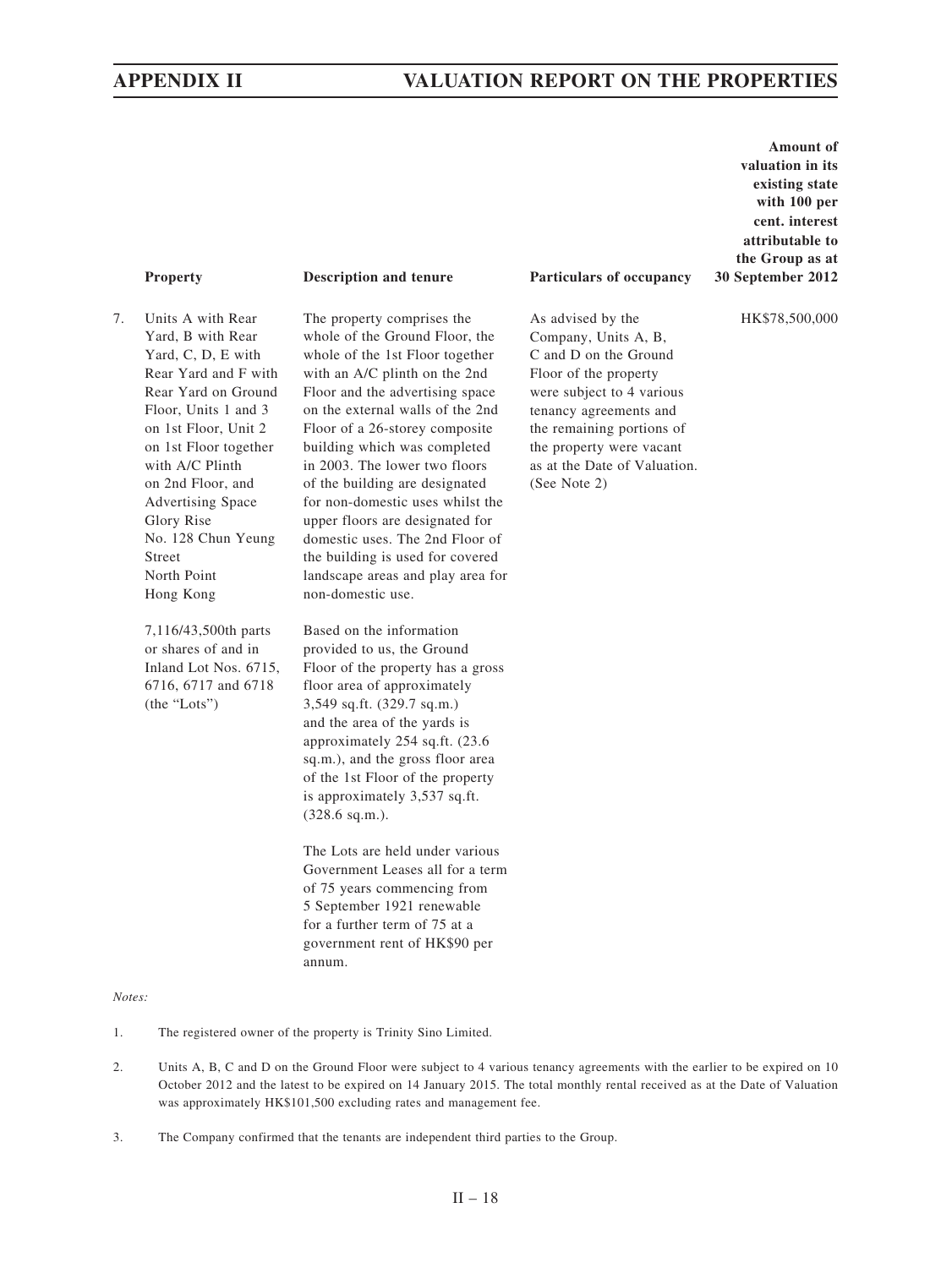## APPENDIX II VALUATION REPORT ON THE PROPERTIES

| | Property | Description and tenure | Particulars of occupancy | Amount of valuation in its existing state with 100 per cent. interest attributable to the Group as at 30 September 2012 |
|---|---|---|---|---|
| 7. | Units A with Rear Yard, B with Rear Yard, C, D, E with Rear Yard and F with Rear Yard on Ground Floor, Units 1 and 3 on 1st Floor, Unit 2 on 1st Floor together with A/C Plinth on 2nd Floor, and Advertising Space Glory Rise No. 128 Chun Yeung Street North Point Hong Kong<br><br>7,116/43,500th parts or shares of and in Inland Lot Nos. 6715, 6716, 6717 and 6718 (the "Lots") | The property comprises the whole of the Ground Floor, the whole of the 1st Floor together with an A/C plinth on the 2nd Floor and the advertising space on the external walls of the 2nd Floor of a 26-storey composite building which was completed in 2003. The lower two floors of the building are designated for non-domestic uses whilst the upper floors are designated for domestic uses. The 2nd Floor of the building is used for covered landscape areas and play area for non-domestic use.<br><br>Based on the information provided to us, the Ground Floor of the property has a gross floor area of approximately 3,549 sq.ft. (329.7 sq.m.) and the area of the yards is approximately 254 sq.ft. (23.6 sq.m.), and the gross floor area of the 1st Floor of the property is approximately 3,537 sq.ft. (328.6 sq.m.).<br><br>The Lots are held under various Government Leases all for a term of 75 years commencing from 5 September 1921 renewable for a further term of 75 at a government rent of HK$90 per annum. | As advised by the Company, Units A, B, C and D on the Ground Floor of the property were subject to 4 various tenancy agreements and the remaining portions of the property were vacant as at the Date of Valuation. (See Note 2) | HK$78,500,000 |

*Notes:*

1. The registered owner of the property is Trinity Sino Limited.

2. Units A, B, C and D on the Ground Floor were subject to 4 various tenancy agreements with the earlier to be expired on 10 October 2012 and the latest to be expired on 14 January 2015. The total monthly rental received as at the Date of Valuation was approximately HK$101,500 excluding rates and management fee.

3. The Company confirmed that the tenants are independent third parties to the Group.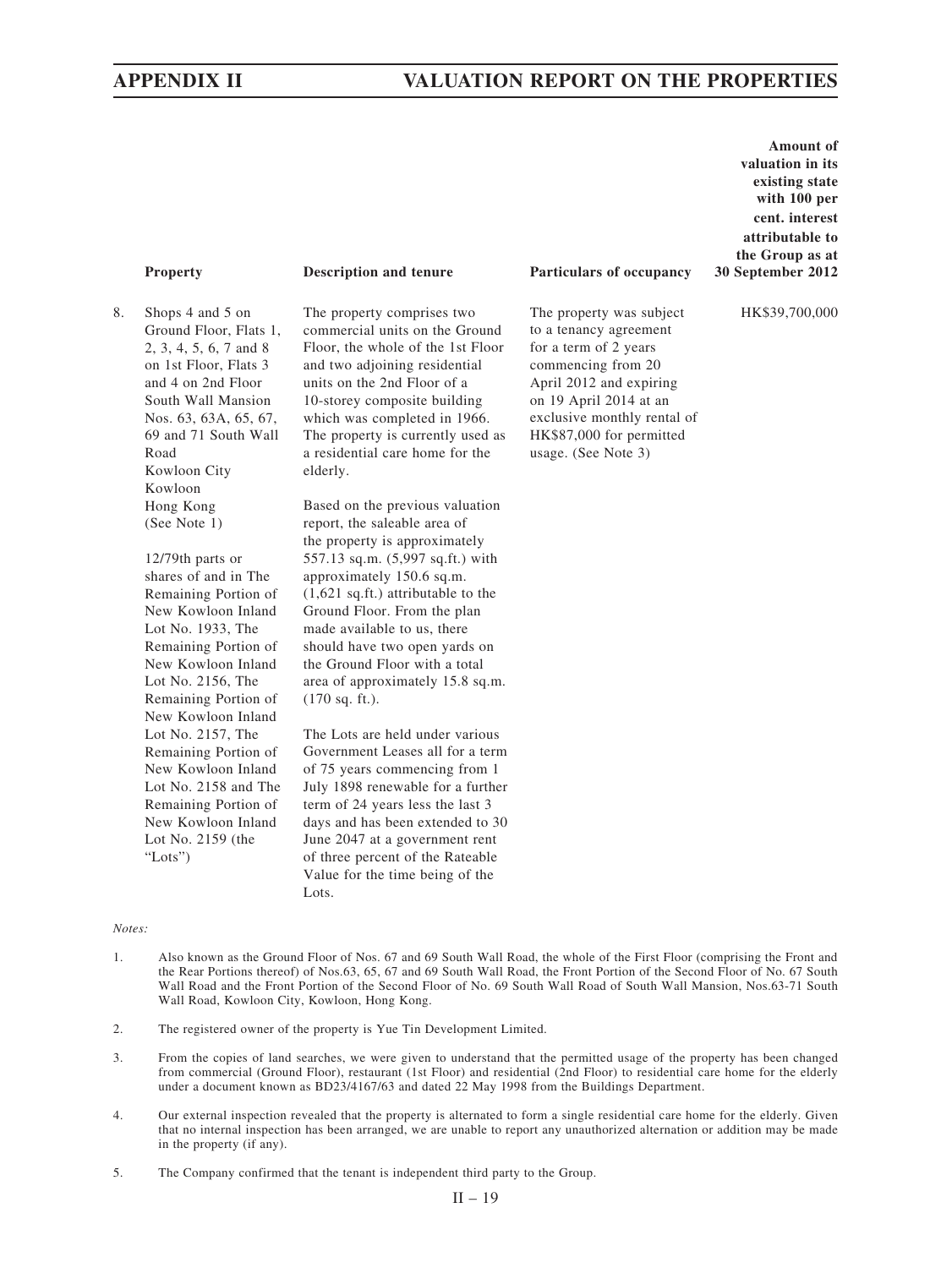| | Property | Description and tenure | Particulars of occupancy | Amount of valuation in its existing state with 100 per cent. interest attributable to the Group as at 30 September 2012 |
|---|---|---|---|---|
| 8. | Shops 4 and 5 on Ground Floor, Flats 1, 2, 3, 4, 5, 6, 7 and 8 on 1st Floor, Flats 3 and 4 on 2nd Floor South Wall Mansion Nos. 63, 63A, 65, 67, 69 and 71 South Wall Road Kowloon City Kowloon Hong Kong (See Note 1)<br><br>12/79th parts or shares of and in The Remaining Portion of New Kowloon Inland Lot No. 1933, The Remaining Portion of New Kowloon Inland Lot No. 2156, The Remaining Portion of New Kowloon Inland Lot No. 2157, The Remaining Portion of New Kowloon Inland Lot No. 2158 and The Remaining Portion of New Kowloon Inland Lot No. 2159 (the "Lots") | The property comprises two commercial units on the Ground Floor, the whole of the 1st Floor and two adjoining residential units on the 2nd Floor of a 10-storey composite building which was completed in 1966. The property is currently used as a residential care home for the elderly.<br><br>Based on the previous valuation report, the saleable area of the property is approximately 557.13 sq.m. (5,997 sq.ft.) with approximately 150.6 sq.m. (1,621 sq.ft.) attributable to the Ground Floor. From the plan made available to us, there should have two open yards on the Ground Floor with a total area of approximately 15.8 sq.m. (170 sq. ft.).<br><br>The Lots are held under various Government Leases all for a term of 75 years commencing from 1 July 1898 renewable for a further term of 24 years less the last 3 days and has been extended to 30 June 2047 at a government rent of three percent of the Rateable Value for the time being of the Lots. | The property was subject to a tenancy agreement for a term of 2 years commencing from 20 April 2012 and expiring on 19 April 2014 at an exclusive monthly rental of HK$87,000 for permitted usage. (See Note 3) | HK$39,700,000 |

*Notes:*

1. Also known as the Ground Floor of Nos. 67 and 69 South Wall Road, the whole of the First Floor (comprising the Front and the Rear Portions thereof) of Nos.63, 65, 67 and 69 South Wall Road, the Front Portion of the Second Floor of No. 67 South Wall Road and the Front Portion of the Second Floor of No. 69 South Wall Road of South Wall Mansion, Nos.63-71 South Wall Road, Kowloon City, Kowloon, Hong Kong.

2. The registered owner of the property is Yue Tin Development Limited.

3. From the copies of land searches, we were given to understand that the permitted usage of the property has been changed from commercial (Ground Floor), restaurant (1st Floor) and residential (2nd Floor) to residential care home for the elderly under a document known as BD23/4167/63 and dated 22 May 1998 from the Buildings Department.

4. Our external inspection revealed that the property is alternated to form a single residential care home for the elderly. Given that no internal inspection has been arranged, we are unable to report any unauthorized alternation or addition may be made in the property (if any).

5. The Company confirmed that the tenant is independent third party to the Group.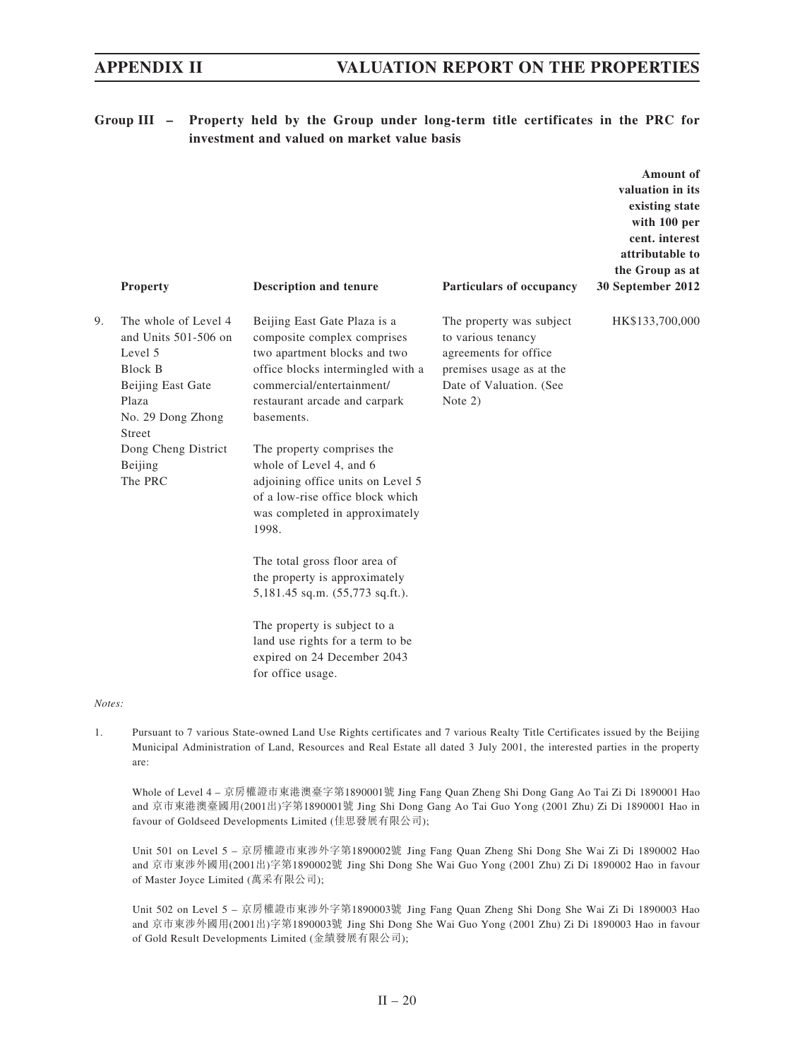**Group III – Property held by the Group under long-term title certificates in the PRC for investment and valued on market value basis**

| | Property | Description and tenure | Particulars of occupancy | Amount of valuation in its existing state with 100 per cent. interest attributable to the Group as at 30 September 2012 |
|---|---|---|---|---|
| 9. | The whole of Level 4 and Units 501-506 on Level 5 Block B Beijing East Gate Plaza No. 29 Dong Zhong Street Dong Cheng District Beijing The PRC | Beijing East Gate Plaza is a composite complex comprises two apartment blocks and two office blocks intermingled with a commercial/entertainment/restaurant arcade and carpark basements.<br><br>The property comprises the whole of Level 4, and 6 adjoining office units on Level 5 of a low-rise office block which was completed in approximately 1998.<br><br>The total gross floor area of the property is approximately 5,181.45 sq.m. (55,773 sq.ft.).<br><br>The property is subject to a land use rights for a term to be expired on 24 December 2043 for office usage. | The property was subject to various tenancy agreements for office premises usage as at the Date of Valuation. (See Note 2) | HK$133,700,000 |

*Notes:*

1. Pursuant to 7 various State-owned Land Use Rights certificates and 7 various Realty Title Certificates issued by the Beijing Municipal Administration of Land, Resources and Real Estate all dated 3 July 2001, the interested parties in the property are:

   Whole of Level 4 – 京房權證市東港澳臺字第1890001號 Jing Fang Quan Zheng Shi Dong Gang Ao Tai Zi Di 1890001 Hao and 京市東港澳臺國用(2001出)字第1890001號 Jing Shi Dong Gang Ao Tai Guo Yong (2001 Zhu) Zi Di 1890001 Hao in favour of Goldseed Developments Limited (佳思發展有限公司);

   Unit 501 on Level 5 – 京房權證市東涉外字第1890002號 Jing Fang Quan Zheng Shi Dong She Wai Zi Di 1890002 Hao and 京市東涉外國用(2001出)字第1890002號 Jing Shi Dong She Wai Guo Yong (2001 Zhu) Zi Di 1890002 Hao in favour of Master Joyce Limited (萬采有限公司);

   Unit 502 on Level 5 – 京房權證市東涉外字第1890003號 Jing Fang Quan Zheng Shi Dong She Wai Zi Di 1890003 Hao and 京市東涉外國用(2001出)字第1890003號 Jing Shi Dong She Wai Guo Yong (2001 Zhu) Zi Di 1890003 Hao in favour of Gold Result Developments Limited (金績發展有限公司);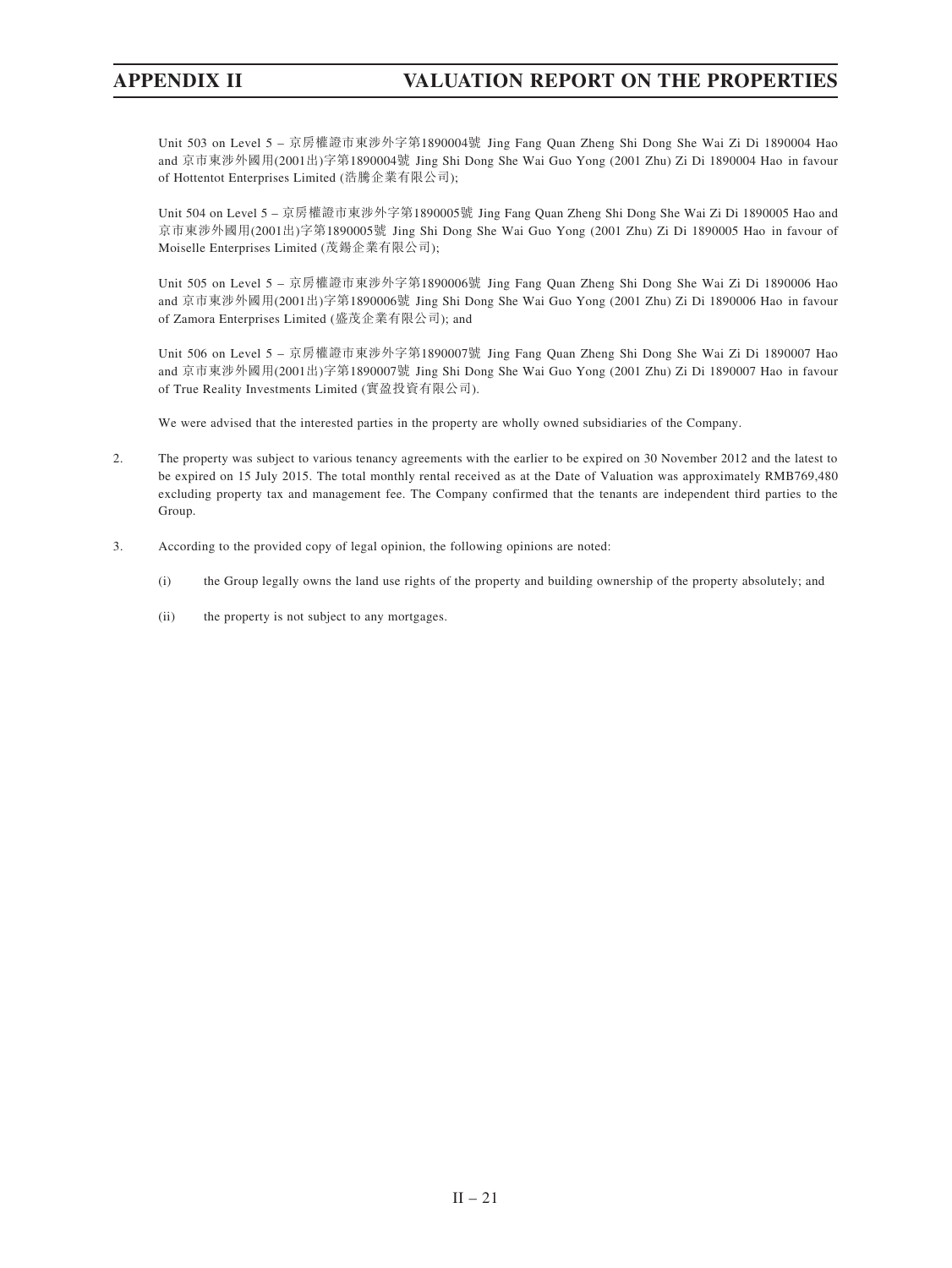Unit 503 on Level 5 – 京房權證市東涉外字第1890004號 Jing Fang Quan Zheng Shi Dong She Wai Zi Di 1890004 Hao and 京市東涉外國用(2001出)字第1890004號 Jing Shi Dong She Wai Guo Yong (2001 Zhu) Zi Di 1890004 Hao in favour of Hottentot Enterprises Limited (浩騰企業有限公司);

Unit 504 on Level 5 – 京房權證市東涉外字第1890005號 Jing Fang Quan Zheng Shi Dong She Wai Zi Di 1890005 Hao and 京市東涉外國用(2001出)字第1890005號 Jing Shi Dong She Wai Guo Yong (2001 Zhu) Zi Di 1890005 Hao in favour of Moiselle Enterprises Limited (茂錫企業有限公司);

Unit 505 on Level 5 – 京房權證市東涉外字第1890006號 Jing Fang Quan Zheng Shi Dong She Wai Zi Di 1890006 Hao and 京市東涉外國用(2001出)字第1890006號 Jing Shi Dong She Wai Guo Yong (2001 Zhu) Zi Di 1890006 Hao in favour of Zamora Enterprises Limited (盛茂企業有限公司); and

Unit 506 on Level 5 – 京房權證市東涉外字第1890007號 Jing Fang Quan Zheng Shi Dong She Wai Zi Di 1890007 Hao and 京市東涉外國用(2001出)字第1890007號 Jing Shi Dong She Wai Guo Yong (2001 Zhu) Zi Di 1890007 Hao in favour of True Reality Investments Limited (實盈投資有限公司).

We were advised that the interested parties in the property are wholly owned subsidiaries of the Company.

2. The property was subject to various tenancy agreements with the earlier to be expired on 30 November 2012 and the latest to be expired on 15 July 2015. The total monthly rental received as at the Date of Valuation was approximately RMB769,480 excluding property tax and management fee. The Company confirmed that the tenants are independent third parties to the Group.

3. According to the provided copy of legal opinion, the following opinions are noted:

   (i) the Group legally owns the land use rights of the property and building ownership of the property absolutely; and

   (ii) the property is not subject to any mortgages.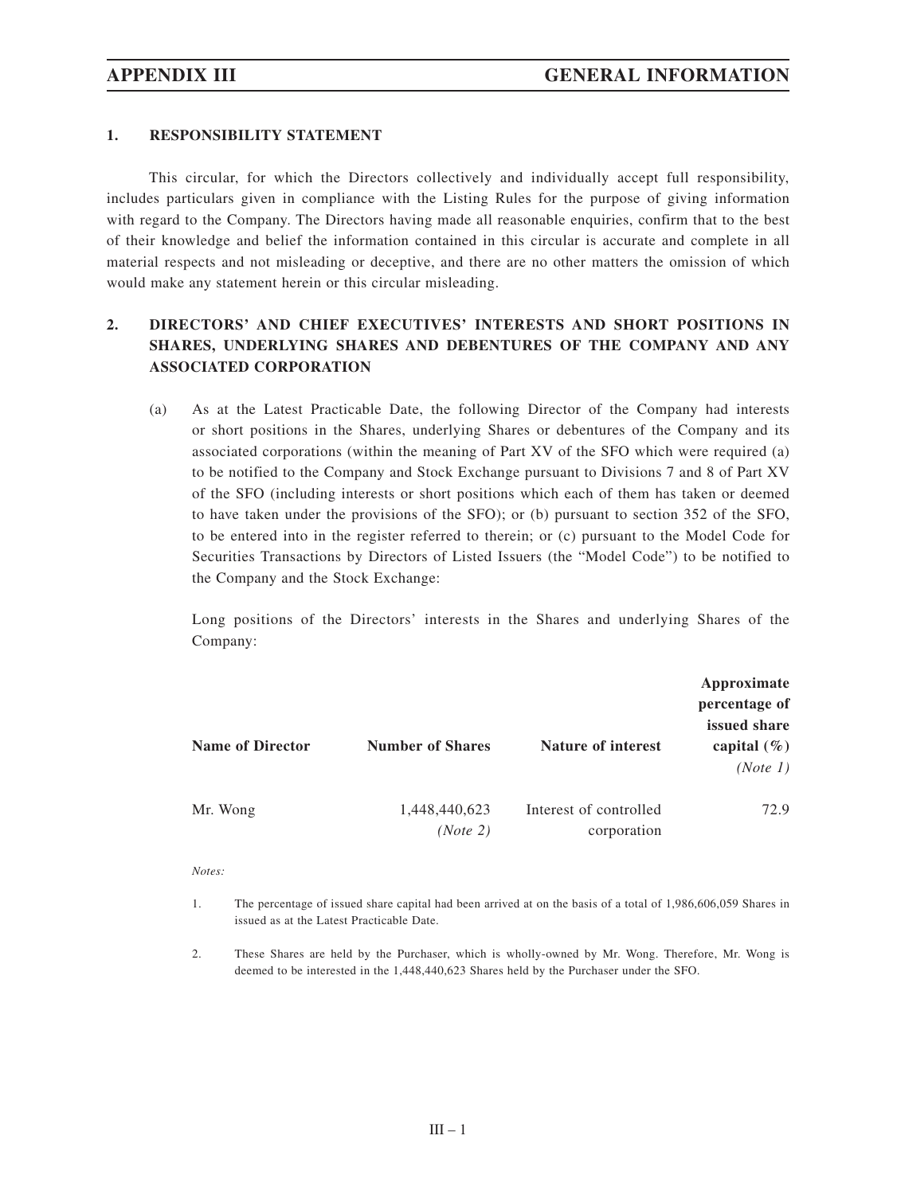## APPENDIX III GENERAL INFORMATION

### 1. RESPONSIBILITY STATEMENT

This circular, for which the Directors collectively and individually accept full responsibility, includes particulars given in compliance with the Listing Rules for the purpose of giving information with regard to the Company. The Directors having made all reasonable enquiries, confirm that to the best of their knowledge and belief the information contained in this circular is accurate and complete in all material respects and not misleading or deceptive, and there are no other matters the omission of which would make any statement herein or this circular misleading.

### 2. DIRECTORS' AND CHIEF EXECUTIVES' INTERESTS AND SHORT POSITIONS IN SHARES, UNDERLYING SHARES AND DEBENTURES OF THE COMPANY AND ANY ASSOCIATED CORPORATION

(a) As at the Latest Practicable Date, the following Director of the Company had interests or short positions in the Shares, underlying Shares or debentures of the Company and its associated corporations (within the meaning of Part XV of the SFO which were required (a) to be notified to the Company and Stock Exchange pursuant to Divisions 7 and 8 of Part XV of the SFO (including interests or short positions which each of them has taken or deemed to have taken under the provisions of the SFO); or (b) pursuant to section 352 of the SFO, to be entered into in the register referred to therein; or (c) pursuant to the Model Code for Securities Transactions by Directors of Listed Issuers (the "Model Code") to be notified to the Company and the Stock Exchange:

Long positions of the Directors' interests in the Shares and underlying Shares of the Company:

| Name of Director | Number of Shares | Nature of interest | Approximate percentage of issued share capital (%) *(Note 1)* |
|---|---|---|---|
| Mr. Wong | 1,448,440,623 *(Note 2)* | Interest of controlled corporation | 72.9 |

*Notes:*

1. The percentage of issued share capital had been arrived at on the basis of a total of 1,986,606,059 Shares in issued as at the Latest Practicable Date.

2. These Shares are held by the Purchaser, which is wholly-owned by Mr. Wong. Therefore, Mr. Wong is deemed to be interested in the 1,448,440,623 Shares held by the Purchaser under the SFO.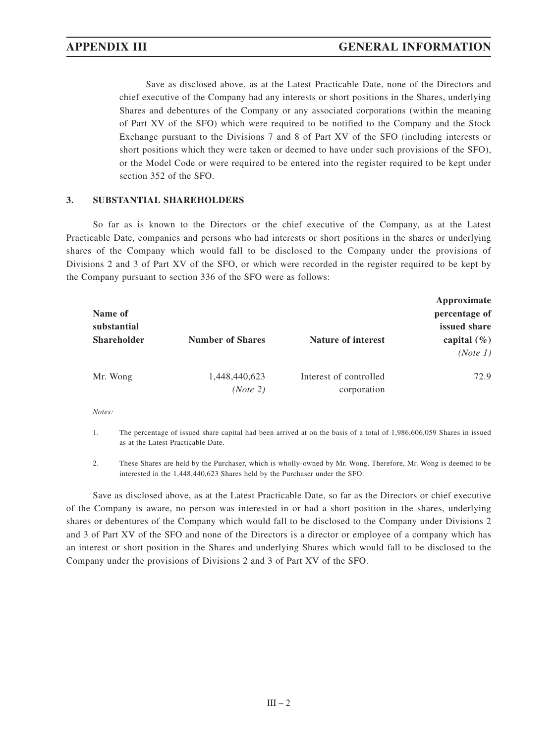Save as disclosed above, as at the Latest Practicable Date, none of the Directors and chief executive of the Company had any interests or short positions in the Shares, underlying Shares and debentures of the Company or any associated corporations (within the meaning of Part XV of the SFO) which were required to be notified to the Company and the Stock Exchange pursuant to the Divisions 7 and 8 of Part XV of the SFO (including interests or short positions which they were taken or deemed to have under such provisions of the SFO), or the Model Code or were required to be entered into the register required to be kept under section 352 of the SFO.

### 3. SUBSTANTIAL SHAREHOLDERS

So far as is known to the Directors or the chief executive of the Company, as at the Latest Practicable Date, companies and persons who had interests or short positions in the shares or underlying shares of the Company which would fall to be disclosed to the Company under the provisions of Divisions 2 and 3 of Part XV of the SFO, or which were recorded in the register required to be kept by the Company pursuant to section 336 of the SFO were as follows:

| Name of substantial Shareholder | Number of Shares | Nature of interest | Approximate percentage of issued share capital (%) *(Note 1)* |
|---|---|---|---|
| Mr. Wong | 1,448,440,623 *(Note 2)* | Interest of controlled corporation | 72.9 |

*Notes:*

1. The percentage of issued share capital had been arrived at on the basis of a total of 1,986,606,059 Shares in issued as at the Latest Practicable Date.

2. These Shares are held by the Purchaser, which is wholly-owned by Mr. Wong. Therefore, Mr. Wong is deemed to be interested in the 1,448,440,623 Shares held by the Purchaser under the SFO.

Save as disclosed above, as at the Latest Practicable Date, so far as the Directors or chief executive of the Company is aware, no person was interested in or had a short position in the shares, underlying shares or debentures of the Company which would fall to be disclosed to the Company under Divisions 2 and 3 of Part XV of the SFO and none of the Directors is a director or employee of a company which has an interest or short position in the Shares and underlying Shares which would fall to be disclosed to the Company under the provisions of Divisions 2 and 3 of Part XV of the SFO.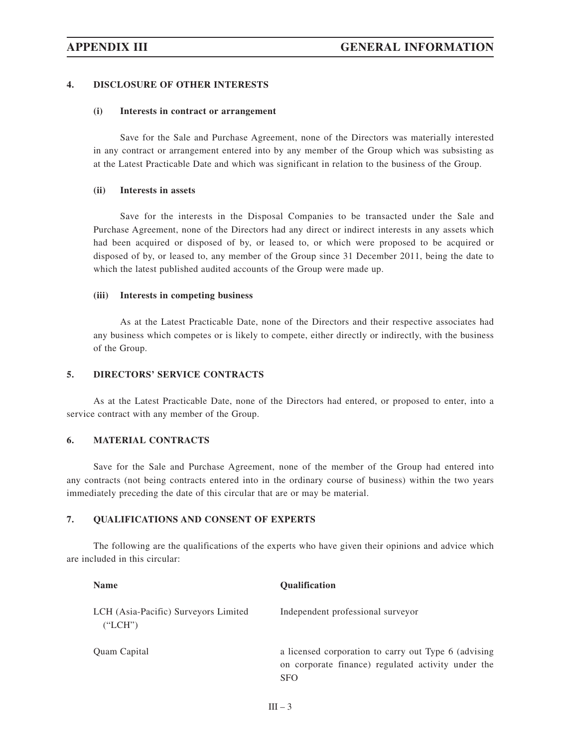#### 4. DISCLOSURE OF OTHER INTERESTS

**(i) Interests in contract or arrangement**

Save for the Sale and Purchase Agreement, none of the Directors was materially interested in any contract or arrangement entered into by any member of the Group which was subsisting as at the Latest Practicable Date and which was significant in relation to the business of the Group.

**(ii) Interests in assets**

Save for the interests in the Disposal Companies to be transacted under the Sale and Purchase Agreement, none of the Directors had any direct or indirect interests in any assets which had been acquired or disposed of by, or leased to, or which were proposed to be acquired or disposed of by, or leased to, any member of the Group since 31 December 2011, being the date to which the latest published audited accounts of the Group were made up.

**(iii) Interests in competing business**

As at the Latest Practicable Date, none of the Directors and their respective associates had any business which competes or is likely to compete, either directly or indirectly, with the business of the Group.

#### 5. DIRECTORS' SERVICE CONTRACTS

As at the Latest Practicable Date, none of the Directors had entered, or proposed to enter, into a service contract with any member of the Group.

#### 6. MATERIAL CONTRACTS

Save for the Sale and Purchase Agreement, none of the member of the Group had entered into any contracts (not being contracts entered into in the ordinary course of business) within the two years immediately preceding the date of this circular that are or may be material.

#### 7. QUALIFICATIONS AND CONSENT OF EXPERTS

The following are the qualifications of the experts who have given their opinions and advice which are included in this circular:

| Name | Qualification |
|---|---|
| LCH (Asia-Pacific) Surveyors Limited ("LCH") | Independent professional surveyor |
| Quam Capital | a licensed corporation to carry out Type 6 (advising on corporate finance) regulated activity under the SFO |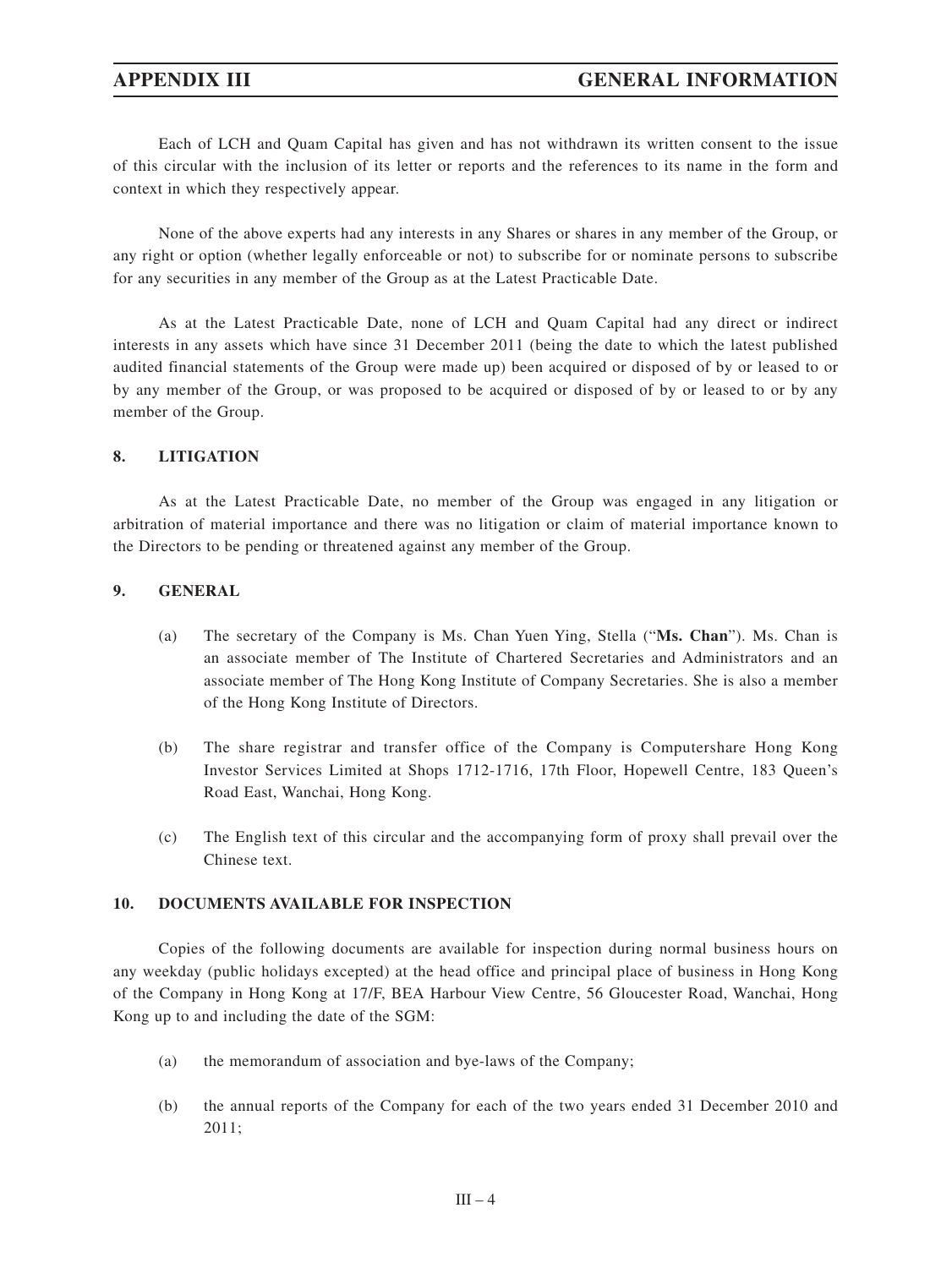Each of LCH and Quam Capital has given and has not withdrawn its written consent to the issue of this circular with the inclusion of its letter or reports and the references to its name in the form and context in which they respectively appear.

None of the above experts had any interests in any Shares or shares in any member of the Group, or any right or option (whether legally enforceable or not) to subscribe for or nominate persons to subscribe for any securities in any member of the Group as at the Latest Practicable Date.

As at the Latest Practicable Date, none of LCH and Quam Capital had any direct or indirect interests in any assets which have since 31 December 2011 (being the date to which the latest published audited financial statements of the Group were made up) been acquired or disposed of by or leased to or by any member of the Group, or was proposed to be acquired or disposed of by or leased to or by any member of the Group.

## 8. LITIGATION

As at the Latest Practicable Date, no member of the Group was engaged in any litigation or arbitration of material importance and there was no litigation or claim of material importance known to the Directors to be pending or threatened against any member of the Group.

## 9. GENERAL

(a) The secretary of the Company is Ms. Chan Yuen Ying, Stella ("**Ms. Chan**"). Ms. Chan is an associate member of The Institute of Chartered Secretaries and Administrators and an associate member of The Hong Kong Institute of Company Secretaries. She is also a member of the Hong Kong Institute of Directors.

(b) The share registrar and transfer office of the Company is Computershare Hong Kong Investor Services Limited at Shops 1712-1716, 17th Floor, Hopewell Centre, 183 Queen's Road East, Wanchai, Hong Kong.

(c) The English text of this circular and the accompanying form of proxy shall prevail over the Chinese text.

## 10. DOCUMENTS AVAILABLE FOR INSPECTION

Copies of the following documents are available for inspection during normal business hours on any weekday (public holidays excepted) at the head office and principal place of business in Hong Kong of the Company in Hong Kong at 17/F, BEA Harbour View Centre, 56 Gloucester Road, Wanchai, Hong Kong up to and including the date of the SGM:

(a) the memorandum of association and bye-laws of the Company;

(b) the annual reports of the Company for each of the two years ended 31 December 2010 and 2011;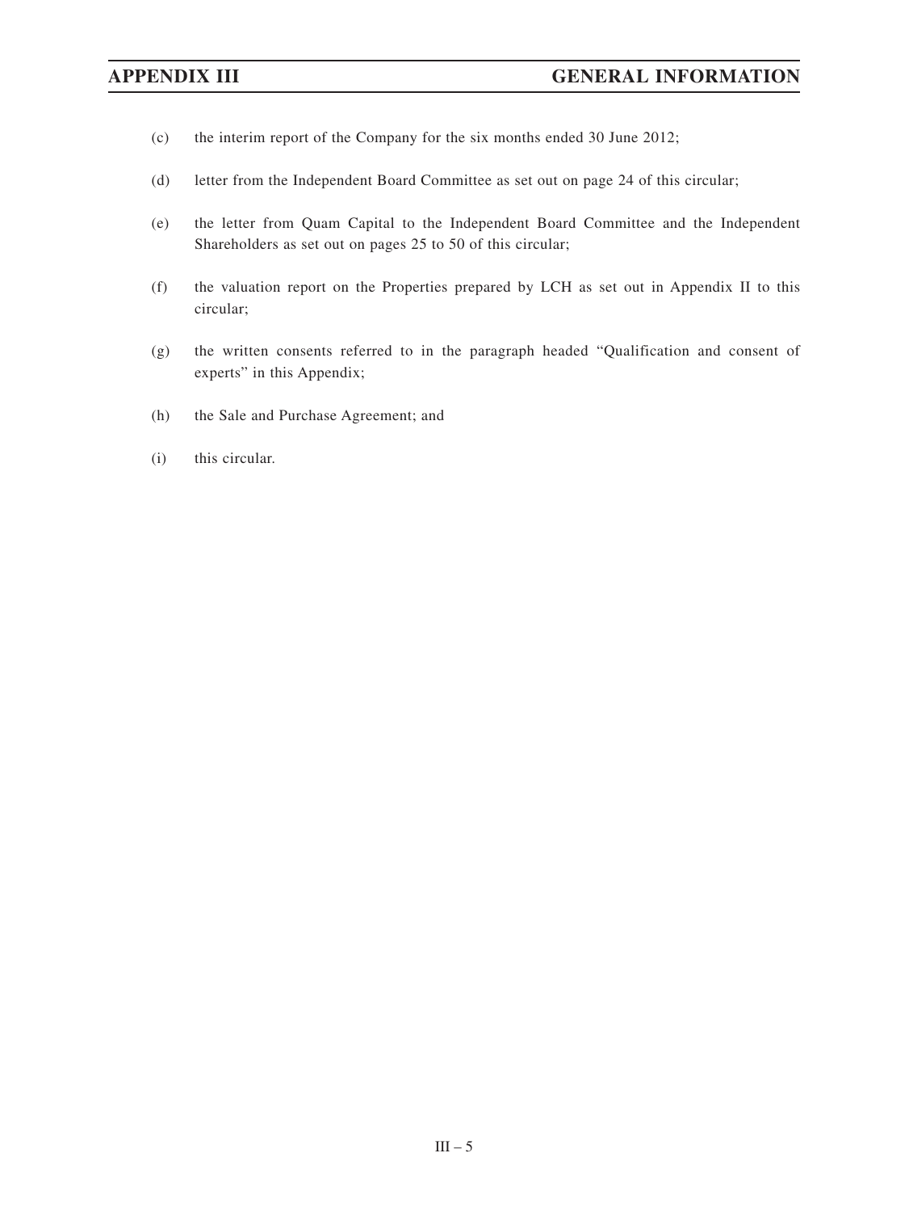(c) the interim report of the Company for the six months ended 30 June 2012;

(d) letter from the Independent Board Committee as set out on page 24 of this circular;

(e) the letter from Quam Capital to the Independent Board Committee and the Independent Shareholders as set out on pages 25 to 50 of this circular;

(f) the valuation report on the Properties prepared by LCH as set out in Appendix II to this circular;

(g) the written consents referred to in the paragraph headed "Qualification and consent of experts" in this Appendix;

(h) the Sale and Purchase Agreement; and

(i) this circular.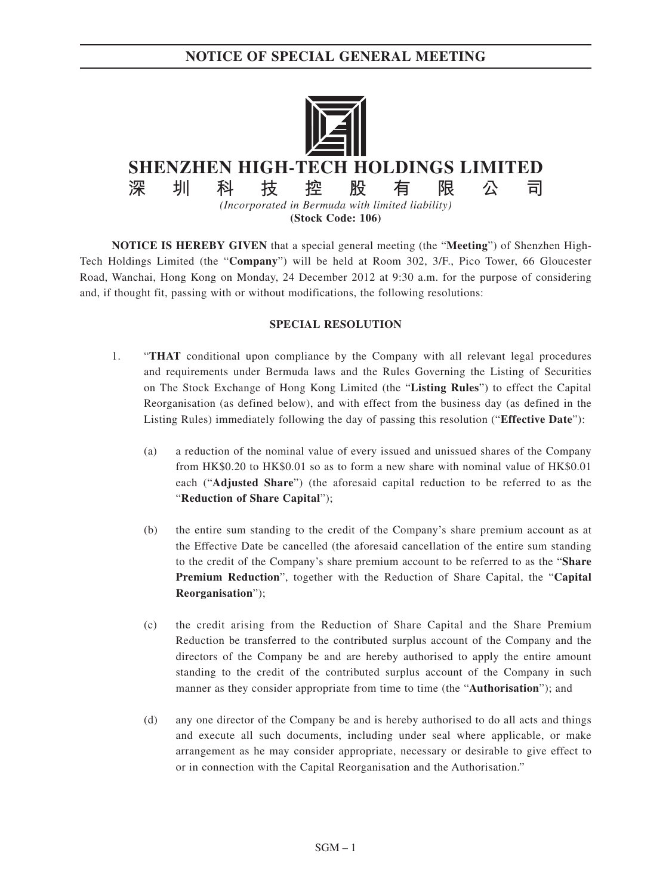# NOTICE OF SPECIAL GENERAL MEETING

**SHENZHEN HIGH-TECH HOLDINGS LIMITED**

**深圳科技控股有限公司**

*(Incorporated in Bermuda with limited liability)*

**(Stock Code: 106)**

**NOTICE IS HEREBY GIVEN** that a special general meeting (the "**Meeting**") of Shenzhen High-Tech Holdings Limited (the "**Company**") will be held at Room 302, 3/F., Pico Tower, 66 Gloucester Road, Wanchai, Hong Kong on Monday, 24 December 2012 at 9:30 a.m. for the purpose of considering and, if thought fit, passing with or without modifications, the following resolutions:

## SPECIAL RESOLUTION

1. "**THAT** conditional upon compliance by the Company with all relevant legal procedures and requirements under Bermuda laws and the Rules Governing the Listing of Securities on The Stock Exchange of Hong Kong Limited (the "**Listing Rules**") to effect the Capital Reorganisation (as defined below), and with effect from the business day (as defined in the Listing Rules) immediately following the day of passing this resolution ("**Effective Date**"):

   (a) a reduction of the nominal value of every issued and unissued shares of the Company from HK$0.20 to HK$0.01 so as to form a new share with nominal value of HK$0.01 each ("**Adjusted Share**") (the aforesaid capital reduction to be referred to as the "**Reduction of Share Capital**");

   (b) the entire sum standing to the credit of the Company's share premium account as at the Effective Date be cancelled (the aforesaid cancellation of the entire sum standing to the credit of the Company's share premium account to be referred to as the "**Share Premium Reduction**", together with the Reduction of Share Capital, the "**Capital Reorganisation**");

   (c) the credit arising from the Reduction of Share Capital and the Share Premium Reduction be transferred to the contributed surplus account of the Company and the directors of the Company be and are hereby authorised to apply the entire amount standing to the credit of the contributed surplus account of the Company in such manner as they consider appropriate from time to time (the "**Authorisation**"); and

   (d) any one director of the Company be and is hereby authorised to do all acts and things and execute all such documents, including under seal where applicable, or make arrangement as he may consider appropriate, necessary or desirable to give effect to or in connection with the Capital Reorganisation and the Authorisation."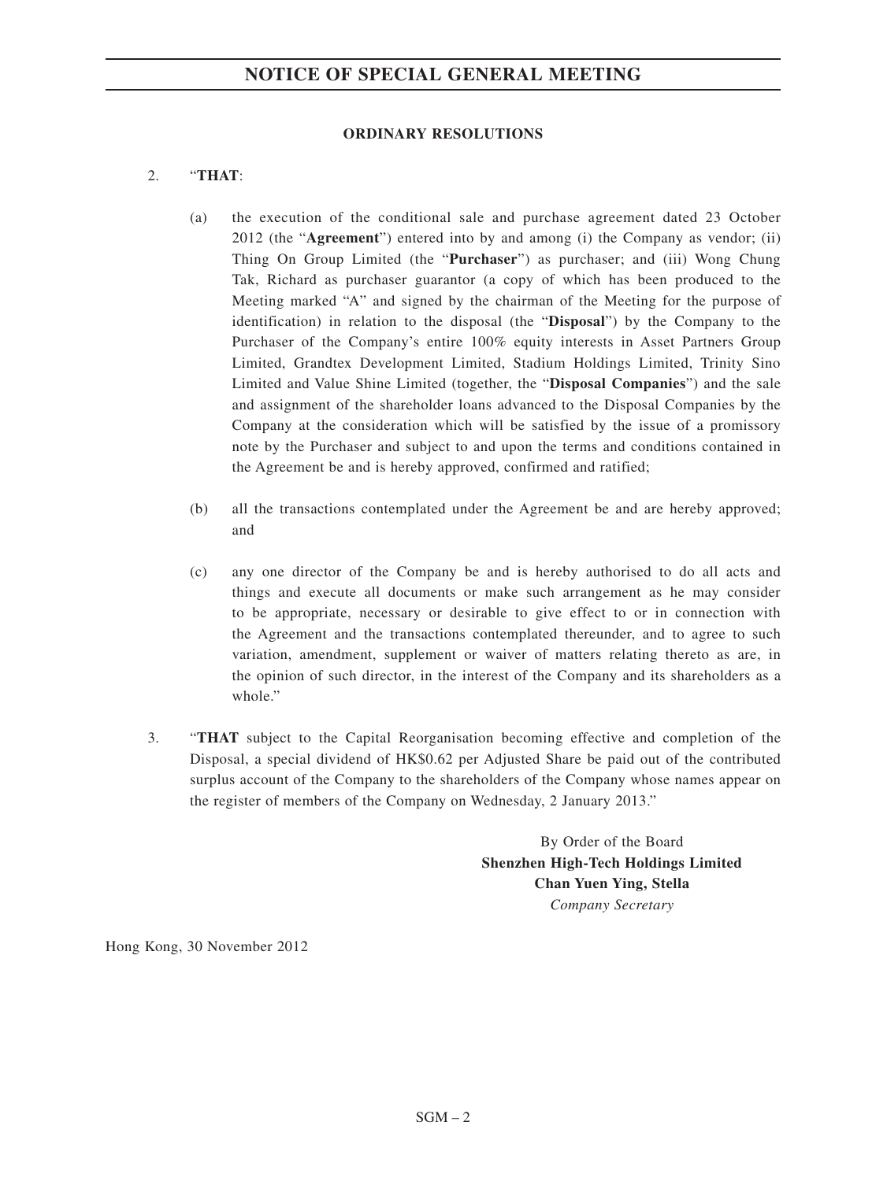# NOTICE OF SPECIAL GENERAL MEETING

**ORDINARY RESOLUTIONS**

2. "**THAT**:

   (a) the execution of the conditional sale and purchase agreement dated 23 October 2012 (the "**Agreement**") entered into by and among (i) the Company as vendor; (ii) Thing On Group Limited (the "**Purchaser**") as purchaser; and (iii) Wong Chung Tak, Richard as purchaser guarantor (a copy of which has been produced to the Meeting marked "A" and signed by the chairman of the Meeting for the purpose of identification) in relation to the disposal (the "**Disposal**") by the Company to the Purchaser of the Company's entire 100% equity interests in Asset Partners Group Limited, Grandtex Development Limited, Stadium Holdings Limited, Trinity Sino Limited and Value Shine Limited (together, the "**Disposal Companies**") and the sale and assignment of the shareholder loans advanced to the Disposal Companies by the Company at the consideration which will be satisfied by the issue of a promissory note by the Purchaser and subject to and upon the terms and conditions contained in the Agreement be and is hereby approved, confirmed and ratified;

   (b) all the transactions contemplated under the Agreement be and are hereby approved; and

   (c) any one director of the Company be and is hereby authorised to do all acts and things and execute all documents or make such arrangement as he may consider to be appropriate, necessary or desirable to give effect to or in connection with the Agreement and the transactions contemplated thereunder, and to agree to such variation, amendment, supplement or waiver of matters relating thereto as are, in the opinion of such director, in the interest of the Company and its shareholders as a whole."

3. "**THAT** subject to the Capital Reorganisation becoming effective and completion of the Disposal, a special dividend of HK$0.62 per Adjusted Share be paid out of the contributed surplus account of the Company to the shareholders of the Company whose names appear on the register of members of the Company on Wednesday, 2 January 2013."

By Order of the Board
**Shenzhen High-Tech Holdings Limited**
**Chan Yuen Ying, Stella**
*Company Secretary*

Hong Kong, 30 November 2012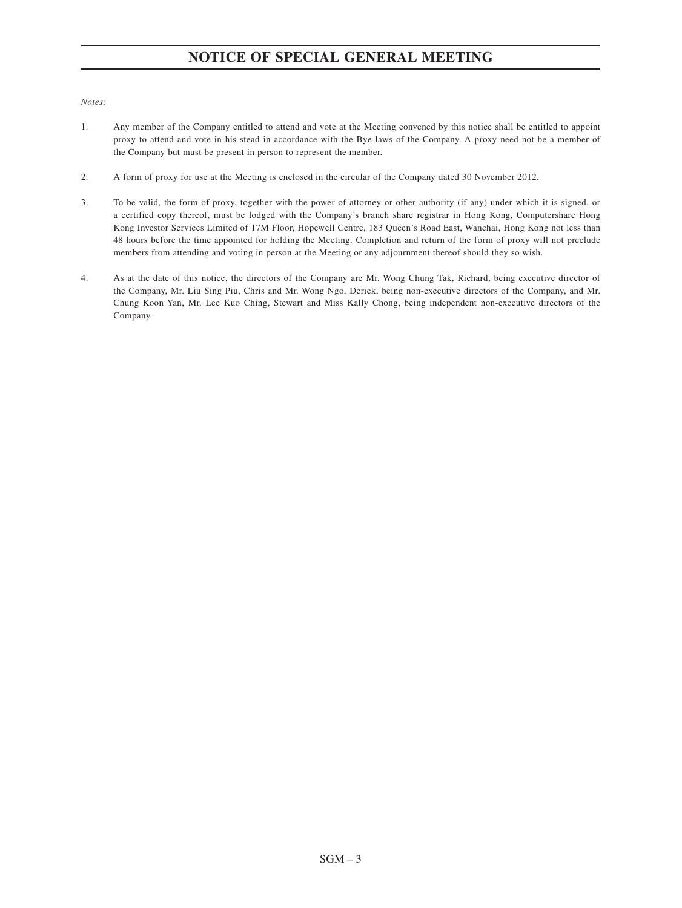# NOTICE OF SPECIAL GENERAL MEETING

*Notes:*

1. Any member of the Company entitled to attend and vote at the Meeting convened by this notice shall be entitled to appoint proxy to attend and vote in his stead in accordance with the Bye-laws of the Company. A proxy need not be a member of the Company but must be present in person to represent the member.

2. A form of proxy for use at the Meeting is enclosed in the circular of the Company dated 30 November 2012.

3. To be valid, the form of proxy, together with the power of attorney or other authority (if any) under which it is signed, or a certified copy thereof, must be lodged with the Company's branch share registrar in Hong Kong, Computershare Hong Kong Investor Services Limited of 17M Floor, Hopewell Centre, 183 Queen's Road East, Wanchai, Hong Kong not less than 48 hours before the time appointed for holding the Meeting. Completion and return of the form of proxy will not preclude members from attending and voting in person at the Meeting or any adjournment thereof should they so wish.

4. As at the date of this notice, the directors of the Company are Mr. Wong Chung Tak, Richard, being executive director of the Company, Mr. Liu Sing Piu, Chris and Mr. Wong Ngo, Derick, being non-executive directors of the Company, and Mr. Chung Koon Yan, Mr. Lee Kuo Ching, Stewart and Miss Kally Chong, being independent non-executive directors of the Company.